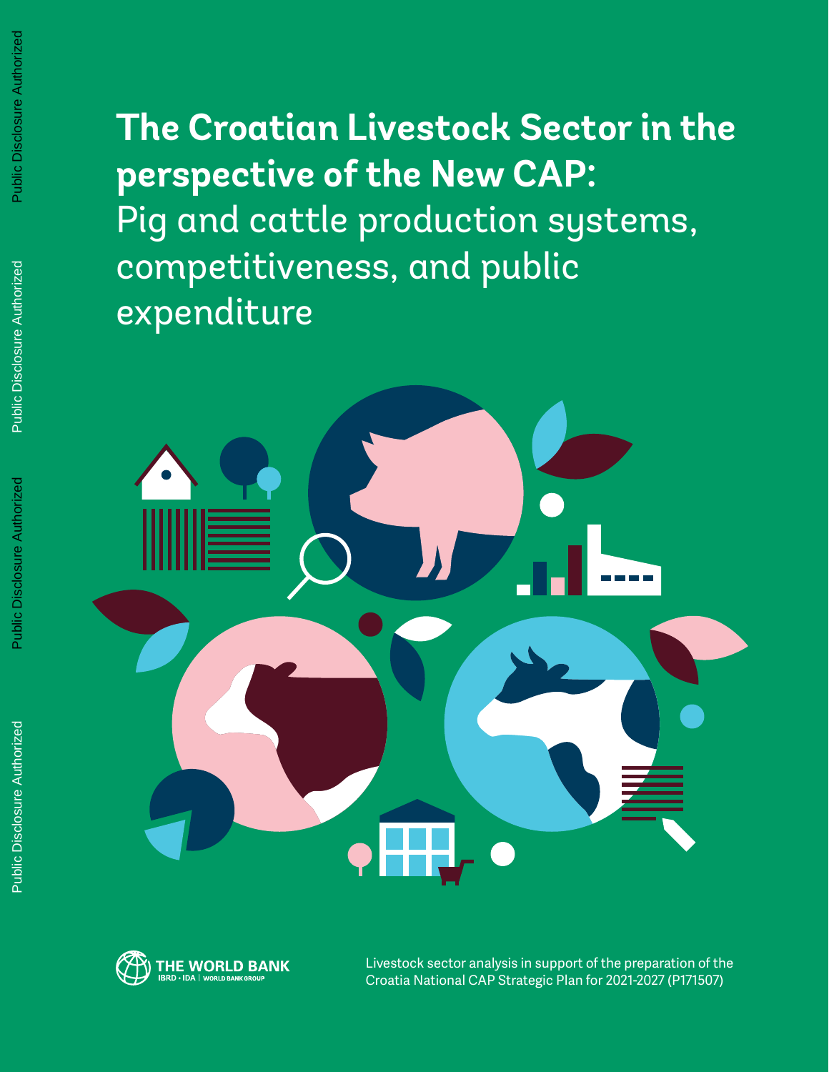# The Croatian Livestock Sector in the perspective of the New CAP: Pig and cattle production systems, competitiveness, and public expenditure

THE WORLD BANK
IBRD • IDA | WORLD BANK GROUP

Livestock sector analysis in support of the preparation of the Croatia National CAP Strategic Plan for 2021-2027 (P171507)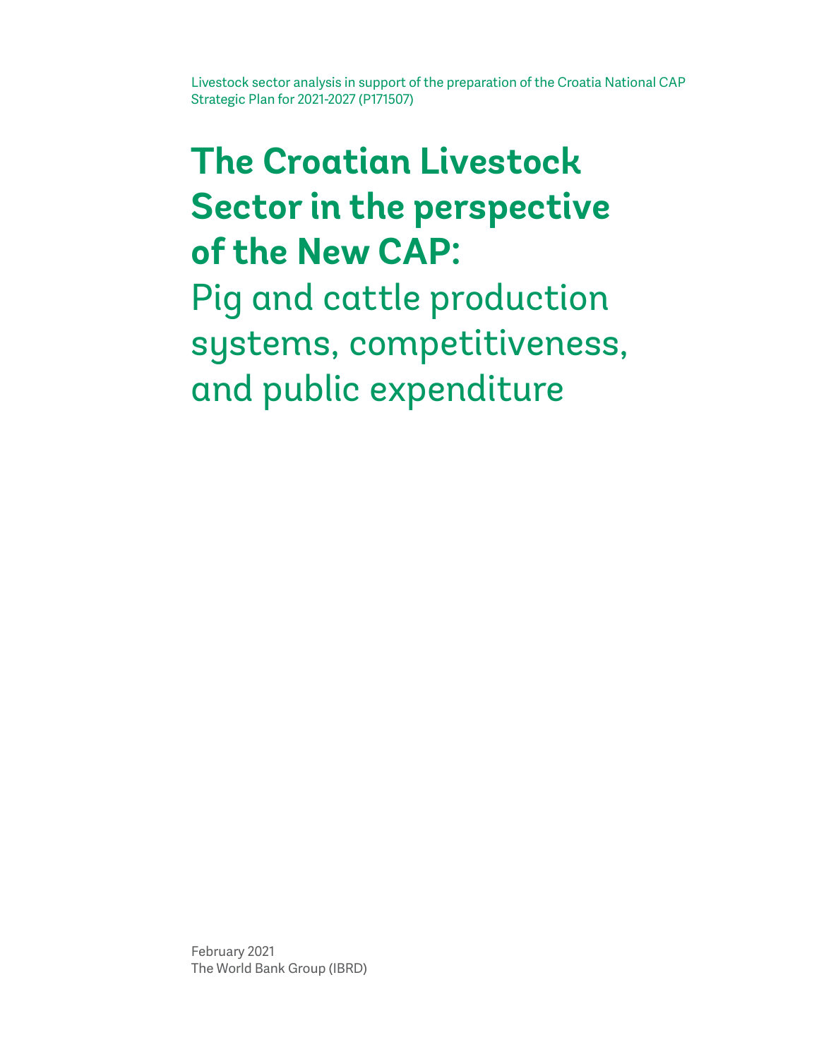Livestock sector analysis in support of the preparation of the Croatia National CAP Strategic Plan for 2021-2027 (P171507)

# The Croatian Livestock Sector in the perspective of the New CAP:

## Pig and cattle production systems, competitiveness, and public expenditure

February 2021
The World Bank Group (IBRD)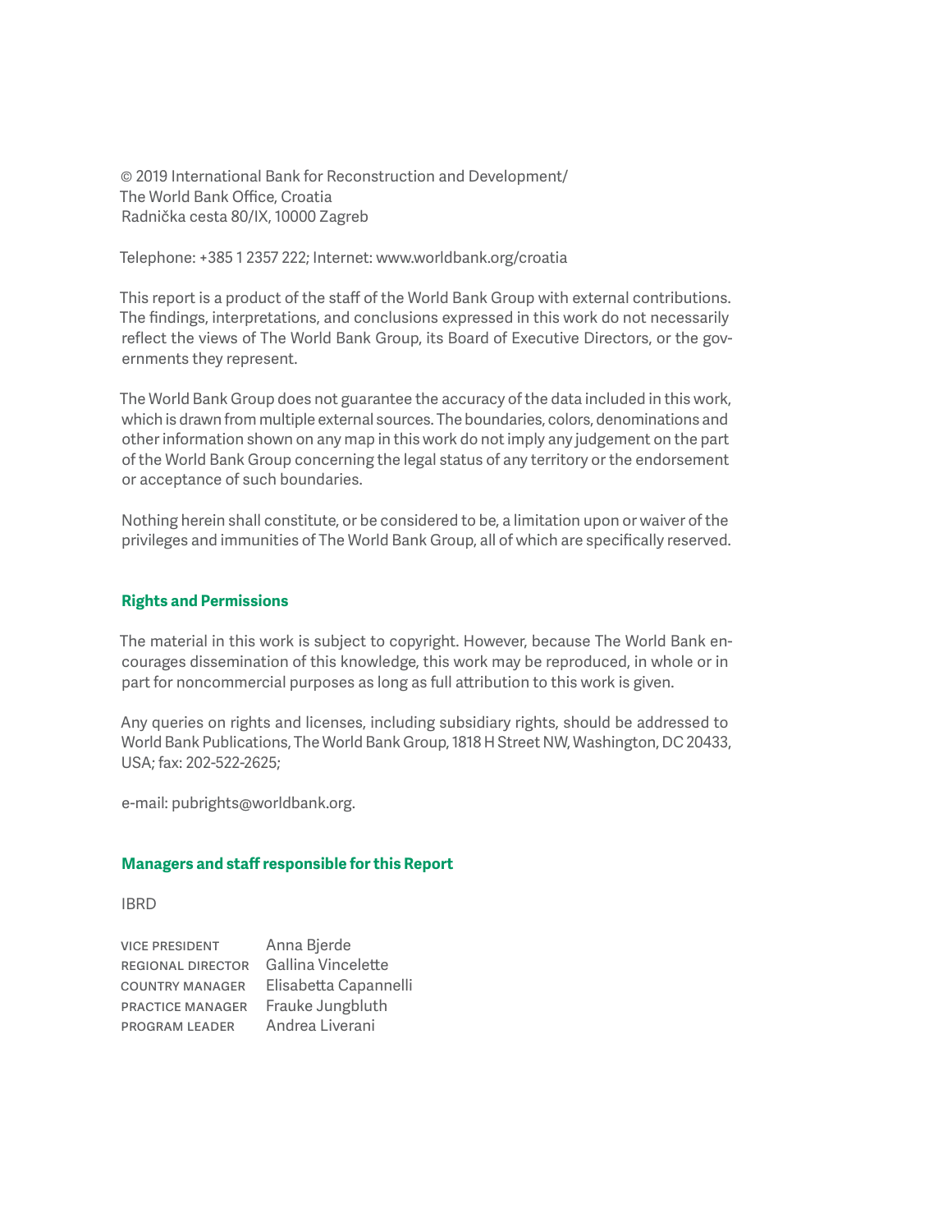© 2019 International Bank for Reconstruction and Development/
The World Bank Office, Croatia
Radnička cesta 80/IX, 10000 Zagreb

Telephone: +385 1 2357 222; Internet: www.worldbank.org/croatia

This report is a product of the staff of the World Bank Group with external contributions. The findings, interpretations, and conclusions expressed in this work do not necessarily reflect the views of The World Bank Group, its Board of Executive Directors, or the governments they represent.

The World Bank Group does not guarantee the accuracy of the data included in this work, which is drawn from multiple external sources. The boundaries, colors, denominations and other information shown on any map in this work do not imply any judgement on the part of the World Bank Group concerning the legal status of any territory or the endorsement or acceptance of such boundaries.

Nothing herein shall constitute, or be considered to be, a limitation upon or waiver of the privileges and immunities of The World Bank Group, all of which are specifically reserved.

### Rights and Permissions

The material in this work is subject to copyright. However, because The World Bank encourages dissemination of this knowledge, this work may be reproduced, in whole or in part for noncommercial purposes as long as full attribution to this work is given.

Any queries on rights and licenses, including subsidiary rights, should be addressed to World Bank Publications, The World Bank Group, 1818 H Street NW, Washington, DC 20433, USA; fax: 202-522-2625;

e-mail: pubrights@worldbank.org.

### Managers and staff responsible for this Report

IBRD

| | |
|---|---|
| VICE PRESIDENT | Anna Bjerde |
| REGIONAL DIRECTOR | Gallina Vincelette |
| COUNTRY MANAGER | Elisabetta Capannelli |
| PRACTICE MANAGER | Frauke Jungbluth |
| PROGRAM LEADER | Andrea Liverani |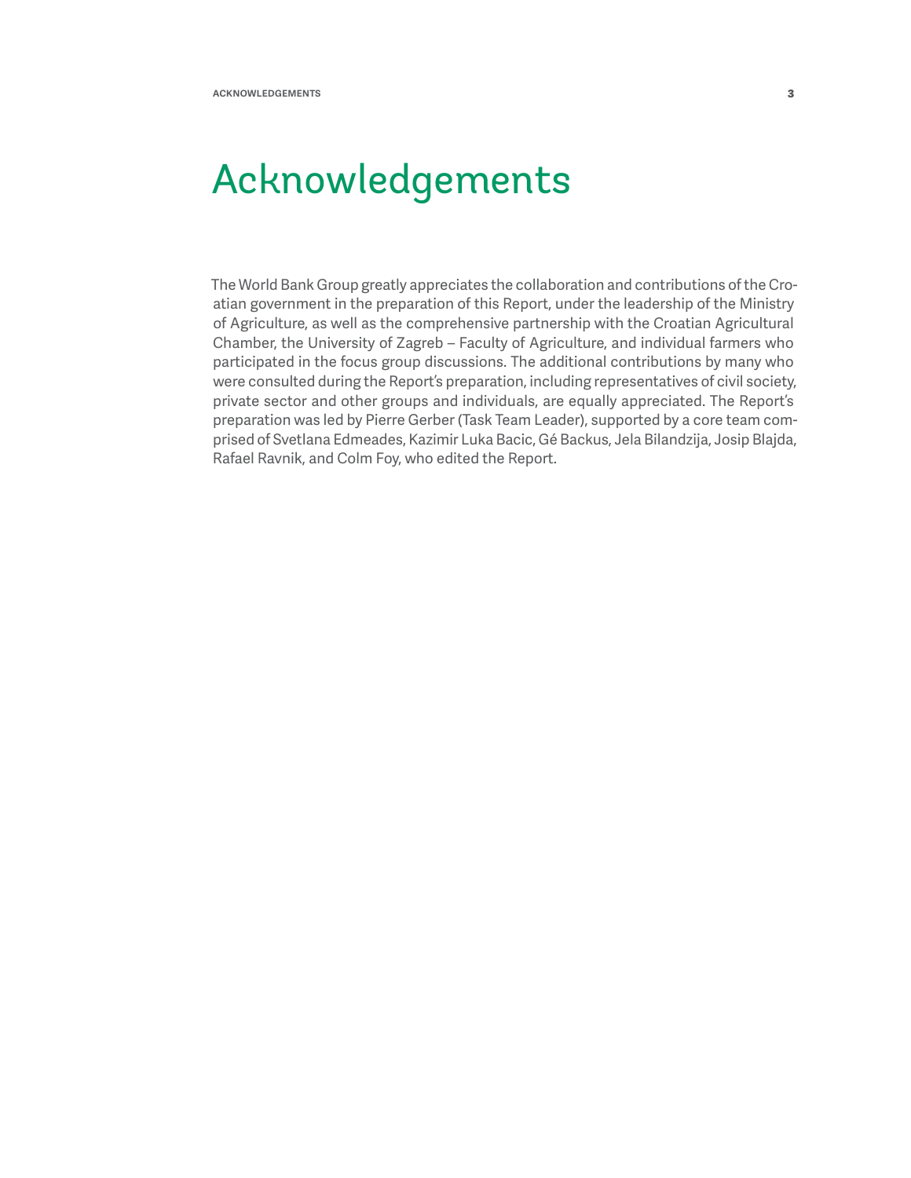# Acknowledgements

The World Bank Group greatly appreciates the collaboration and contributions of the Croatian government in the preparation of this Report, under the leadership of the Ministry of Agriculture, as well as the comprehensive partnership with the Croatian Agricultural Chamber, the University of Zagreb – Faculty of Agriculture, and individual farmers who participated in the focus group discussions. The additional contributions by many who were consulted during the Report's preparation, including representatives of civil society, private sector and other groups and individuals, are equally appreciated. The Report's preparation was led by Pierre Gerber (Task Team Leader), supported by a core team comprised of Svetlana Edmeades, Kazimir Luka Bacic, Gé Backus, Jela Bilandzija, Josip Blajda, Rafael Ravnik, and Colm Foy, who edited the Report.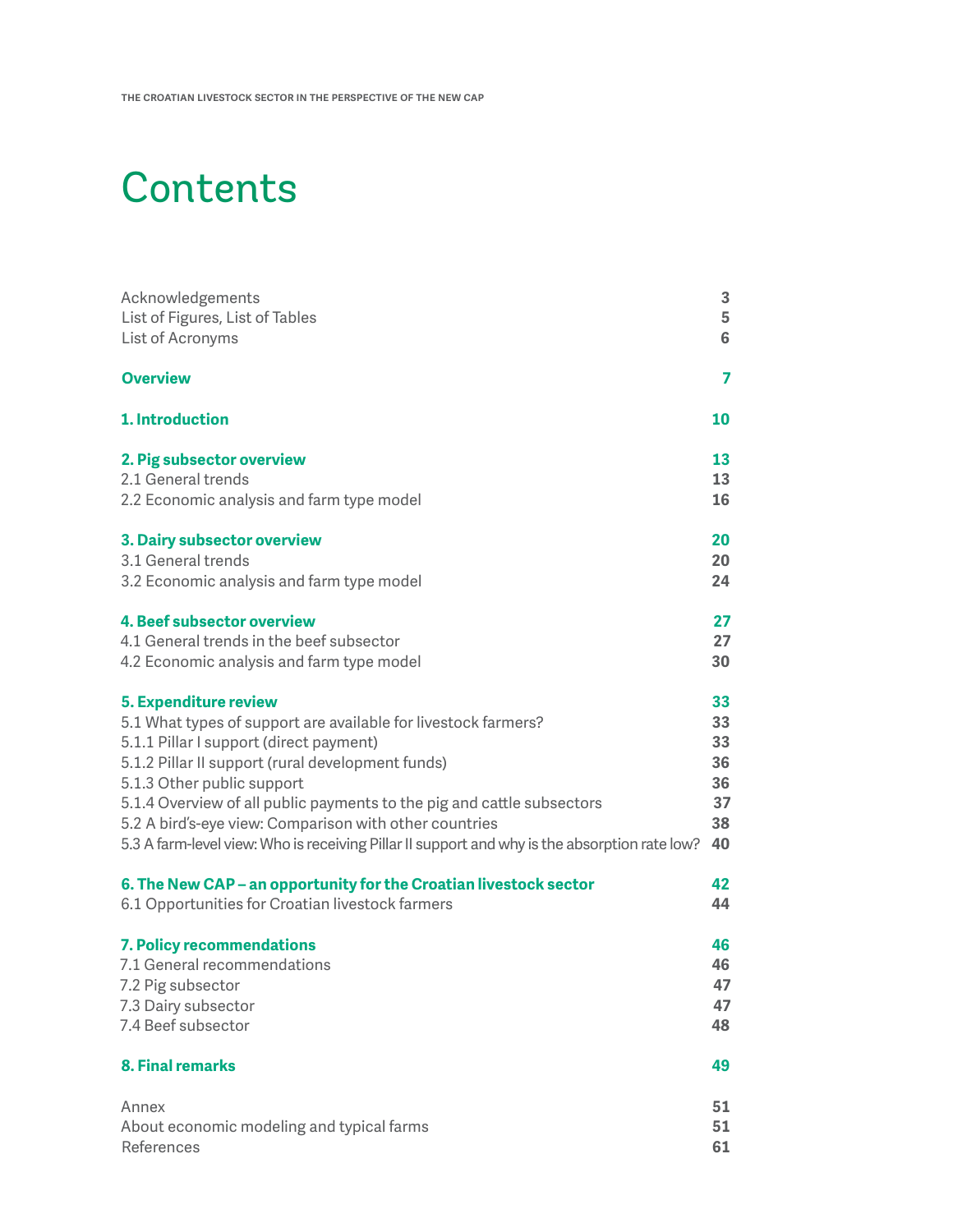# Contents

| | |
|---|---|
| Acknowledgements | 3 |
| List of Figures, List of Tables | 5 |
| List of Acronyms | 6 |
| **Overview** | **7** |
| **1. Introduction** | **10** |
| **2. Pig subsector overview** | **13** |
| 2.1 General trends | 13 |
| 2.2 Economic analysis and farm type model | 16 |
| **3. Dairy subsector overview** | **20** |
| 3.1 General trends | 20 |
| 3.2 Economic analysis and farm type model | 24 |
| **4. Beef subsector overview** | **27** |
| 4.1 General trends in the beef subsector | 27 |
| 4.2 Economic analysis and farm type model | 30 |
| **5. Expenditure review** | **33** |
| 5.1 What types of support are available for livestock farmers? | 33 |
| 5.1.1 Pillar I support (direct payment) | 33 |
| 5.1.2 Pillar II support (rural development funds) | 36 |
| 5.1.3 Other public support | 36 |
| 5.1.4 Overview of all public payments to the pig and cattle subsectors | 37 |
| 5.2 A bird's-eye view: Comparison with other countries | 38 |
| 5.3 A farm-level view: Who is receiving Pillar II support and why is the absorption rate low? | 40 |
| **6. The New CAP – an opportunity for the Croatian livestock sector** | **42** |
| 6.1 Opportunities for Croatian livestock farmers | 44 |
| **7. Policy recommendations** | **46** |
| 7.1 General recommendations | 46 |
| 7.2 Pig subsector | 47 |
| 7.3 Dairy subsector | 47 |
| 7.4 Beef subsector | 48 |
| **8. Final remarks** | **49** |
| Annex | 51 |
| About economic modeling and typical farms | 51 |
| References | 61 |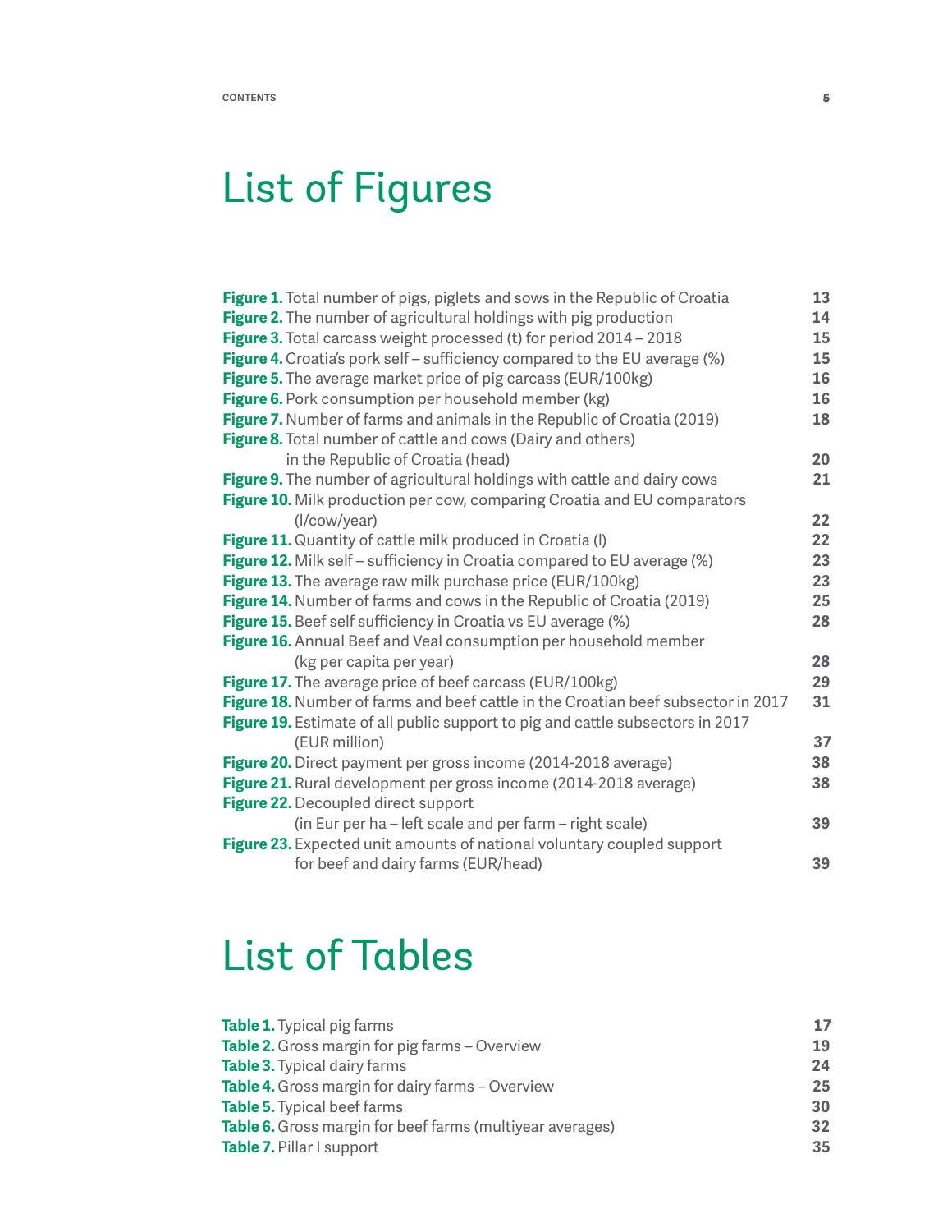# List of Figures

**Figure 1.** Total number of pigs, piglets and sows in the Republic of Croatia 13
**Figure 2.** The number of agricultural holdings with pig production 14
**Figure 3.** Total carcass weight processed (t) for period 2014 – 2018 15
**Figure 4.** Croatia's pork self – sufficiency compared to the EU average (%) 15
**Figure 5.** The average market price of pig carcass (EUR/100kg) 16
**Figure 6.** Pork consumption per household member (kg) 16
**Figure 7.** Number of farms and animals in the Republic of Croatia (2019) 18
**Figure 8.** Total number of cattle and cows (Dairy and others) in the Republic of Croatia (head) 20
**Figure 9.** The number of agricultural holdings with cattle and dairy cows 21
**Figure 10.** Milk production per cow, comparing Croatia and EU comparators (l/cow/year) 22
**Figure 11.** Quantity of cattle milk produced in Croatia (l) 22
**Figure 12.** Milk self – sufficiency in Croatia compared to EU average (%) 23
**Figure 13.** The average raw milk purchase price (EUR/100kg) 23
**Figure 14.** Number of farms and cows in the Republic of Croatia (2019) 25
**Figure 15.** Beef self sufficiency in Croatia vs EU average (%) 28
**Figure 16.** Annual Beef and Veal consumption per household member (kg per capita per year) 28
**Figure 17.** The average price of beef carcass (EUR/100kg) 29
**Figure 18.** Number of farms and beef cattle in the Croatian beef subsector in 2017 31
**Figure 19.** Estimate of all public support to pig and cattle subsectors in 2017 (EUR million) 37
**Figure 20.** Direct payment per gross income (2014-2018 average) 38
**Figure 21.** Rural development per gross income (2014-2018 average) 38
**Figure 22.** Decoupled direct support (in Eur per ha – left scale and per farm – right scale) 39
**Figure 23.** Expected unit amounts of national voluntary coupled support for beef and dairy farms (EUR/head) 39

# List of Tables

**Table 1.** Typical pig farms 17
**Table 2.** Gross margin for pig farms – Overview 19
**Table 3.** Typical dairy farms 24
**Table 4.** Gross margin for dairy farms – Overview 25
**Table 5.** Typical beef farms 30
**Table 6.** Gross margin for beef farms (multiyear averages) 32
**Table 7.** Pillar I support 35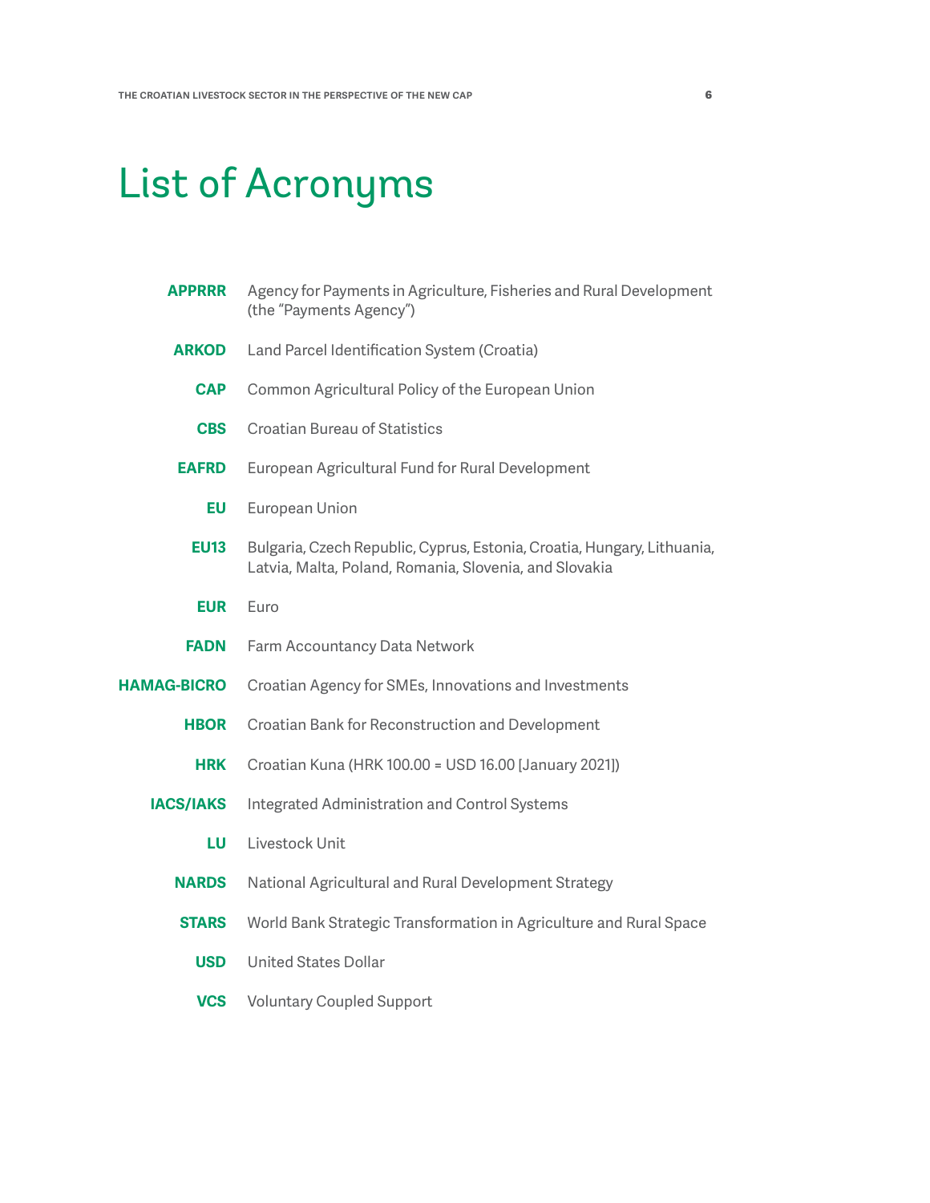# List of Acronyms

**APPRRR** Agency for Payments in Agriculture, Fisheries and Rural Development (the "Payments Agency")

**ARKOD** Land Parcel Identification System (Croatia)

**CAP** Common Agricultural Policy of the European Union

**CBS** Croatian Bureau of Statistics

**EAFRD** European Agricultural Fund for Rural Development

**EU** European Union

**EU13** Bulgaria, Czech Republic, Cyprus, Estonia, Croatia, Hungary, Lithuania, Latvia, Malta, Poland, Romania, Slovenia, and Slovakia

**EUR** Euro

**FADN** Farm Accountancy Data Network

**HAMAG-BICRO** Croatian Agency for SMEs, Innovations and Investments

**HBOR** Croatian Bank for Reconstruction and Development

**HRK** Croatian Kuna (HRK 100.00 = USD 16.00 [January 2021])

**IACS/IAKS** Integrated Administration and Control Systems

**LU** Livestock Unit

**NARDS** National Agricultural and Rural Development Strategy

**STARS** World Bank Strategic Transformation in Agriculture and Rural Space

**USD** United States Dollar

**VCS** Voluntary Coupled Support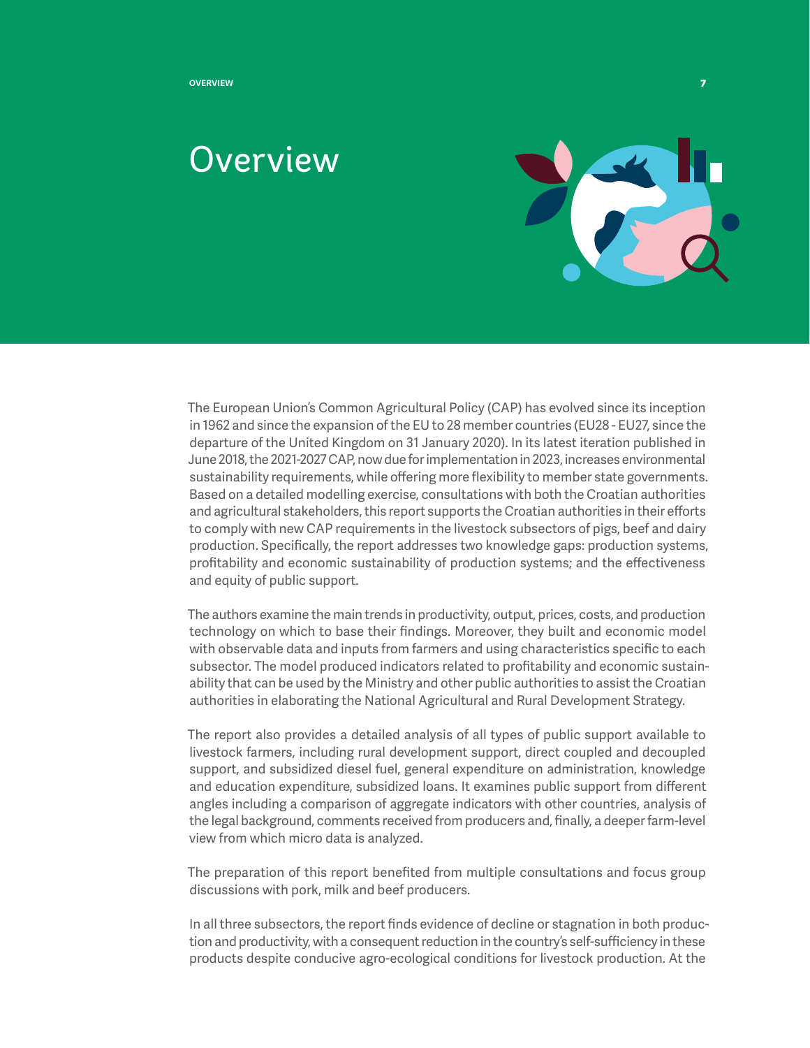# Overview

The European Union's Common Agricultural Policy (CAP) has evolved since its inception in 1962 and since the expansion of the EU to 28 member countries (EU28 - EU27, since the departure of the United Kingdom on 31 January 2020). In its latest iteration published in June 2018, the 2021-2027 CAP, now due for implementation in 2023, increases environmental sustainability requirements, while offering more flexibility to member state governments. Based on a detailed modelling exercise, consultations with both the Croatian authorities and agricultural stakeholders, this report supports the Croatian authorities in their efforts to comply with new CAP requirements in the livestock subsectors of pigs, beef and dairy production. Specifically, the report addresses two knowledge gaps: production systems, profitability and economic sustainability of production systems; and the effectiveness and equity of public support.

The authors examine the main trends in productivity, output, prices, costs, and production technology on which to base their findings. Moreover, they built and economic model with observable data and inputs from farmers and using characteristics specific to each subsector. The model produced indicators related to profitability and economic sustainability that can be used by the Ministry and other public authorities to assist the Croatian authorities in elaborating the National Agricultural and Rural Development Strategy.

The report also provides a detailed analysis of all types of public support available to livestock farmers, including rural development support, direct coupled and decoupled support, and subsidized diesel fuel, general expenditure on administration, knowledge and education expenditure, subsidized loans. It examines public support from different angles including a comparison of aggregate indicators with other countries, analysis of the legal background, comments received from producers and, finally, a deeper farm-level view from which micro data is analyzed.

The preparation of this report benefited from multiple consultations and focus group discussions with pork, milk and beef producers.

In all three subsectors, the report finds evidence of decline or stagnation in both production and productivity, with a consequent reduction in the country's self-sufficiency in these products despite conducive agro-ecological conditions for livestock production. At the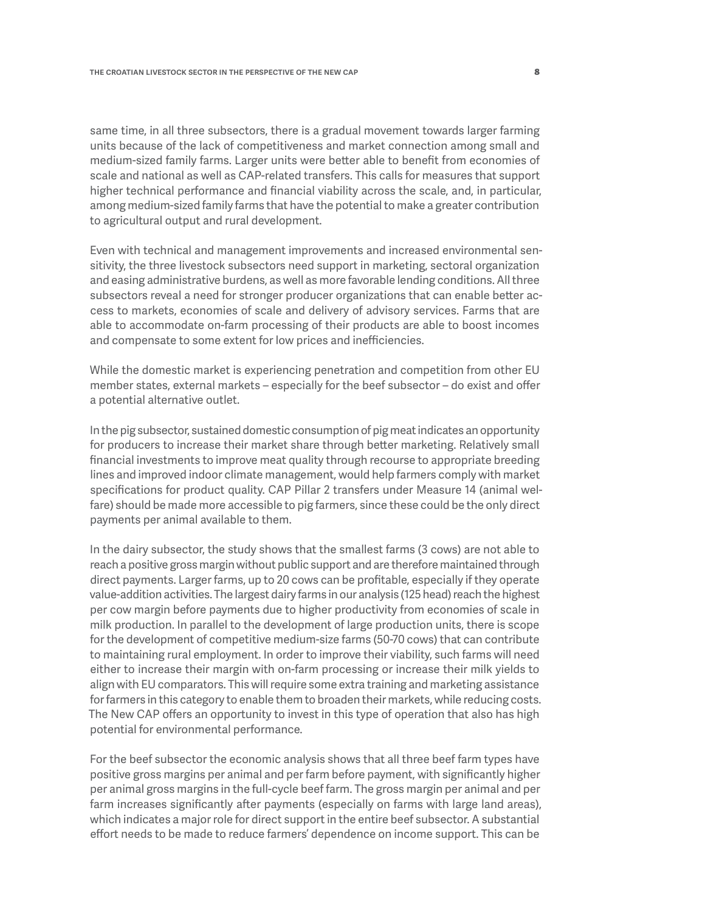same time, in all three subsectors, there is a gradual movement towards larger farming units because of the lack of competitiveness and market connection among small and medium-sized family farms. Larger units were better able to benefit from economies of scale and national as well as CAP-related transfers. This calls for measures that support higher technical performance and financial viability across the scale, and, in particular, among medium-sized family farms that have the potential to make a greater contribution to agricultural output and rural development.

Even with technical and management improvements and increased environmental sensitivity, the three livestock subsectors need support in marketing, sectoral organization and easing administrative burdens, as well as more favorable lending conditions. All three subsectors reveal a need for stronger producer organizations that can enable better access to markets, economies of scale and delivery of advisory services. Farms that are able to accommodate on-farm processing of their products are able to boost incomes and compensate to some extent for low prices and inefficiencies.

While the domestic market is experiencing penetration and competition from other EU member states, external markets – especially for the beef subsector – do exist and offer a potential alternative outlet.

In the pig subsector, sustained domestic consumption of pig meat indicates an opportunity for producers to increase their market share through better marketing. Relatively small financial investments to improve meat quality through recourse to appropriate breeding lines and improved indoor climate management, would help farmers comply with market specifications for product quality. CAP Pillar 2 transfers under Measure 14 (animal welfare) should be made more accessible to pig farmers, since these could be the only direct payments per animal available to them.

In the dairy subsector, the study shows that the smallest farms (3 cows) are not able to reach a positive gross margin without public support and are therefore maintained through direct payments. Larger farms, up to 20 cows can be profitable, especially if they operate value-addition activities. The largest dairy farms in our analysis (125 head) reach the highest per cow margin before payments due to higher productivity from economies of scale in milk production. In parallel to the development of large production units, there is scope for the development of competitive medium-size farms (50-70 cows) that can contribute to maintaining rural employment. In order to improve their viability, such farms will need either to increase their margin with on-farm processing or increase their milk yields to align with EU comparators. This will require some extra training and marketing assistance for farmers in this category to enable them to broaden their markets, while reducing costs. The New CAP offers an opportunity to invest in this type of operation that also has high potential for environmental performance.

For the beef subsector the economic analysis shows that all three beef farm types have positive gross margins per animal and per farm before payment, with significantly higher per animal gross margins in the full-cycle beef farm. The gross margin per animal and per farm increases significantly after payments (especially on farms with large land areas), which indicates a major role for direct support in the entire beef subsector. A substantial effort needs to be made to reduce farmers' dependence on income support. This can be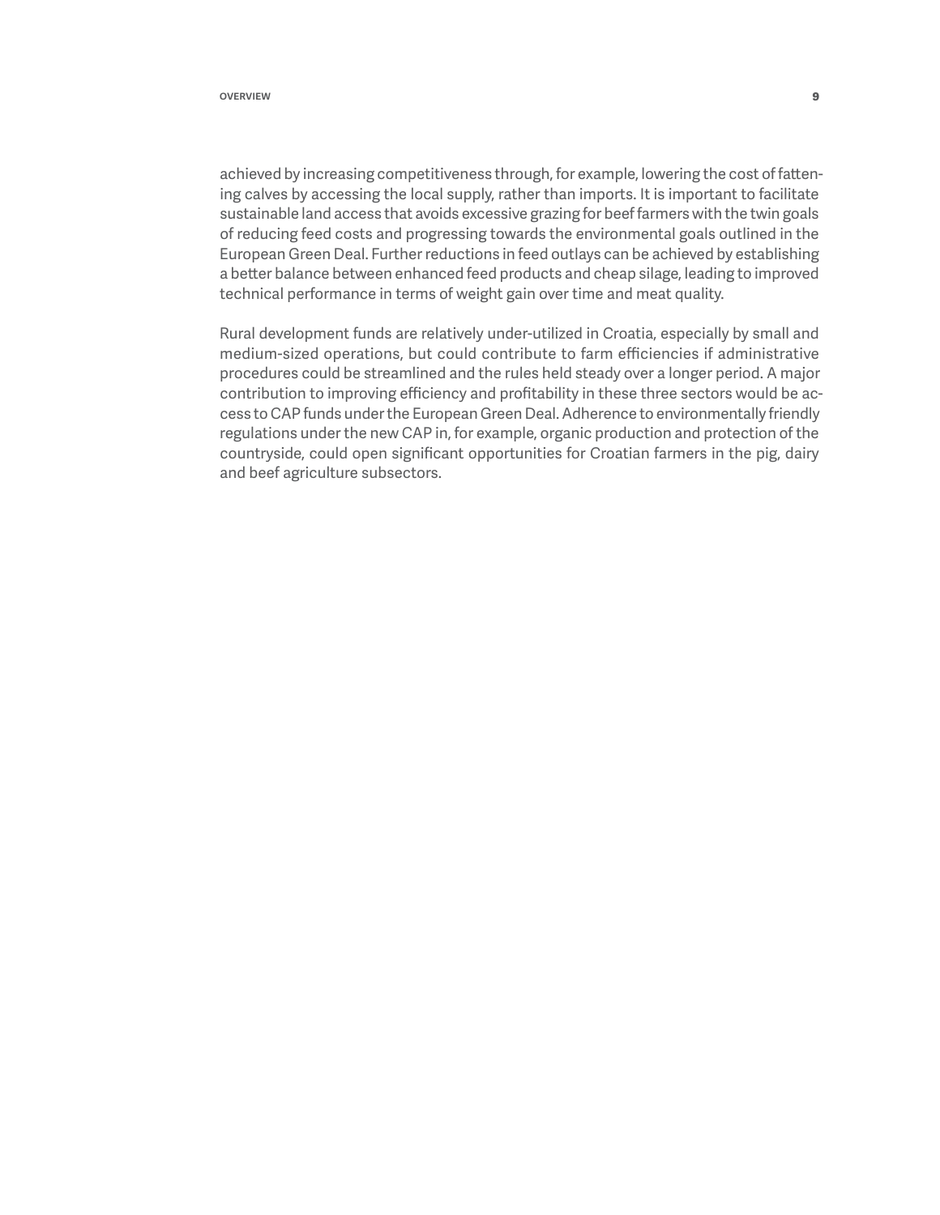achieved by increasing competitiveness through, for example, lowering the cost of fattening calves by accessing the local supply, rather than imports. It is important to facilitate sustainable land access that avoids excessive grazing for beef farmers with the twin goals of reducing feed costs and progressing towards the environmental goals outlined in the European Green Deal. Further reductions in feed outlays can be achieved by establishing a better balance between enhanced feed products and cheap silage, leading to improved technical performance in terms of weight gain over time and meat quality.

Rural development funds are relatively under-utilized in Croatia, especially by small and medium-sized operations, but could contribute to farm efficiencies if administrative procedures could be streamlined and the rules held steady over a longer period. A major contribution to improving efficiency and profitability in these three sectors would be access to CAP funds under the European Green Deal. Adherence to environmentally friendly regulations under the new CAP in, for example, organic production and protection of the countryside, could open significant opportunities for Croatian farmers in the pig, dairy and beef agriculture subsectors.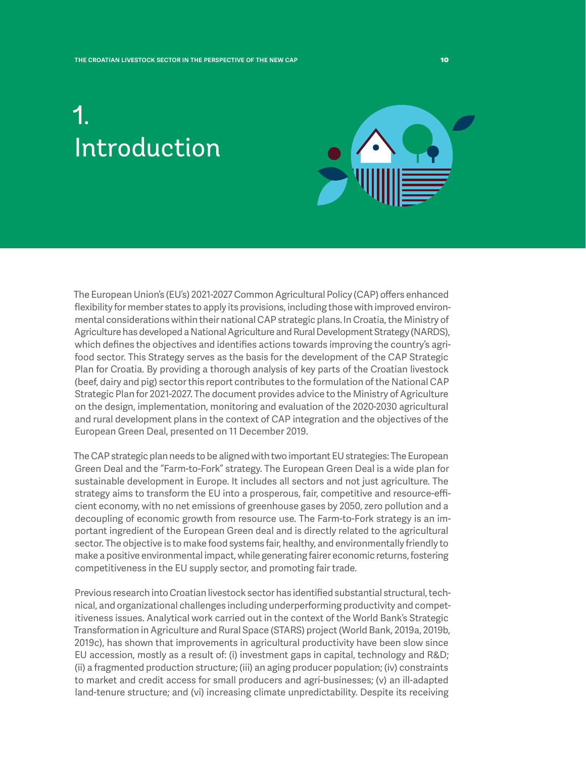# 1. Introduction

The European Union's (EU's) 2021-2027 Common Agricultural Policy (CAP) offers enhanced flexibility for member states to apply its provisions, including those with improved environmental considerations within their national CAP strategic plans. In Croatia, the Ministry of Agriculture has developed a National Agriculture and Rural Development Strategy (NARDS), which defines the objectives and identifies actions towards improving the country's agri-food sector. This Strategy serves as the basis for the development of the CAP Strategic Plan for Croatia. By providing a thorough analysis of key parts of the Croatian livestock (beef, dairy and pig) sector this report contributes to the formulation of the National CAP Strategic Plan for 2021-2027. The document provides advice to the Ministry of Agriculture on the design, implementation, monitoring and evaluation of the 2020-2030 agricultural and rural development plans in the context of CAP integration and the objectives of the European Green Deal, presented on 11 December 2019.

The CAP strategic plan needs to be aligned with two important EU strategies: The European Green Deal and the "Farm-to-Fork" strategy. The European Green Deal is a wide plan for sustainable development in Europe. It includes all sectors and not just agriculture. The strategy aims to transform the EU into a prosperous, fair, competitive and resource-efficient economy, with no net emissions of greenhouse gases by 2050, zero pollution and a decoupling of economic growth from resource use. The Farm-to-Fork strategy is an important ingredient of the European Green deal and is directly related to the agricultural sector. The objective is to make food systems fair, healthy, and environmentally friendly to make a positive environmental impact, while generating fairer economic returns, fostering competitiveness in the EU supply sector, and promoting fair trade.

Previous research into Croatian livestock sector has identified substantial structural, technical, and organizational challenges including underperforming productivity and competitiveness issues. Analytical work carried out in the context of the World Bank's Strategic Transformation in Agriculture and Rural Space (STARS) project (World Bank, 2019a, 2019b, 2019c), has shown that improvements in agricultural productivity have been slow since EU accession, mostly as a result of: (i) investment gaps in capital, technology and R&D; (ii) a fragmented production structure; (iii) an aging producer population; (iv) constraints to market and credit access for small producers and agri-businesses; (v) an ill-adapted land-tenure structure; and (vi) increasing climate unpredictability. Despite its receiving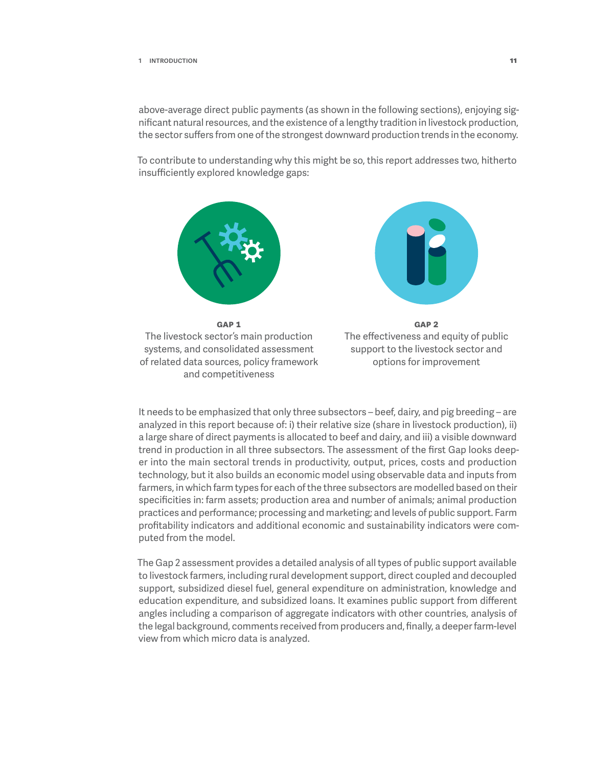above-average direct public payments (as shown in the following sections), enjoying significant natural resources, and the existence of a lengthy tradition in livestock production, the sector suffers from one of the strongest downward production trends in the economy.

To contribute to understanding why this might be so, this report addresses two, hitherto insufficiently explored knowledge gaps:

**GAP 1**
The livestock sector's main production systems, and consolidated assessment of related data sources, policy framework and competitiveness

**GAP 2**
The effectiveness and equity of public support to the livestock sector and options for improvement

It needs to be emphasized that only three subsectors – beef, dairy, and pig breeding – are analyzed in this report because of: i) their relative size (share in livestock production), ii) a large share of direct payments is allocated to beef and dairy, and iii) a visible downward trend in production in all three subsectors. The assessment of the first Gap looks deeper into the main sectoral trends in productivity, output, prices, costs and production technology, but it also builds an economic model using observable data and inputs from farmers, in which farm types for each of the three subsectors are modelled based on their specificities in: farm assets; production area and number of animals; animal production practices and performance; processing and marketing; and levels of public support. Farm profitability indicators and additional economic and sustainability indicators were computed from the model.

The Gap 2 assessment provides a detailed analysis of all types of public support available to livestock farmers, including rural development support, direct coupled and decoupled support, subsidized diesel fuel, general expenditure on administration, knowledge and education expenditure, and subsidized loans. It examines public support from different angles including a comparison of aggregate indicators with other countries, analysis of the legal background, comments received from producers and, finally, a deeper farm-level view from which micro data is analyzed.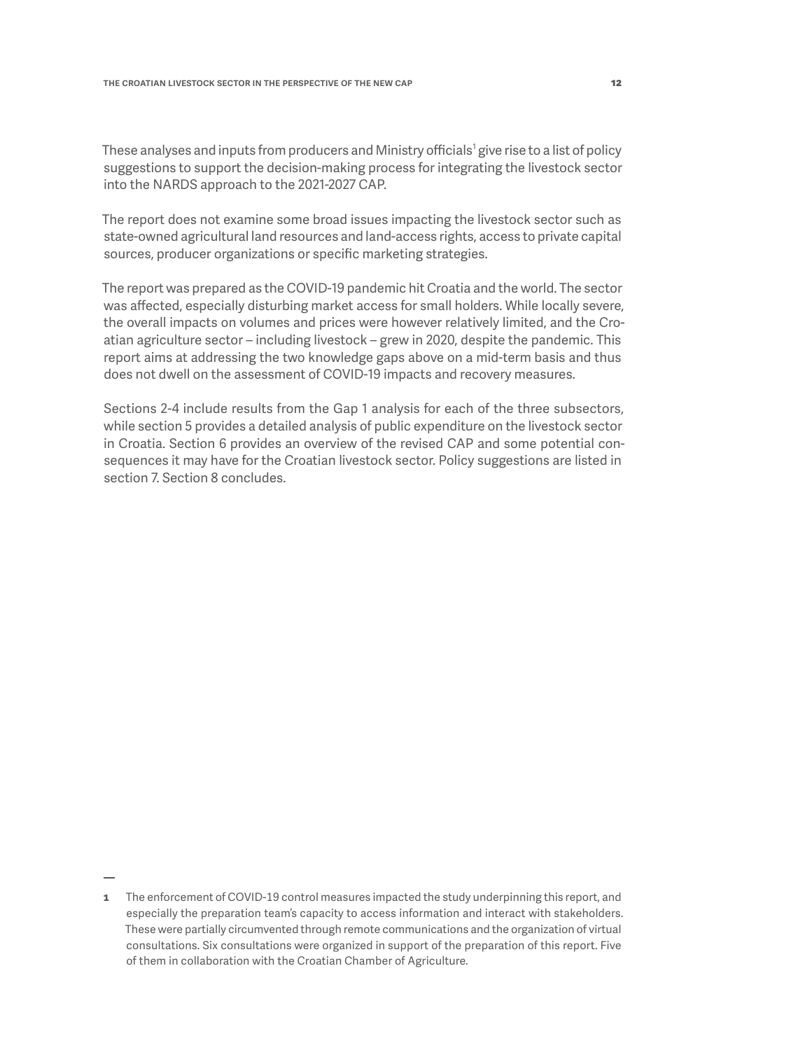These analyses and inputs from producers and Ministry officials[1] give rise to a list of policy suggestions to support the decision-making process for integrating the livestock sector into the NARDS approach to the 2021-2027 CAP.

The report does not examine some broad issues impacting the livestock sector such as state-owned agricultural land resources and land-access rights, access to private capital sources, producer organizations or specific marketing strategies.

The report was prepared as the COVID-19 pandemic hit Croatia and the world. The sector was affected, especially disturbing market access for small holders. While locally severe, the overall impacts on volumes and prices were however relatively limited, and the Croatian agriculture sector – including livestock – grew in 2020, despite the pandemic. This report aims at addressing the two knowledge gaps above on a mid-term basis and thus does not dwell on the assessment of COVID-19 impacts and recovery measures.

Sections 2-4 include results from the Gap 1 analysis for each of the three subsectors, while section 5 provides a detailed analysis of public expenditure on the livestock sector in Croatia. Section 6 provides an overview of the revised CAP and some potential consequences it may have for the Croatian livestock sector. Policy suggestions are listed in section 7. Section 8 concludes.

---

1 The enforcement of COVID-19 control measures impacted the study underpinning this report, and especially the preparation team's capacity to access information and interact with stakeholders. These were partially circumvented through remote communications and the organization of virtual consultations. Six consultations were organized in support of the preparation of this report. Five of them in collaboration with the Croatian Chamber of Agriculture.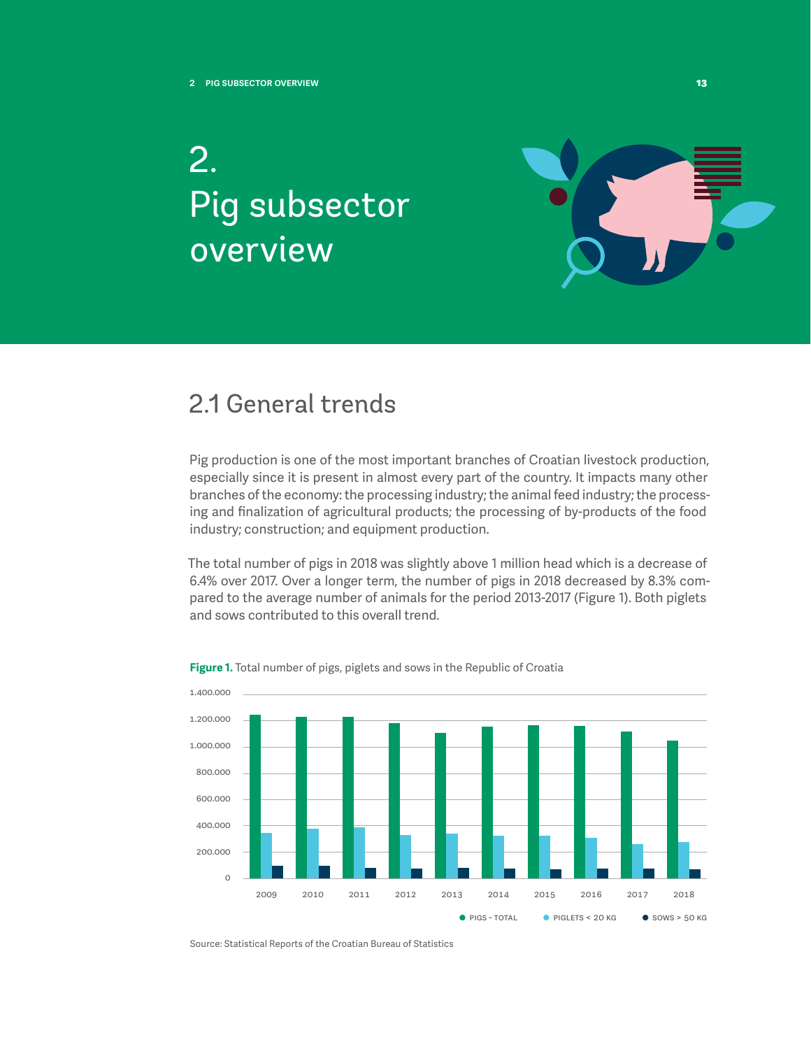# 2. Pig subsector overview

## 2.1 General trends

Pig production is one of the most important branches of Croatian livestock production, especially since it is present in almost every part of the country. It impacts many other branches of the economy: the processing industry; the animal feed industry; the processing and finalization of agricultural products; the processing of by-products of the food industry; construction; and equipment production.

The total number of pigs in 2018 was slightly above 1 million head which is a decrease of 6.4% over 2017. Over a longer term, the number of pigs in 2018 decreased by 8.3% compared to the average number of animals for the period 2013-2017 (Figure 1). Both piglets and sows contributed to this overall trend.

**Figure 1.** Total number of pigs, piglets and sows in the Republic of Croatia

Source: Statistical Reports of the Croatian Bureau of Statistics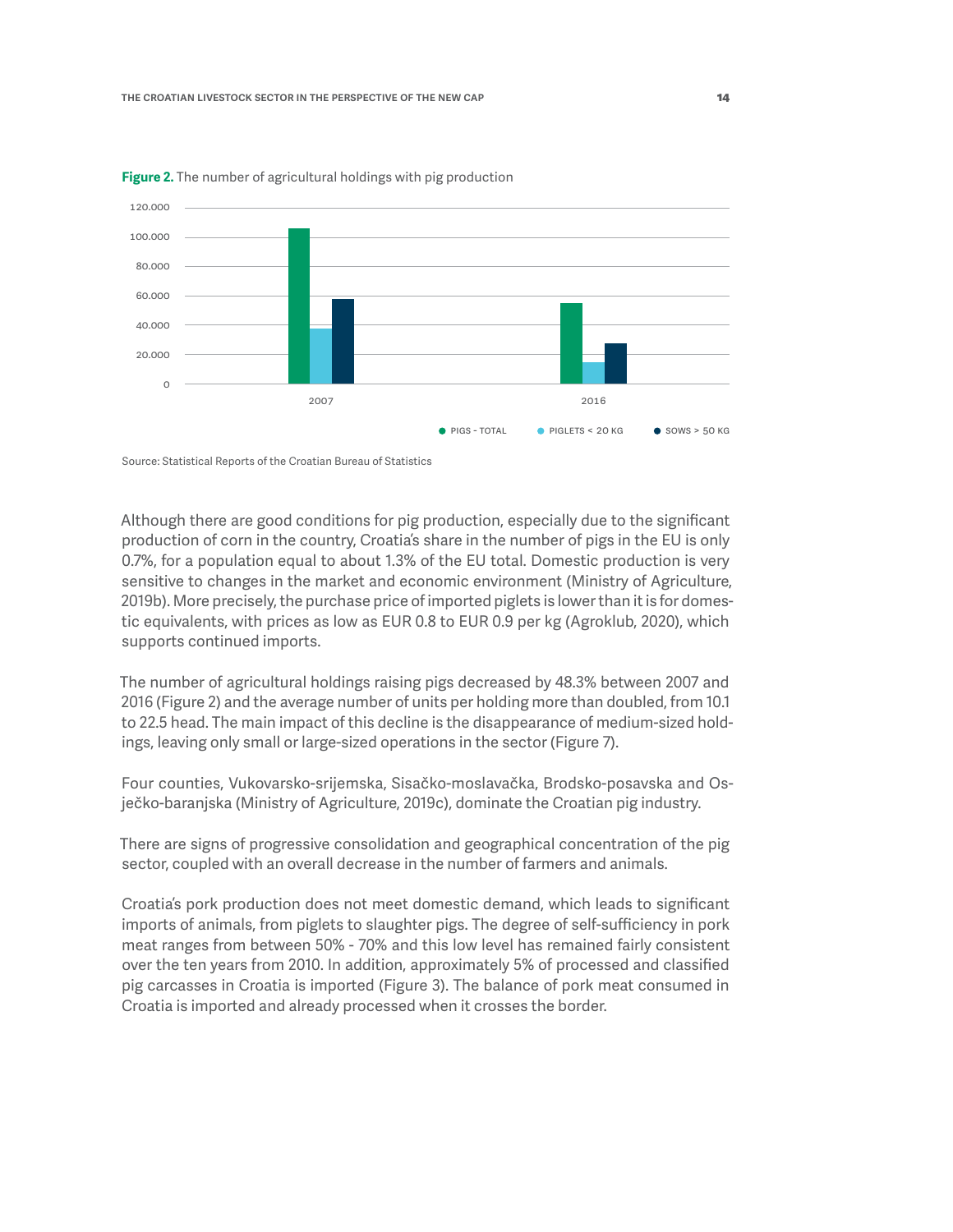**Figure 2.** The number of agricultural holdings with pig production

Source: Statistical Reports of the Croatian Bureau of Statistics

Although there are good conditions for pig production, especially due to the significant production of corn in the country, Croatia's share in the number of pigs in the EU is only 0.7%, for a population equal to about 1.3% of the EU total. Domestic production is very sensitive to changes in the market and economic environment (Ministry of Agriculture, 2019b). More precisely, the purchase price of imported piglets is lower than it is for domestic equivalents, with prices as low as EUR 0.8 to EUR 0.9 per kg (Agroklub, 2020), which supports continued imports.

The number of agricultural holdings raising pigs decreased by 48.3% between 2007 and 2016 (Figure 2) and the average number of units per holding more than doubled, from 10.1 to 22.5 head. The main impact of this decline is the disappearance of medium-sized holdings, leaving only small or large-sized operations in the sector (Figure 7).

Four counties, Vukovarsko-srijemska, Sisačko-moslavačka, Brodsko-posavska and Osječko-baranjska (Ministry of Agriculture, 2019c), dominate the Croatian pig industry.

There are signs of progressive consolidation and geographical concentration of the pig sector, coupled with an overall decrease in the number of farmers and animals.

Croatia's pork production does not meet domestic demand, which leads to significant imports of animals, from piglets to slaughter pigs. The degree of self-sufficiency in pork meat ranges from between 50% - 70% and this low level has remained fairly consistent over the ten years from 2010. In addition, approximately 5% of processed and classified pig carcasses in Croatia is imported (Figure 3). The balance of pork meat consumed in Croatia is imported and already processed when it crosses the border.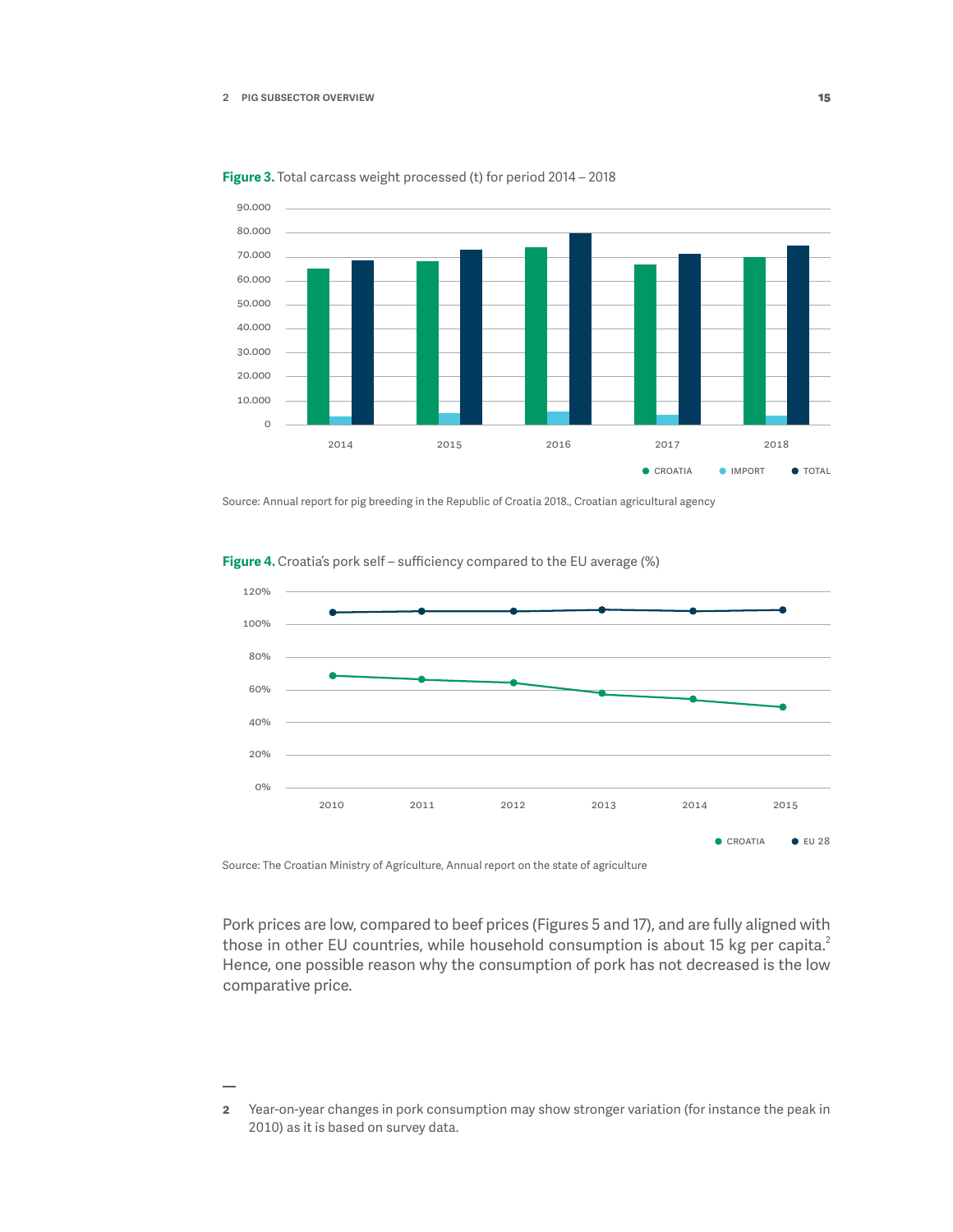**Figure 3.** Total carcass weight processed (t) for period 2014 – 2018

Source: Annual report for pig breeding in the Republic of Croatia 2018., Croatian agricultural agency

**Figure 4.** Croatia's pork self – sufficiency compared to the EU average (%)

Source: The Croatian Ministry of Agriculture, Annual report on the state of agriculture

Pork prices are low, compared to beef prices (Figures 5 and 17), and are fully aligned with those in other EU countries, while household consumption is about 15 kg per capita.[2] Hence, one possible reason why the consumption of pork has not decreased is the low comparative price.

---

2 Year-on-year changes in pork consumption may show stronger variation (for instance the peak in 2010) as it is based on survey data.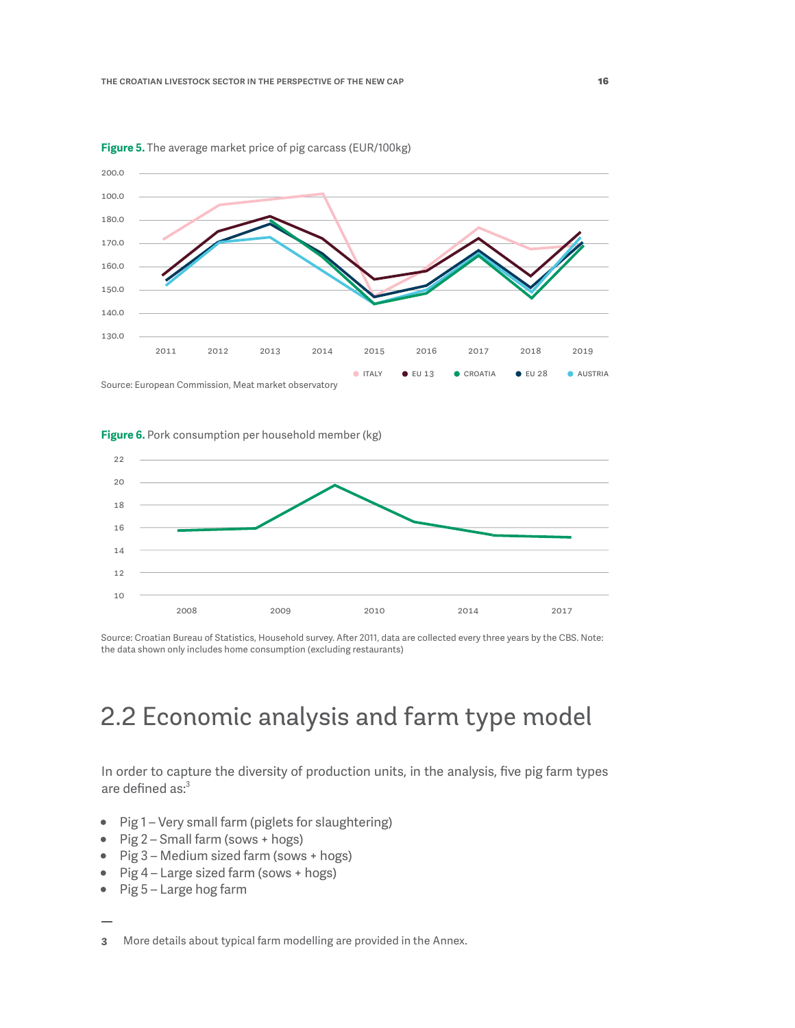**Figure 5.** The average market price of pig carcass (EUR/100kg)

Source: European Commission, Meat market observatory

**Figure 6.** Pork consumption per household member (kg)

Source: Croatian Bureau of Statistics, Household survey. After 2011, data are collected every three years by the CBS. Note: the data shown only includes home consumption (excluding restaurants)

## 2.2 Economic analysis and farm type model

In order to capture the diversity of production units, in the analysis, five pig farm types are defined as:[3]

- Pig 1 – Very small farm (piglets for slaughtering)
- Pig 2 – Small farm (sows + hogs)
- Pig 3 – Medium sized farm (sows + hogs)
- Pig 4 – Large sized farm (sows + hogs)
- Pig 5 – Large hog farm

---

3 More details about typical farm modelling are provided in the Annex.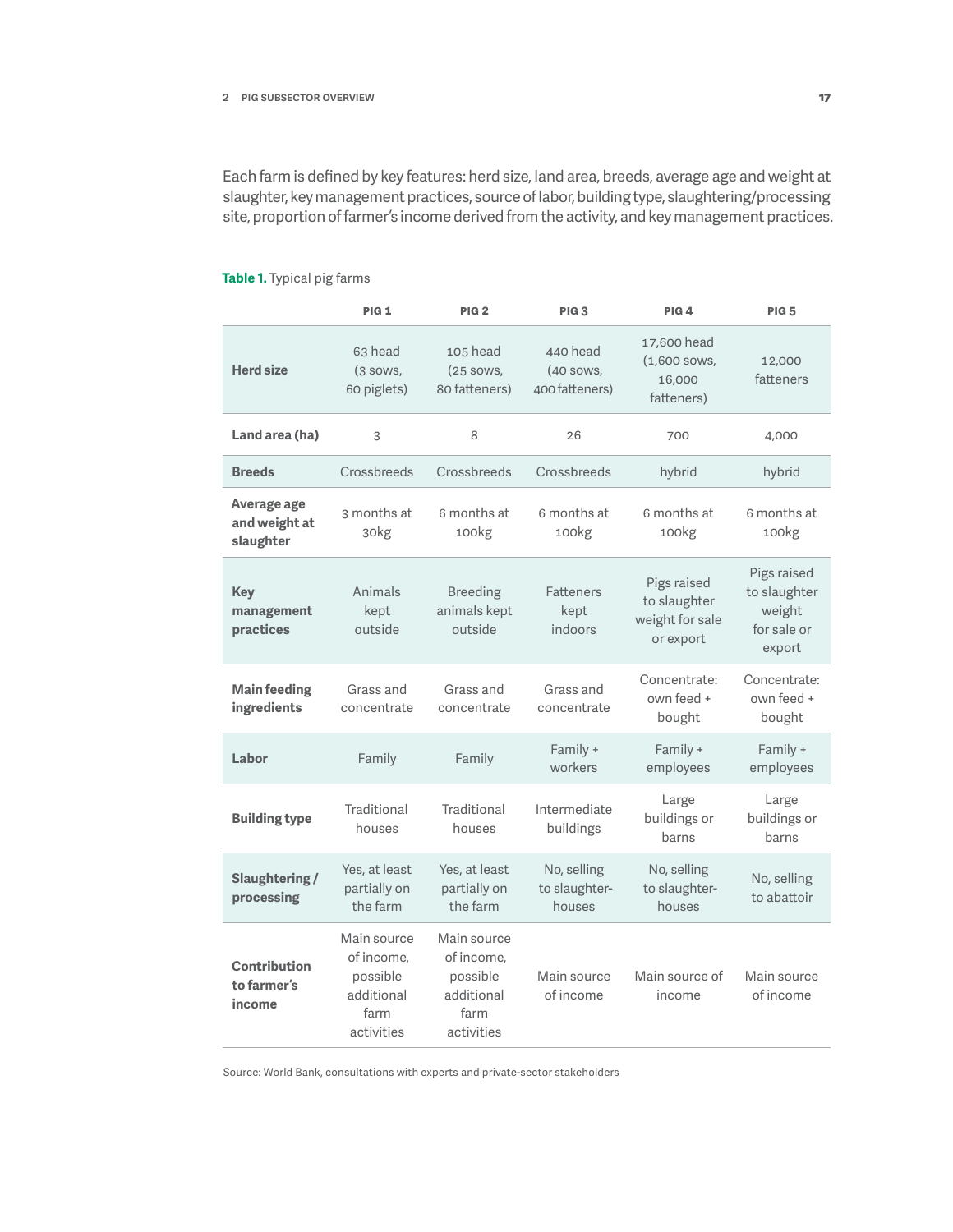Each farm is defined by key features: herd size, land area, breeds, average age and weight at slaughter, key management practices, source of labor, building type, slaughtering/processing site, proportion of farmer's income derived from the activity, and key management practices.

**Table 1.** Typical pig farms

| | PIG 1 | PIG 2 | PIG 3 | PIG 4 | PIG 5 |
|---|---|---|---|---|---|
| **Herd size** | 63 head (3 sows, 60 piglets) | 105 head (25 sows, 80 fatteners) | 440 head (40 sows, 400 fatteners) | 17,600 head (1,600 sows, 16,000 fatteners) | 12,000 fatteners |
| **Land area (ha)** | 3 | 8 | 26 | 700 | 4,000 |
| **Breeds** | Crossbreeds | Crossbreeds | Crossbreeds | hybrid | hybrid |
| **Average age and weight at slaughter** | 3 months at 30kg | 6 months at 100kg | 6 months at 100kg | 6 months at 100kg | 6 months at 100kg |
| **Key management practices** | Animals kept outside | Breeding animals kept outside | Fatteners kept indoors | Pigs raised to slaughter weight for sale or export | Pigs raised to slaughter weight for sale or export |
| **Main feeding ingredients** | Grass and concentrate | Grass and concentrate | Grass and concentrate | Concentrate: own feed + bought | Concentrate: own feed + bought |
| **Labor** | Family | Family | Family + workers | Family + employees | Family + employees |
| **Building type** | Traditional houses | Traditional houses | Intermediate buildings | Large buildings or barns | Large buildings or barns |
| **Slaughtering / processing** | Yes, at least partially on the farm | Yes, at least partially on the farm | No, selling to slaughter-houses | No, selling to slaughter-houses | No, selling to abattoir |
| **Contribution to farmer's income** | Main source of income, possible additional farm activities | Main source of income, possible additional farm activities | Main source of income | Main source of income | Main source of income |

Source: World Bank, consultations with experts and private-sector stakeholders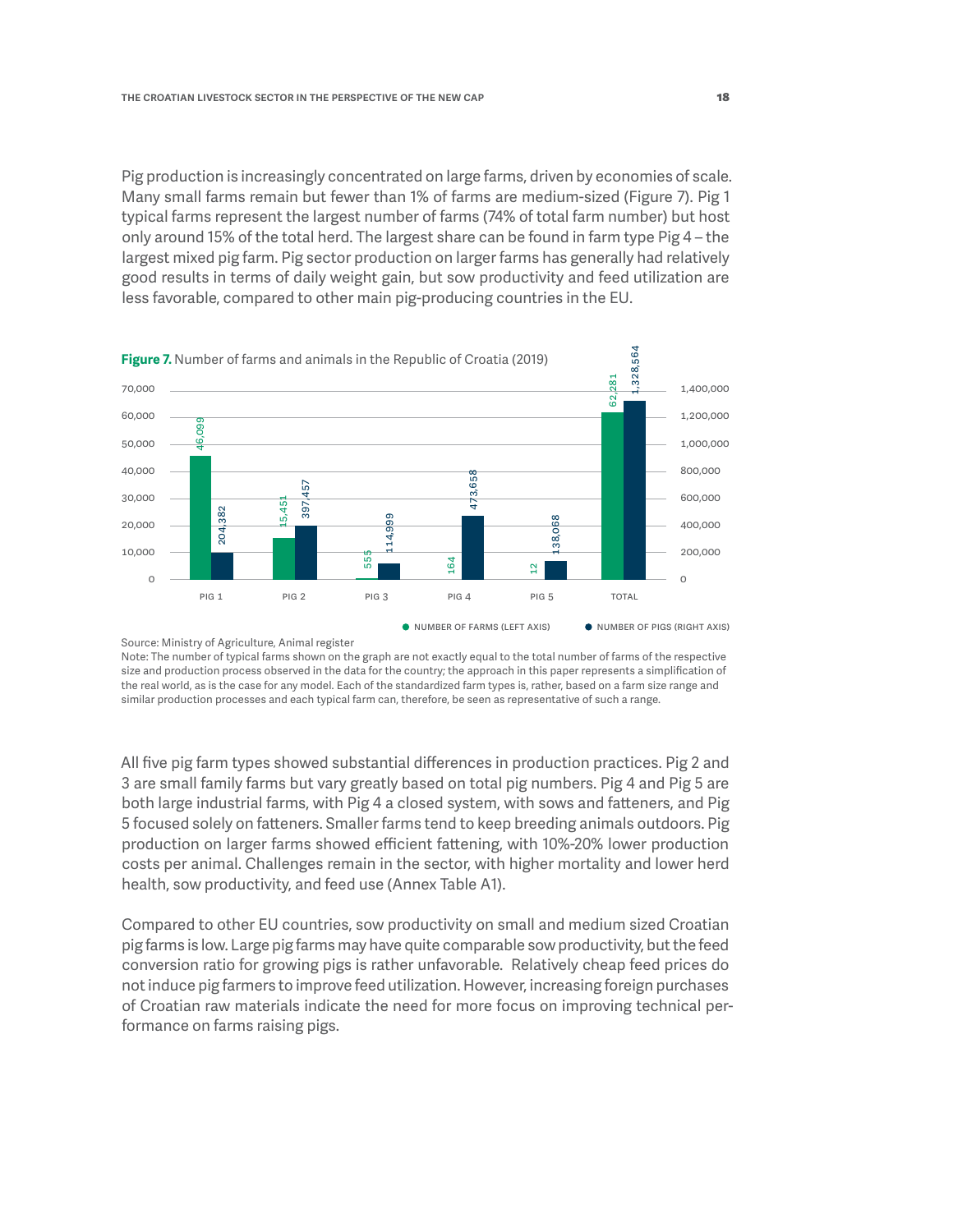Pig production is increasingly concentrated on large farms, driven by economies of scale. Many small farms remain but fewer than 1% of farms are medium-sized (Figure 7). Pig 1 typical farms represent the largest number of farms (74% of total farm number) but host only around 15% of the total herd. The largest share can be found in farm type Pig 4 – the largest mixed pig farm. Pig sector production on larger farms has generally had relatively good results in terms of daily weight gain, but sow productivity and feed utilization are less favorable, compared to other main pig-producing countries in the EU.

**Figure 7.** Number of farms and animals in the Republic of Croatia (2019)

| | PIG 1 | PIG 2 | PIG 3 | PIG 4 | PIG 5 | TOTAL |
|---|---|---|---|---|---|---|
| Number of farms (left axis) | 46,099 | 15,451 | 555 | 164 | 12 | 62,281 |
| Number of pigs (right axis) | 204,382 | 397,457 | 114,999 | 473,658 | 138,068 | 1,328,564 |

Source: Ministry of Agriculture, Animal register

Note: The number of typical farms shown on the graph are not exactly equal to the total number of farms of the respective size and production process observed in the data for the country; the approach in this paper represents a simplification of the real world, as is the case for any model. Each of the standardized farm types is, rather, based on a farm size range and similar production processes and each typical farm can, therefore, be seen as representative of such a range.

All five pig farm types showed substantial differences in production practices. Pig 2 and 3 are small family farms but vary greatly based on total pig numbers. Pig 4 and Pig 5 are both large industrial farms, with Pig 4 a closed system, with sows and fatteners, and Pig 5 focused solely on fatteners. Smaller farms tend to keep breeding animals outdoors. Pig production on larger farms showed efficient fattening, with 10%-20% lower production costs per animal. Challenges remain in the sector, with higher mortality and lower herd health, sow productivity, and feed use (Annex Table A1).

Compared to other EU countries, sow productivity on small and medium sized Croatian pig farms is low. Large pig farms may have quite comparable sow productivity, but the feed conversion ratio for growing pigs is rather unfavorable. Relatively cheap feed prices do not induce pig farmers to improve feed utilization. However, increasing foreign purchases of Croatian raw materials indicate the need for more focus on improving technical performance on farms raising pigs.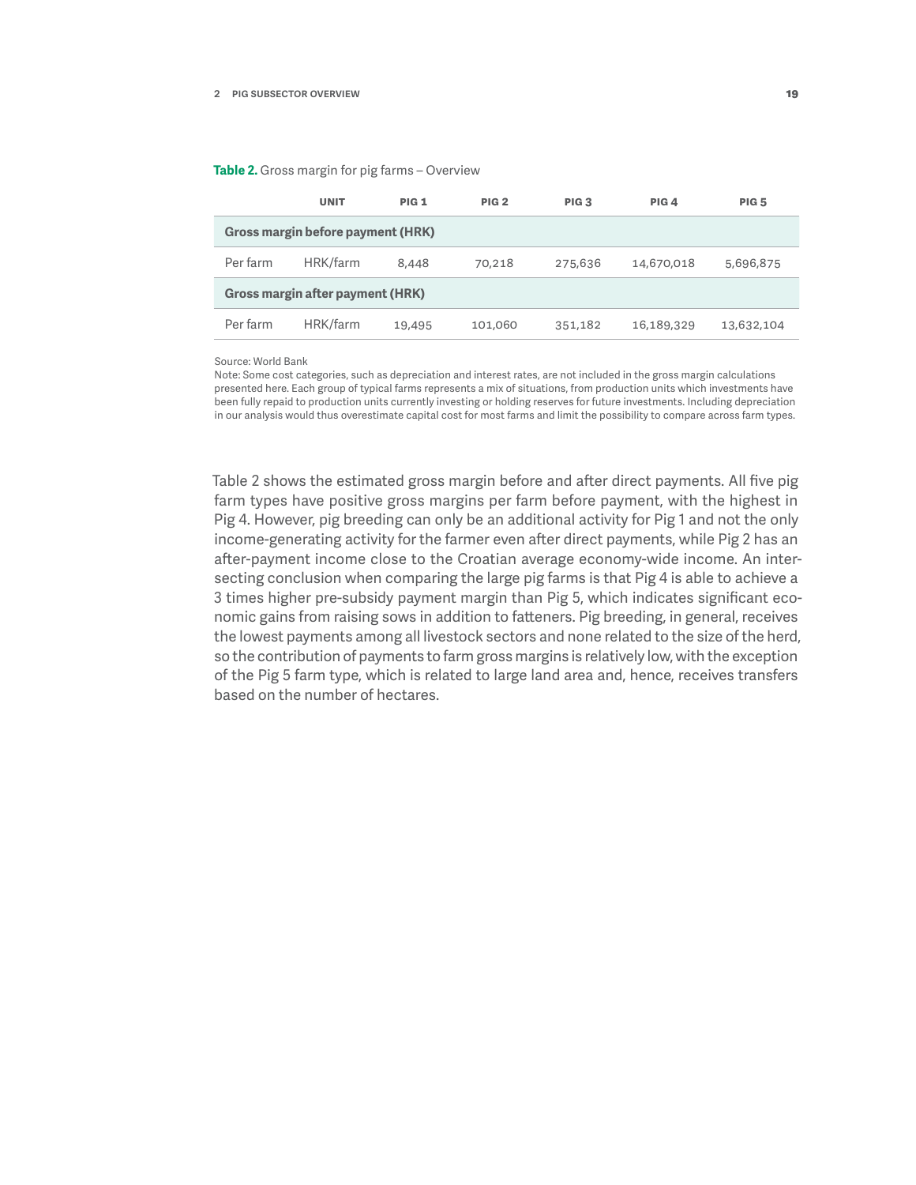**Table 2.** Gross margin for pig farms – Overview

| | UNIT | PIG 1 | PIG 2 | PIG 3 | PIG 4 | PIG 5 |
|---|---|---|---|---|---|---|
| **Gross margin before payment (HRK)** | | | | | | |
| Per farm | HRK/farm | 8,448 | 70,218 | 275,636 | 14,670,018 | 5,696,875 |
| **Gross margin after payment (HRK)** | | | | | | |
| Per farm | HRK/farm | 19,495 | 101,060 | 351,182 | 16,189,329 | 13,632,104 |

Source: World Bank
Note: Some cost categories, such as depreciation and interest rates, are not included in the gross margin calculations presented here. Each group of typical farms represents a mix of situations, from production units which investments have been fully repaid to production units currently investing or holding reserves for future investments. Including depreciation in our analysis would thus overestimate capital cost for most farms and limit the possibility to compare across farm types.

Table 2 shows the estimated gross margin before and after direct payments. All five pig farm types have positive gross margins per farm before payment, with the highest in Pig 4. However, pig breeding can only be an additional activity for Pig 1 and not the only income-generating activity for the farmer even after direct payments, while Pig 2 has an after-payment income close to the Croatian average economy-wide income. An intersecting conclusion when comparing the large pig farms is that Pig 4 is able to achieve a 3 times higher pre-subsidy payment margin than Pig 5, which indicates significant economic gains from raising sows in addition to fatteners. Pig breeding, in general, receives the lowest payments among all livestock sectors and none related to the size of the herd, so the contribution of payments to farm gross margins is relatively low, with the exception of the Pig 5 farm type, which is related to large land area and, hence, receives transfers based on the number of hectares.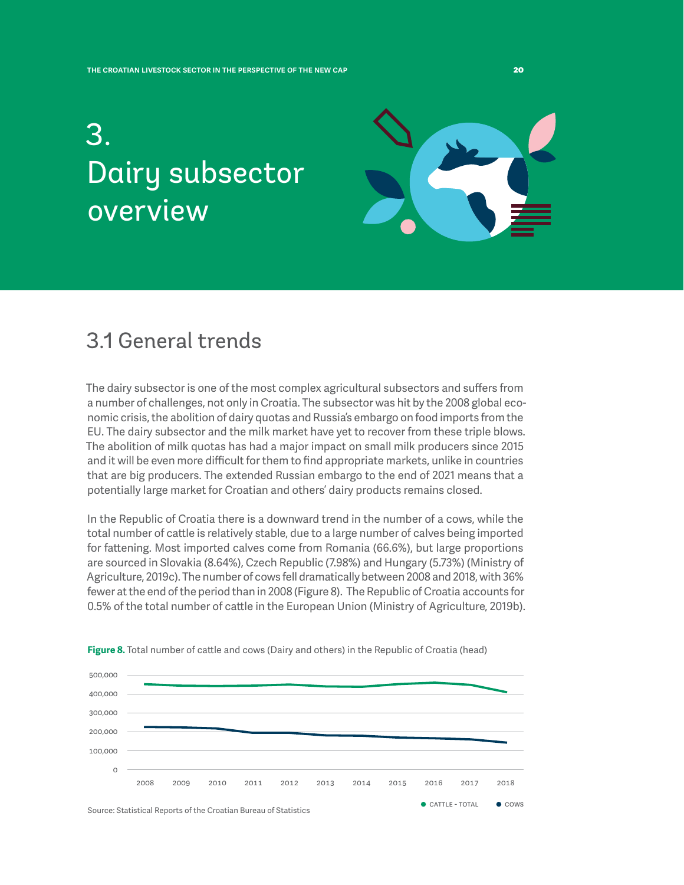# 3. Dairy subsector overview

## 3.1 General trends

The dairy subsector is one of the most complex agricultural subsectors and suffers from a number of challenges, not only in Croatia. The subsector was hit by the 2008 global economic crisis, the abolition of dairy quotas and Russia's embargo on food imports from the EU. The dairy subsector and the milk market have yet to recover from these triple blows. The abolition of milk quotas has had a major impact on small milk producers since 2015 and it will be even more difficult for them to find appropriate markets, unlike in countries that are big producers. The extended Russian embargo to the end of 2021 means that a potentially large market for Croatian and others' dairy products remains closed.

In the Republic of Croatia there is a downward trend in the number of a cows, while the total number of cattle is relatively stable, due to a large number of calves being imported for fattening. Most imported calves come from Romania (66.6%), but large proportions are sourced in Slovakia (8.64%), Czech Republic (7.98%) and Hungary (5.73%) (Ministry of Agriculture, 2019c). The number of cows fell dramatically between 2008 and 2018, with 36% fewer at the end of the period than in 2008 (Figure 8). The Republic of Croatia accounts for 0.5% of the total number of cattle in the European Union (Ministry of Agriculture, 2019b).

**Figure 8.** Total number of cattle and cows (Dairy and others) in the Republic of Croatia (head)

Source: Statistical Reports of the Croatian Bureau of Statistics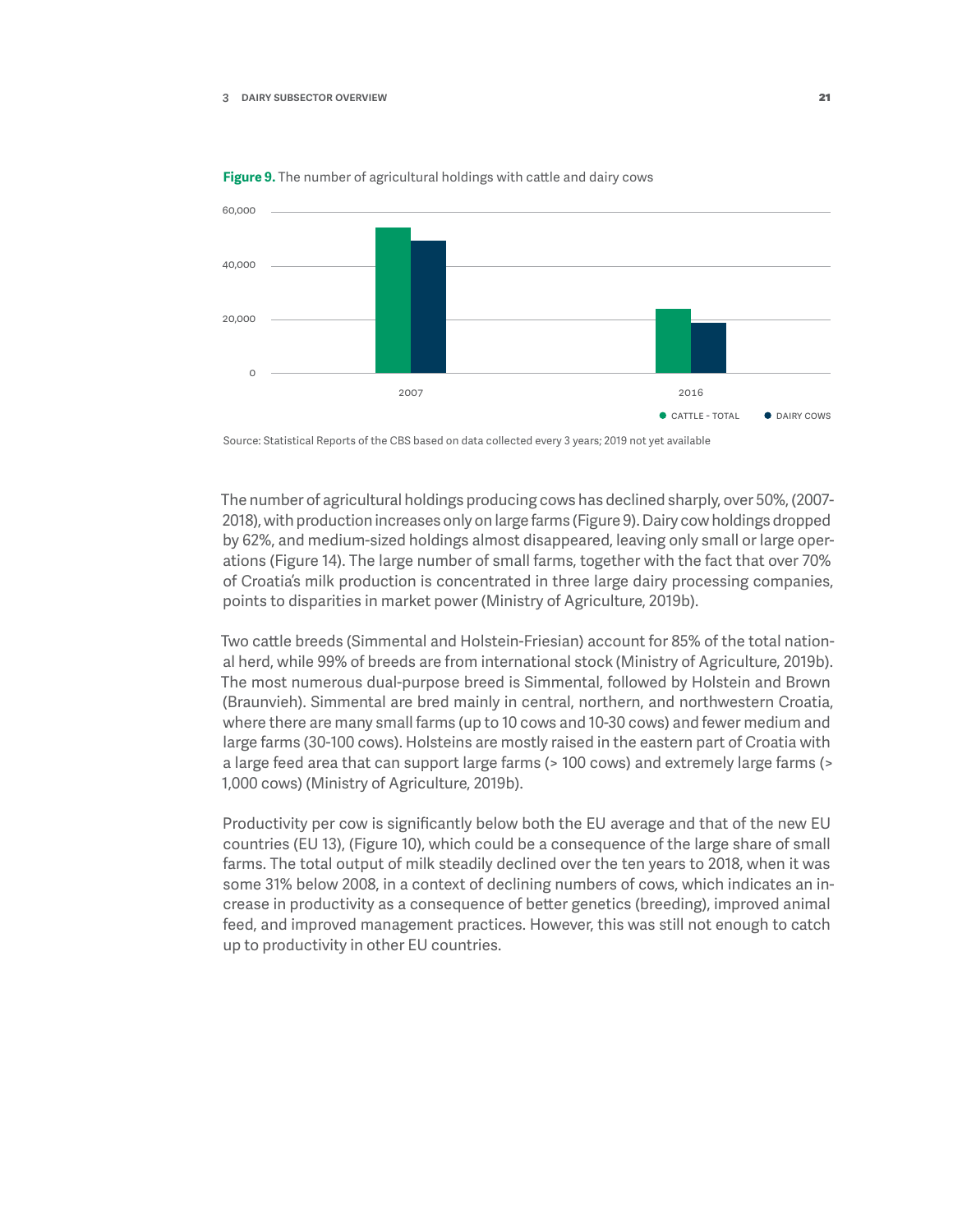**Figure 9.** The number of agricultural holdings with cattle and dairy cows

Source: Statistical Reports of the CBS based on data collected every 3 years; 2019 not yet available

The number of agricultural holdings producing cows has declined sharply, over 50%, (2007-2018), with production increases only on large farms (Figure 9). Dairy cow holdings dropped by 62%, and medium-sized holdings almost disappeared, leaving only small or large operations (Figure 14). The large number of small farms, together with the fact that over 70% of Croatia's milk production is concentrated in three large dairy processing companies, points to disparities in market power (Ministry of Agriculture, 2019b).

Two cattle breeds (Simmental and Holstein-Friesian) account for 85% of the total national herd, while 99% of breeds are from international stock (Ministry of Agriculture, 2019b). The most numerous dual-purpose breed is Simmental, followed by Holstein and Brown (Braunvieh). Simmental are bred mainly in central, northern, and northwestern Croatia, where there are many small farms (up to 10 cows and 10-30 cows) and fewer medium and large farms (30-100 cows). Holsteins are mostly raised in the eastern part of Croatia with a large feed area that can support large farms (> 100 cows) and extremely large farms (> 1,000 cows) (Ministry of Agriculture, 2019b).

Productivity per cow is significantly below both the EU average and that of the new EU countries (EU 13), (Figure 10), which could be a consequence of the large share of small farms. The total output of milk steadily declined over the ten years to 2018, when it was some 31% below 2008, in a context of declining numbers of cows, which indicates an increase in productivity as a consequence of better genetics (breeding), improved animal feed, and improved management practices. However, this was still not enough to catch up to productivity in other EU countries.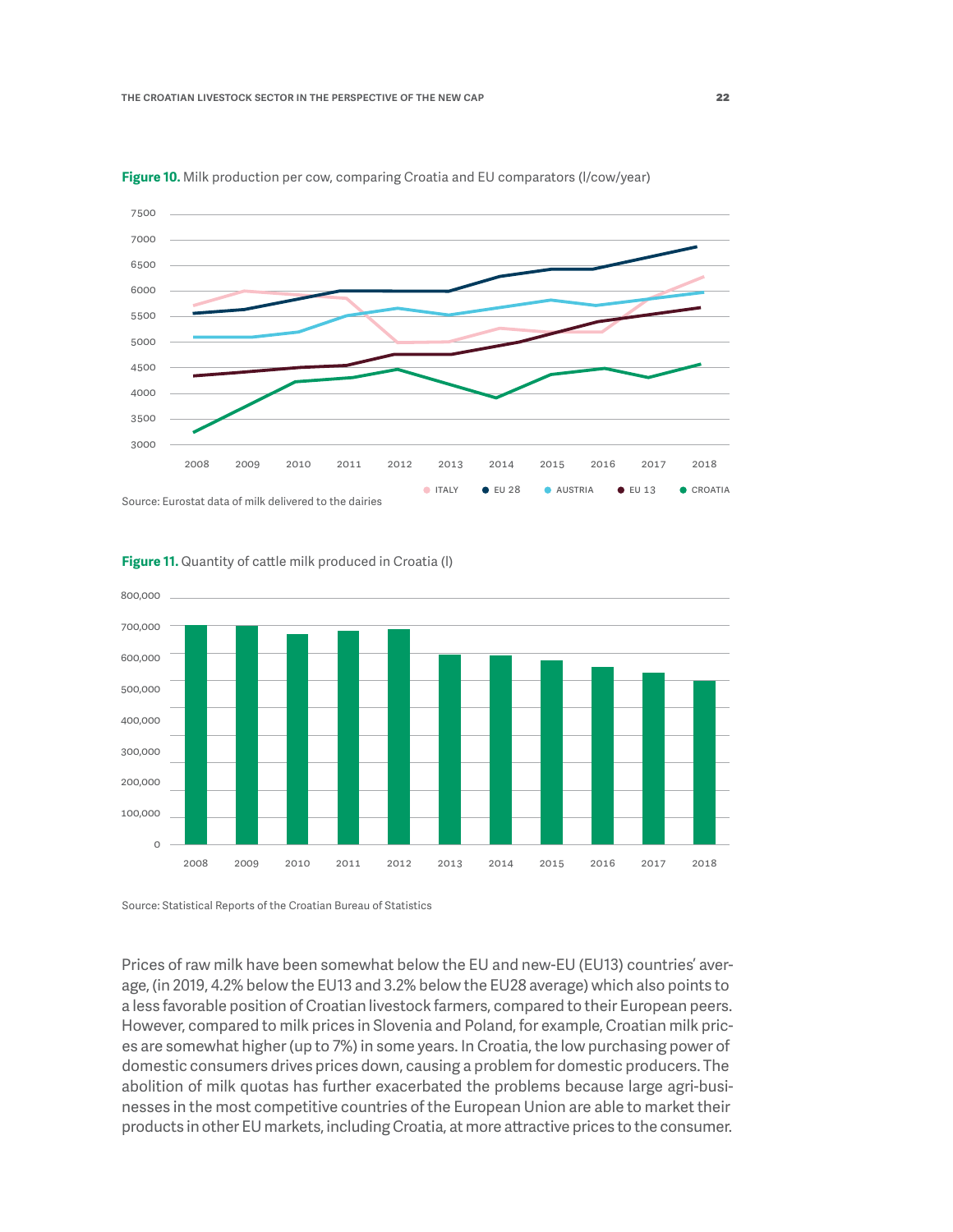**Figure 10.** Milk production per cow, comparing Croatia and EU comparators (l/cow/year)

Source: Eurostat data of milk delivered to the dairies

**Figure 11.** Quantity of cattle milk produced in Croatia (l)

Source: Statistical Reports of the Croatian Bureau of Statistics

Prices of raw milk have been somewhat below the EU and new-EU (EU13) countries' average, (in 2019, 4.2% below the EU13 and 3.2% below the EU28 average) which also points to a less favorable position of Croatian livestock farmers, compared to their European peers. However, compared to milk prices in Slovenia and Poland, for example, Croatian milk prices are somewhat higher (up to 7%) in some years. In Croatia, the low purchasing power of domestic consumers drives prices down, causing a problem for domestic producers. The abolition of milk quotas has further exacerbated the problems because large agri-businesses in the most competitive countries of the European Union are able to market their products in other EU markets, including Croatia, at more attractive prices to the consumer.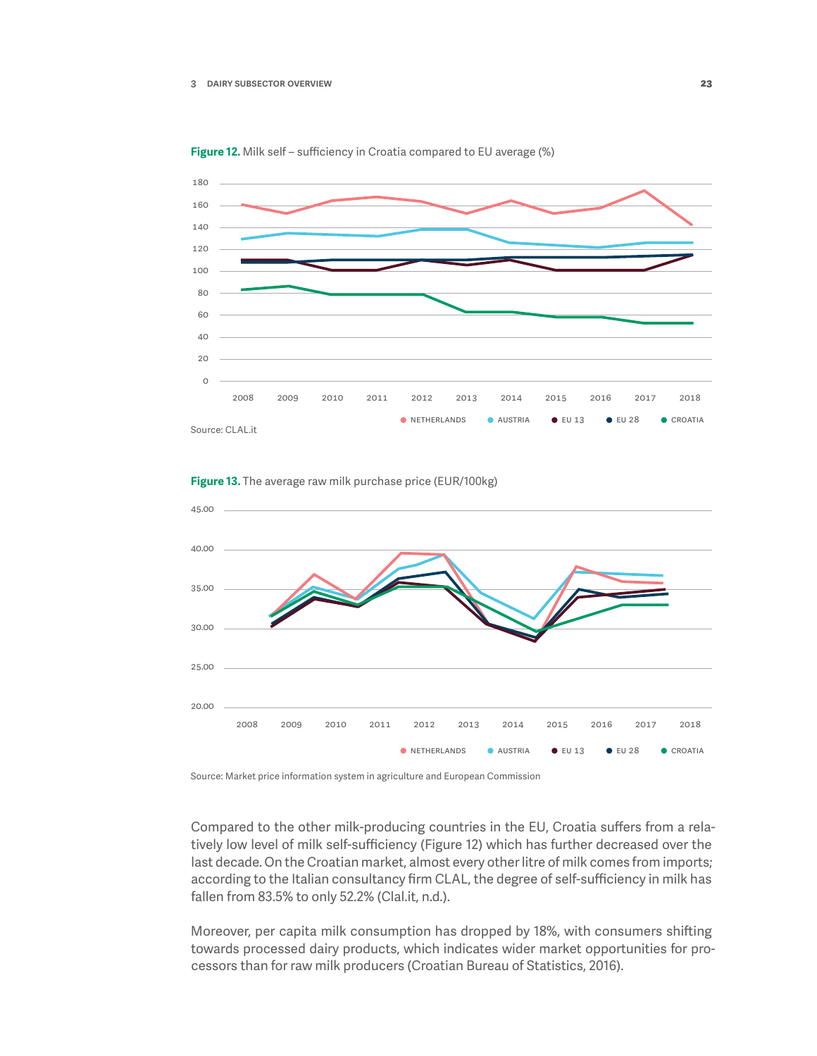**Figure 12.** Milk self – sufficiency in Croatia compared to EU average (%)

Source: CLAL.it

**Figure 13.** The average raw milk purchase price (EUR/100kg)

Source: Market price information system in agriculture and European Commission

Compared to the other milk-producing countries in the EU, Croatia suffers from a relatively low level of milk self-sufficiency (Figure 12) which has further decreased over the last decade. On the Croatian market, almost every other litre of milk comes from imports; according to the Italian consultancy firm CLAL, the degree of self-sufficiency in milk has fallen from 83.5% to only 52.2% (Clal.it, n.d.).

Moreover, per capita milk consumption has dropped by 18%, with consumers shifting towards processed dairy products, which indicates wider market opportunities for processors than for raw milk producers (Croatian Bureau of Statistics, 2016).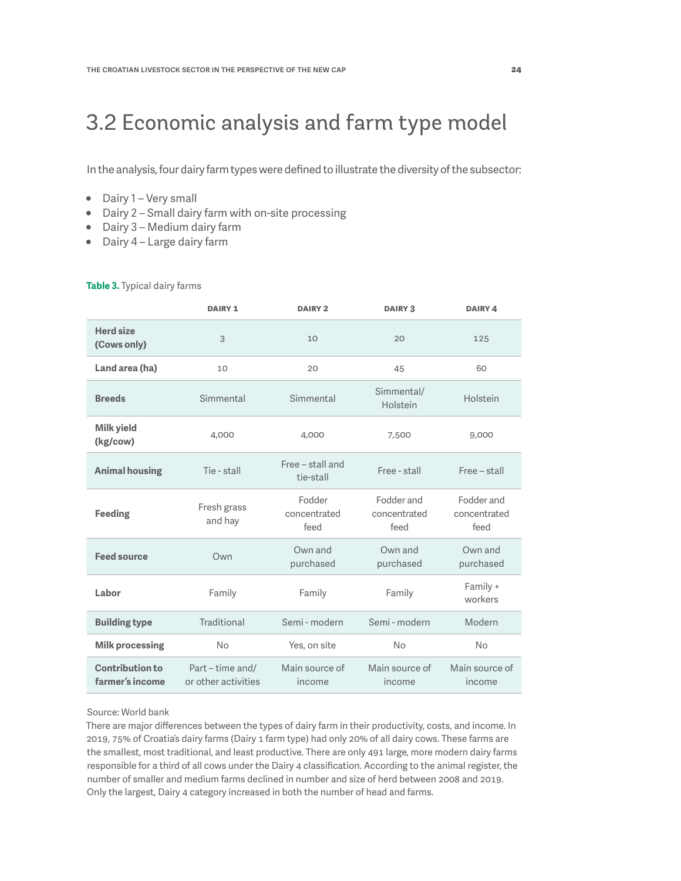## 3.2 Economic analysis and farm type model

In the analysis, four dairy farm types were defined to illustrate the diversity of the subsector:

- Dairy 1 – Very small
- Dairy 2 – Small dairy farm with on-site processing
- Dairy 3 – Medium dairy farm
- Dairy 4 – Large dairy farm

**Table 3.** Typical dairy farms

| | DAIRY 1 | DAIRY 2 | DAIRY 3 | DAIRY 4 |
|---|---|---|---|---|
| **Herd size (Cows only)** | 3 | 10 | 20 | 125 |
| **Land area (ha)** | 10 | 20 | 45 | 60 |
| **Breeds** | Simmental | Simmental | Simmental/ Holstein | Holstein |
| **Milk yield (kg/cow)** | 4,000 | 4,000 | 7,500 | 9,000 |
| **Animal housing** | Tie - stall | Free – stall and tie-stall | Free - stall | Free – stall |
| **Feeding** | Fresh grass and hay | Fodder concentrated feed | Fodder and concentrated feed | Fodder and concentrated feed |
| **Feed source** | Own | Own and purchased | Own and purchased | Own and purchased |
| **Labor** | Family | Family | Family | Family + workers |
| **Building type** | Traditional | Semi - modern | Semi - modern | Modern |
| **Milk processing** | No | Yes, on site | No | No |
| **Contribution to farmer's income** | Part – time and/ or other activities | Main source of income | Main source of income | Main source of income |

Source: World bank

There are major differences between the types of dairy farm in their productivity, costs, and income. In 2019, 75% of Croatia's dairy farms (Dairy 1 farm type) had only 20% of all dairy cows. These farms are the smallest, most traditional, and least productive. There are only 491 large, more modern dairy farms responsible for a third of all cows under the Dairy 4 classification. According to the animal register, the number of smaller and medium farms declined in number and size of herd between 2008 and 2019. Only the largest, Dairy 4 category increased in both the number of head and farms.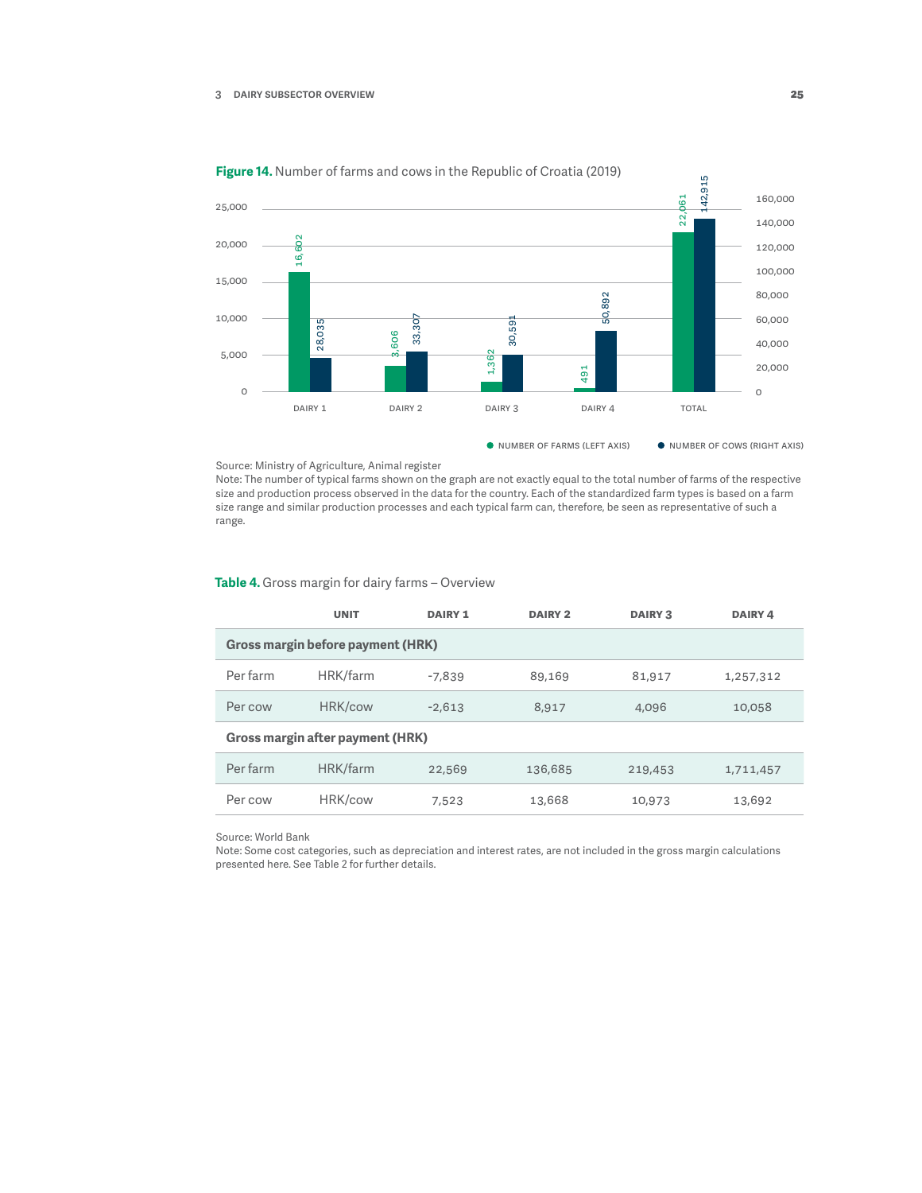**Figure 14.** Number of farms and cows in the Republic of Croatia (2019)

| | DAIRY 1 | DAIRY 2 | DAIRY 3 | DAIRY 4 | TOTAL |
|---|---|---|---|---|---|
| NUMBER OF FARMS (LEFT AXIS) | 16,602 | 3,606 | 1,362 | 491 | 22,061 |
| NUMBER OF COWS (RIGHT AXIS) | 28,035 | 33,307 | 30,591 | 50,892 | 142,915 |

Source: Ministry of Agriculture, Animal register

Note: The number of typical farms shown on the graph are not exactly equal to the total number of farms of the respective size and production process observed in the data for the country. Each of the standardized farm types is based on a farm size range and similar production processes and each typical farm can, therefore, be seen as representative of such a range.

**Table 4.** Gross margin for dairy farms – Overview

| | UNIT | DAIRY 1 | DAIRY 2 | DAIRY 3 | DAIRY 4 |
|---|---|---|---|---|---|
| **Gross margin before payment (HRK)** | | | | | |
| Per farm | HRK/farm | -7,839 | 89,169 | 81,917 | 1,257,312 |
| Per cow | HRK/cow | -2,613 | 8,917 | 4,096 | 10,058 |
| **Gross margin after payment (HRK)** | | | | | |
| Per farm | HRK/farm | 22,569 | 136,685 | 219,453 | 1,711,457 |
| Per cow | HRK/cow | 7,523 | 13,668 | 10,973 | 13,692 |

Source: World Bank

Note: Some cost categories, such as depreciation and interest rates, are not included in the gross margin calculations presented here. See Table 2 for further details.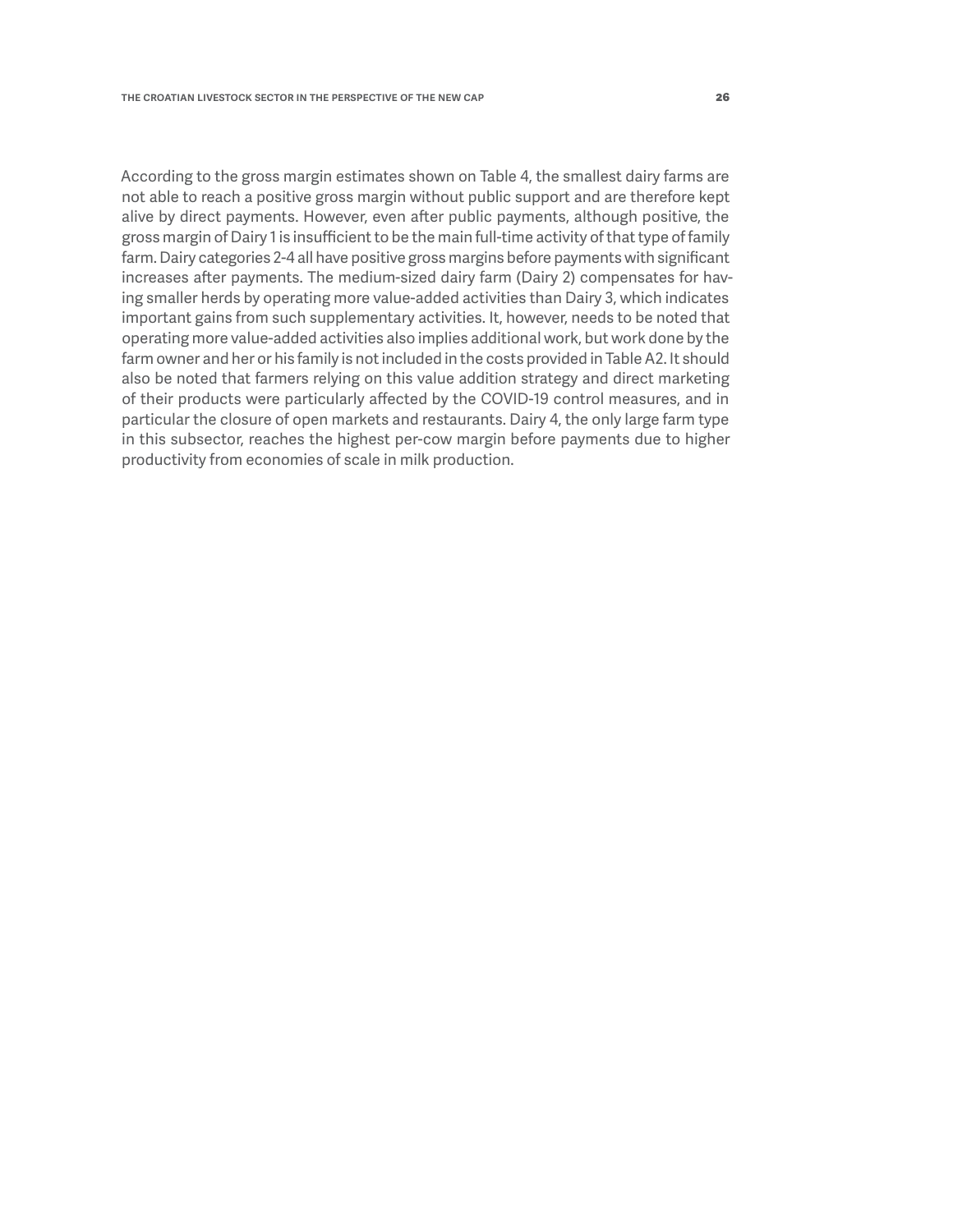According to the gross margin estimates shown on Table 4, the smallest dairy farms are not able to reach a positive gross margin without public support and are therefore kept alive by direct payments. However, even after public payments, although positive, the gross margin of Dairy 1 is insufficient to be the main full-time activity of that type of family farm. Dairy categories 2-4 all have positive gross margins before payments with significant increases after payments. The medium-sized dairy farm (Dairy 2) compensates for having smaller herds by operating more value-added activities than Dairy 3, which indicates important gains from such supplementary activities. It, however, needs to be noted that operating more value-added activities also implies additional work, but work done by the farm owner and her or his family is not included in the costs provided in Table A2. It should also be noted that farmers relying on this value addition strategy and direct marketing of their products were particularly affected by the COVID-19 control measures, and in particular the closure of open markets and restaurants. Dairy 4, the only large farm type in this subsector, reaches the highest per-cow margin before payments due to higher productivity from economies of scale in milk production.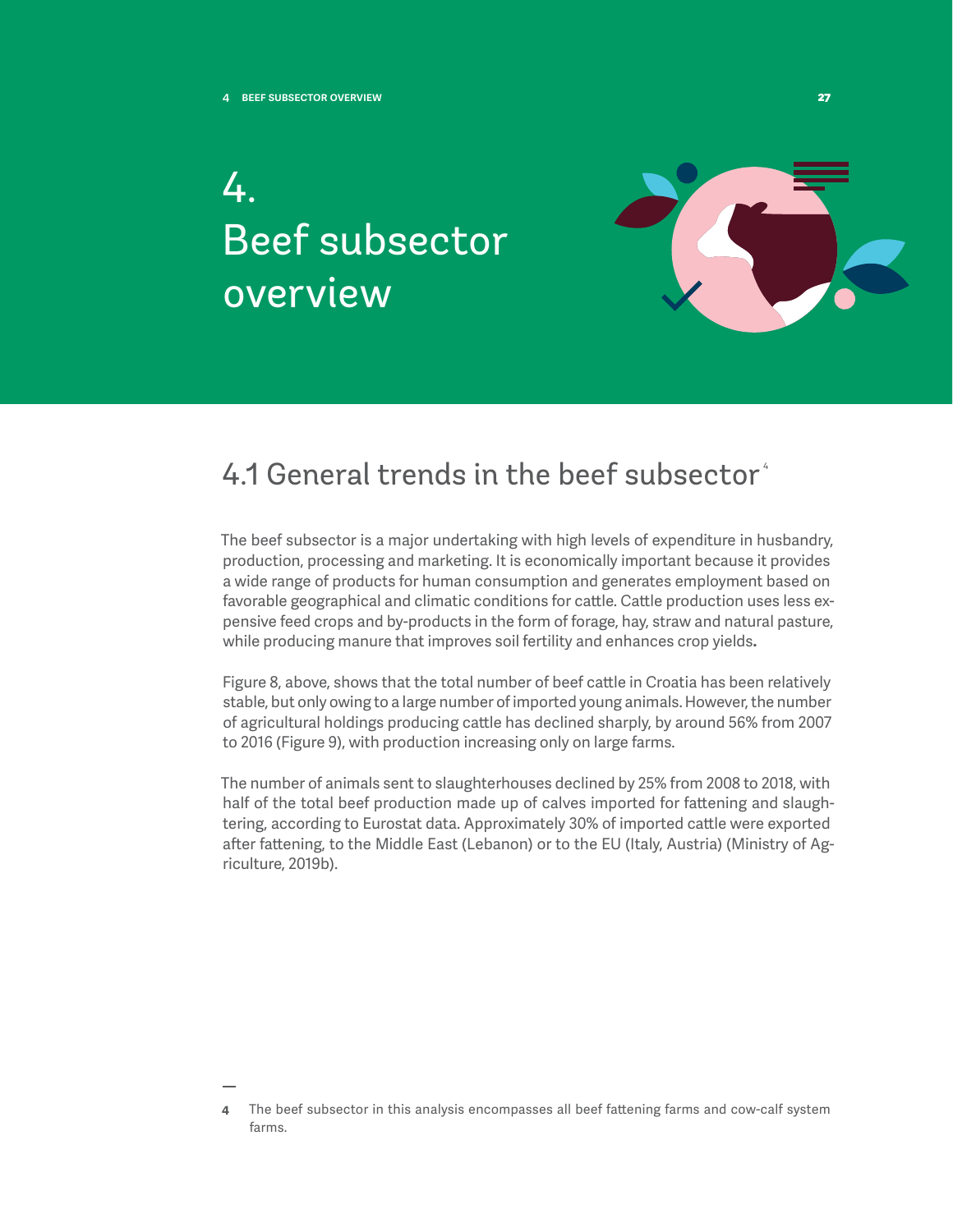# 4. Beef subsector overview

## 4.1 General trends in the beef subsector[4]

The beef subsector is a major undertaking with high levels of expenditure in husbandry, production, processing and marketing. It is economically important because it provides a wide range of products for human consumption and generates employment based on favorable geographical and climatic conditions for cattle. Cattle production uses less expensive feed crops and by-products in the form of forage, hay, straw and natural pasture, while producing manure that improves soil fertility and enhances crop yields**.**

Figure 8, above, shows that the total number of beef cattle in Croatia has been relatively stable, but only owing to a large number of imported young animals. However, the number of agricultural holdings producing cattle has declined sharply, by around 56% from 2007 to 2016 (Figure 9), with production increasing only on large farms.

The number of animals sent to slaughterhouses declined by 25% from 2008 to 2018, with half of the total beef production made up of calves imported for fattening and slaughtering, according to Eurostat data. Approximately 30% of imported cattle were exported after fattening, to the Middle East (Lebanon) or to the EU (Italy, Austria) (Ministry of Agriculture, 2019b).

---

**4** The beef subsector in this analysis encompasses all beef fattening farms and cow-calf system farms.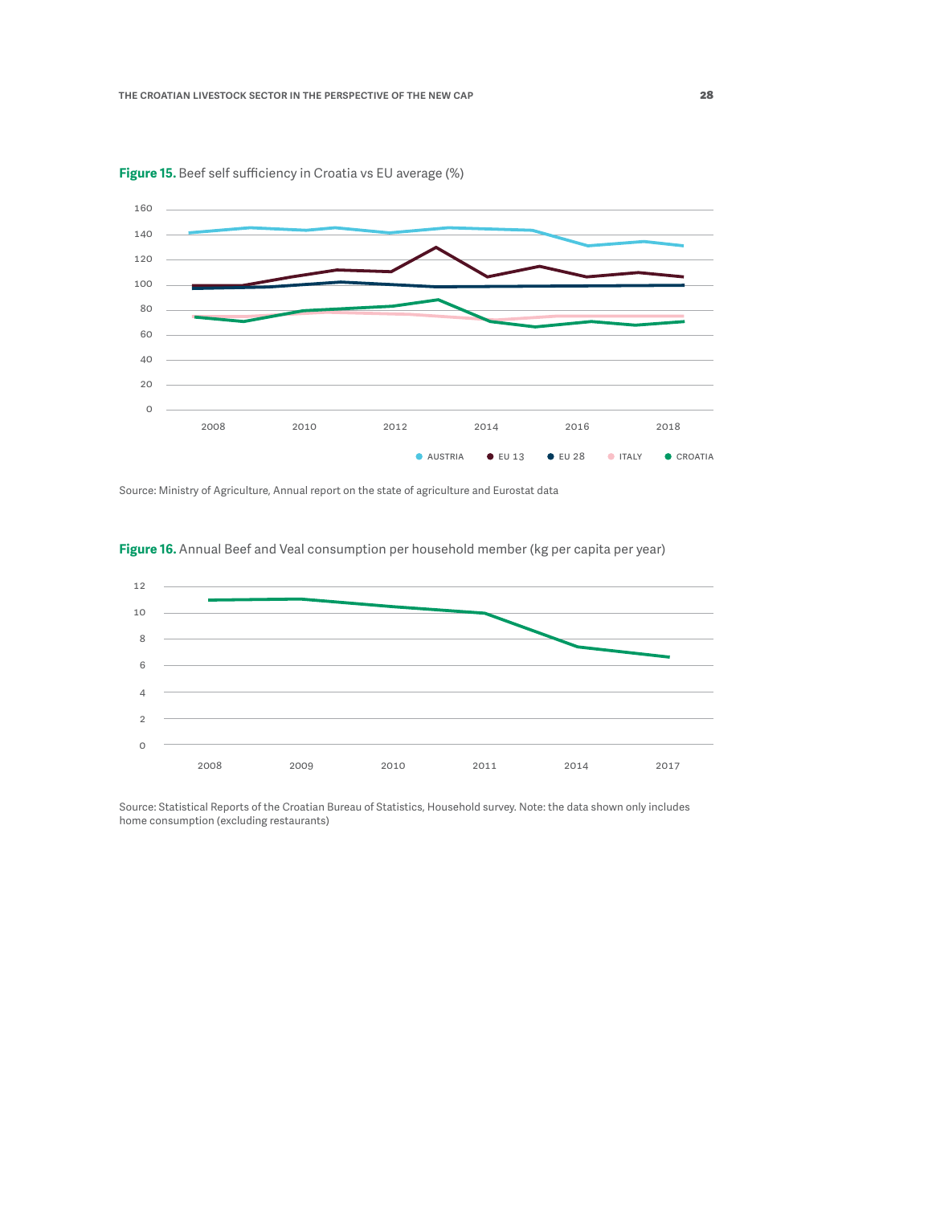**Figure 15.** Beef self sufficiency in Croatia vs EU average (%)

Source: Ministry of Agriculture, Annual report on the state of agriculture and Eurostat data

**Figure 16.** Annual Beef and Veal consumption per household member (kg per capita per year)

Source: Statistical Reports of the Croatian Bureau of Statistics, Household survey. Note: the data shown only includes home consumption (excluding restaurants)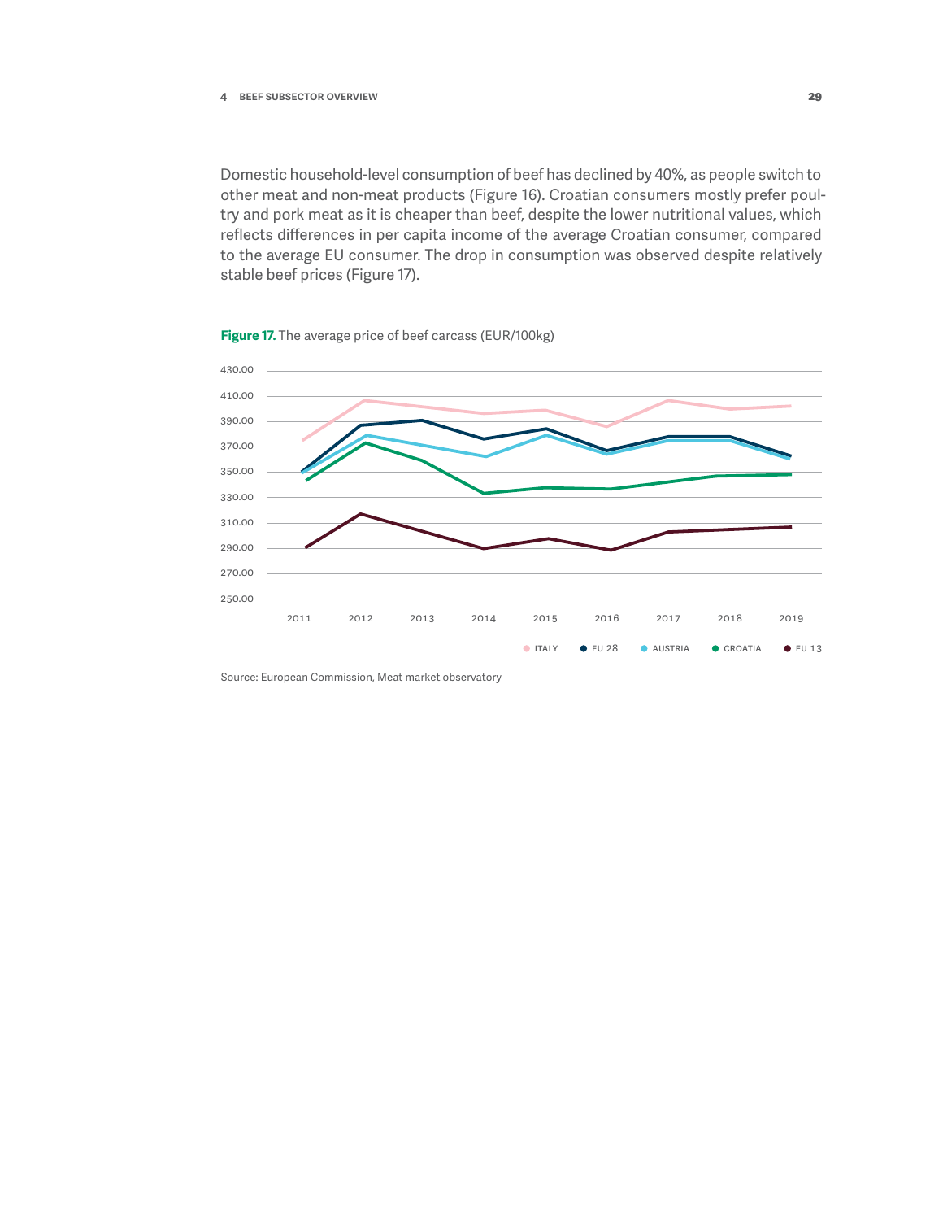Domestic household-level consumption of beef has declined by 40%, as people switch to other meat and non-meat products (Figure 16). Croatian consumers mostly prefer poultry and pork meat as it is cheaper than beef, despite the lower nutritional values, which reflects differences in per capita income of the average Croatian consumer, compared to the average EU consumer. The drop in consumption was observed despite relatively stable beef prices (Figure 17).

**Figure 17.** The average price of beef carcass (EUR/100kg)

Source: European Commission, Meat market observatory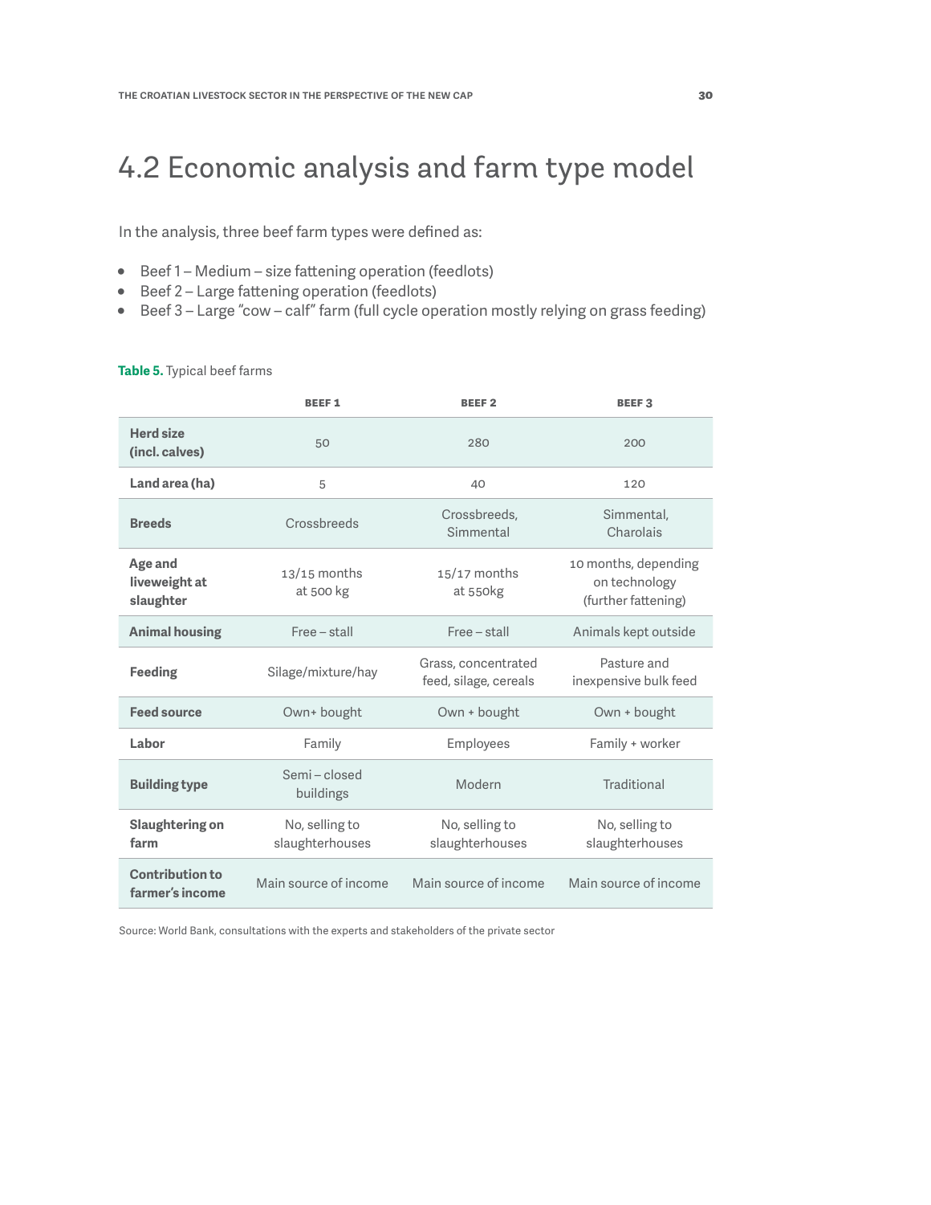## 4.2 Economic analysis and farm type model

In the analysis, three beef farm types were defined as:

- Beef 1 – Medium – size fattening operation (feedlots)
- Beef 2 – Large fattening operation (feedlots)
- Beef 3 – Large “cow – calf” farm (full cycle operation mostly relying on grass feeding)

**Table 5.** Typical beef farms

| | BEEF 1 | BEEF 2 | BEEF 3 |
|---|---|---|---|
| **Herd size (incl. calves)** | 50 | 280 | 200 |
| **Land area (ha)** | 5 | 40 | 120 |
| **Breeds** | Crossbreeds | Crossbreeds, Simmental | Simmental, Charolais |
| **Age and liveweight at slaughter** | 13/15 months at 500 kg | 15/17 months at 550kg | 10 months, depending on technology (further fattening) |
| **Animal housing** | Free – stall | Free – stall | Animals kept outside |
| **Feeding** | Silage/mixture/hay | Grass, concentrated feed, silage, cereals | Pasture and inexpensive bulk feed |
| **Feed source** | Own+ bought | Own + bought | Own + bought |
| **Labor** | Family | Employees | Family + worker |
| **Building type** | Semi – closed buildings | Modern | Traditional |
| **Slaughtering on farm** | No, selling to slaughterhouses | No, selling to slaughterhouses | No, selling to slaughterhouses |
| **Contribution to farmer’s income** | Main source of income | Main source of income | Main source of income |

Source: World Bank, consultations with the experts and stakeholders of the private sector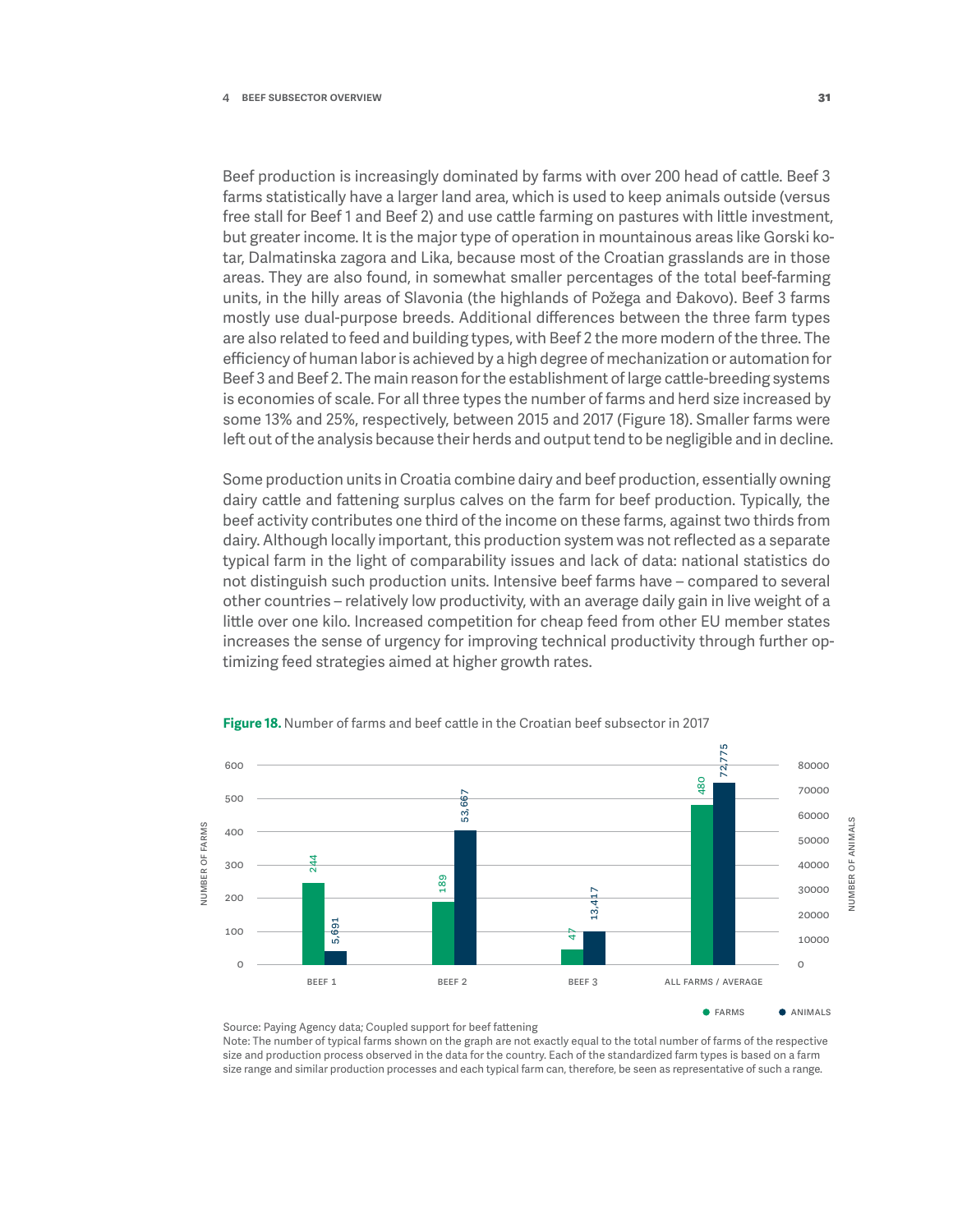Beef production is increasingly dominated by farms with over 200 head of cattle. Beef 3 farms statistically have a larger land area, which is used to keep animals outside (versus free stall for Beef 1 and Beef 2) and use cattle farming on pastures with little investment, but greater income. It is the major type of operation in mountainous areas like Gorski kotar, Dalmatinska zagora and Lika, because most of the Croatian grasslands are in those areas. They are also found, in somewhat smaller percentages of the total beef-farming units, in the hilly areas of Slavonia (the highlands of Požega and Đakovo). Beef 3 farms mostly use dual-purpose breeds. Additional differences between the three farm types are also related to feed and building types, with Beef 2 the more modern of the three. The efficiency of human labor is achieved by a high degree of mechanization or automation for Beef 3 and Beef 2. The main reason for the establishment of large cattle-breeding systems is economies of scale. For all three types the number of farms and herd size increased by some 13% and 25%, respectively, between 2015 and 2017 (Figure 18). Smaller farms were left out of the analysis because their herds and output tend to be negligible and in decline.

Some production units in Croatia combine dairy and beef production, essentially owning dairy cattle and fattening surplus calves on the farm for beef production. Typically, the beef activity contributes one third of the income on these farms, against two thirds from dairy. Although locally important, this production system was not reflected as a separate typical farm in the light of comparability issues and lack of data: national statistics do not distinguish such production units. Intensive beef farms have – compared to several other countries – relatively low productivity, with an average daily gain in live weight of a little over one kilo. Increased competition for cheap feed from other EU member states increases the sense of urgency for improving technical productivity through further optimizing feed strategies aimed at higher growth rates.

**Figure 18.** Number of farms and beef cattle in the Croatian beef subsector in 2017

| | Farms | Animals |
|---|---|---|
| Beef 1 | 244 | 5,691 |
| Beef 2 | 189 | 53,667 |
| Beef 3 | 47 | 13,417 |
| All farms / average | 480 | 72,775 |

Source: Paying Agency data; Coupled support for beef fattening

Note: The number of typical farms shown on the graph are not exactly equal to the total number of farms of the respective size and production process observed in the data for the country. Each of the standardized farm types is based on a farm size range and similar production processes and each typical farm can, therefore, be seen as representative of such a range.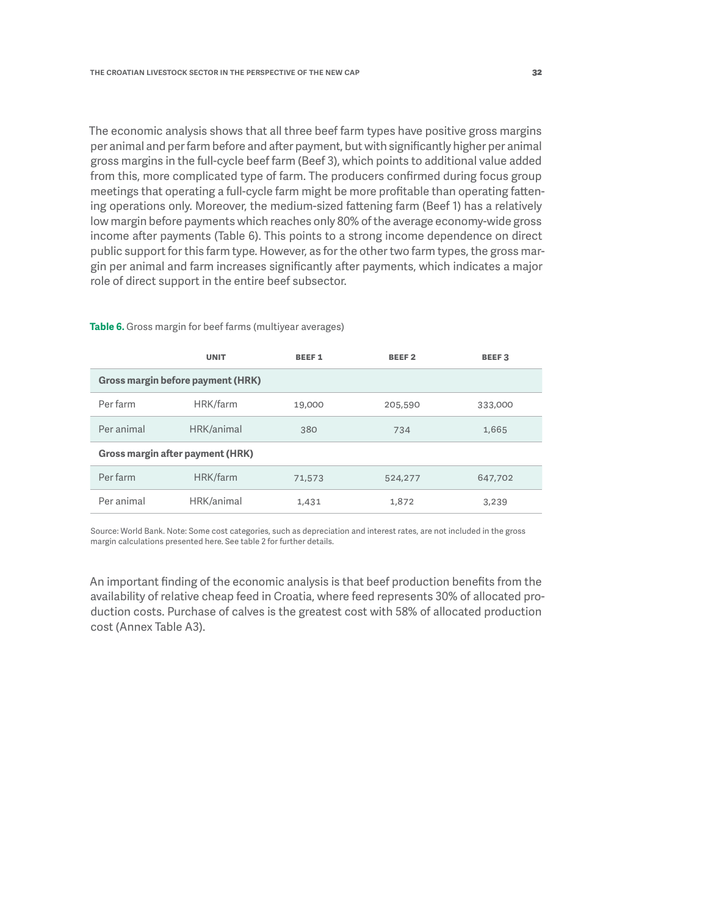The economic analysis shows that all three beef farm types have positive gross margins per animal and per farm before and after payment, but with significantly higher per animal gross margins in the full-cycle beef farm (Beef 3), which points to additional value added from this, more complicated type of farm. The producers confirmed during focus group meetings that operating a full-cycle farm might be more profitable than operating fattening operations only. Moreover, the medium-sized fattening farm (Beef 1) has a relatively low margin before payments which reaches only 80% of the average economy-wide gross income after payments (Table 6). This points to a strong income dependence on direct public support for this farm type. However, as for the other two farm types, the gross margin per animal and farm increases significantly after payments, which indicates a major role of direct support in the entire beef subsector.

**Table 6.** Gross margin for beef farms (multiyear averages)

| | UNIT | BEEF 1 | BEEF 2 | BEEF 3 |
|---|---|---|---|---|
| **Gross margin before payment (HRK)** | | | | |
| Per farm | HRK/farm | 19,000 | 205,590 | 333,000 |
| Per animal | HRK/animal | 380 | 734 | 1,665 |
| **Gross margin after payment (HRK)** | | | | |
| Per farm | HRK/farm | 71,573 | 524,277 | 647,702 |
| Per animal | HRK/animal | 1,431 | 1,872 | 3,239 |

Source: World Bank. Note: Some cost categories, such as depreciation and interest rates, are not included in the gross margin calculations presented here. See table 2 for further details.

An important finding of the economic analysis is that beef production benefits from the availability of relative cheap feed in Croatia, where feed represents 30% of allocated production costs. Purchase of calves is the greatest cost with 58% of allocated production cost (Annex Table A3).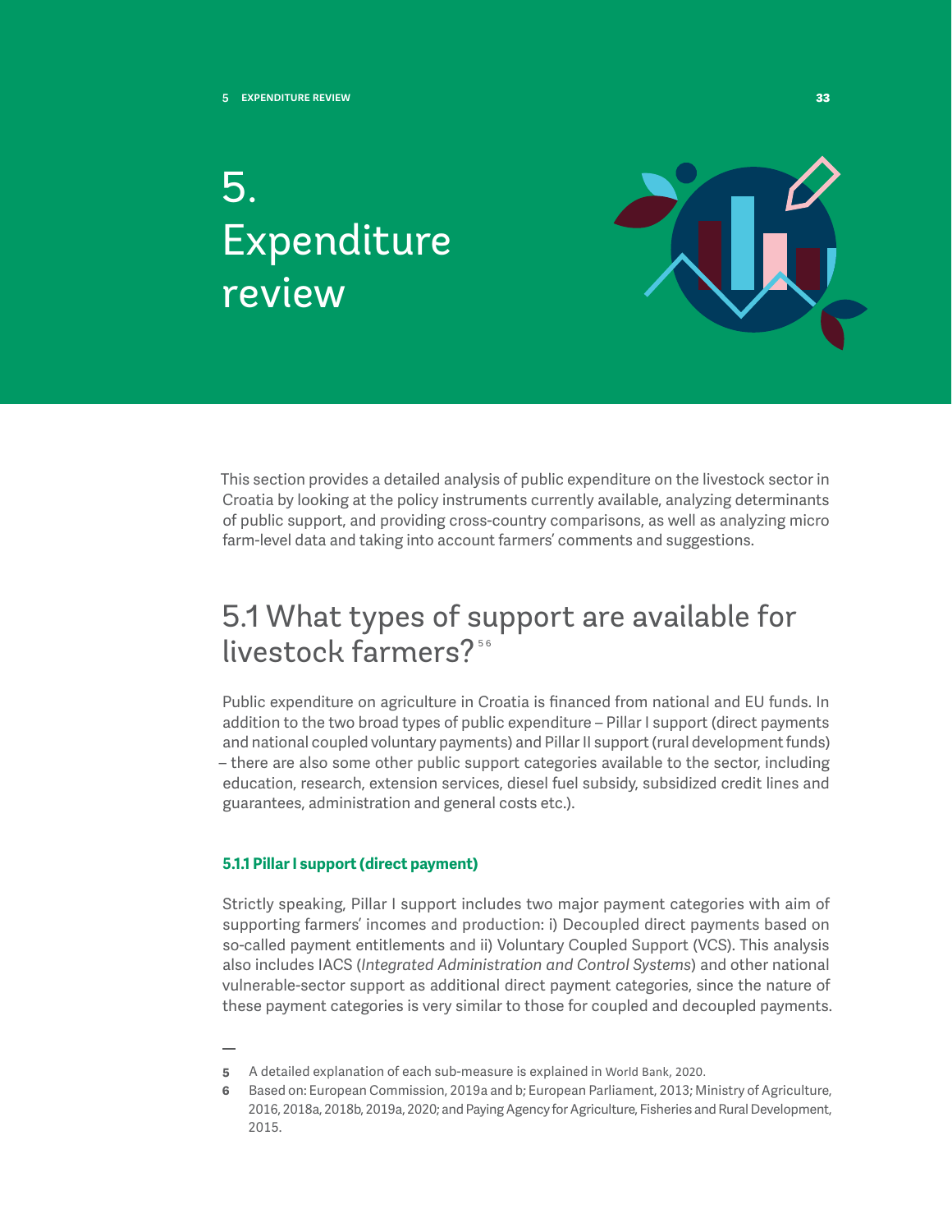# 5. Expenditure review

This section provides a detailed analysis of public expenditure on the livestock sector in Croatia by looking at the policy instruments currently available, analyzing determinants of public support, and providing cross-country comparisons, as well as analyzing micro farm-level data and taking into account farmers' comments and suggestions.

## 5.1 What types of support are available for livestock farmers?[5 6]

Public expenditure on agriculture in Croatia is financed from national and EU funds. In addition to the two broad types of public expenditure – Pillar I support (direct payments and national coupled voluntary payments) and Pillar II support (rural development funds) – there are also some other public support categories available to the sector, including education, research, extension services, diesel fuel subsidy, subsidized credit lines and guarantees, administration and general costs etc.).

### 5.1.1 Pillar I support (direct payment)

Strictly speaking, Pillar I support includes two major payment categories with aim of supporting farmers' incomes and production: i) Decoupled direct payments based on so-called payment entitlements and ii) Voluntary Coupled Support (VCS). This analysis also includes IACS (*Integrated Administration and Control Systems*) and other national vulnerable-sector support as additional direct payment categories, since the nature of these payment categories is very similar to those for coupled and decoupled payments.

---

**5** A detailed explanation of each sub-measure is explained in World Bank, 2020.

**6** Based on: European Commission, 2019a and b; European Parliament, 2013; Ministry of Agriculture, 2016, 2018a, 2018b, 2019a, 2020; and Paying Agency for Agriculture, Fisheries and Rural Development, 2015.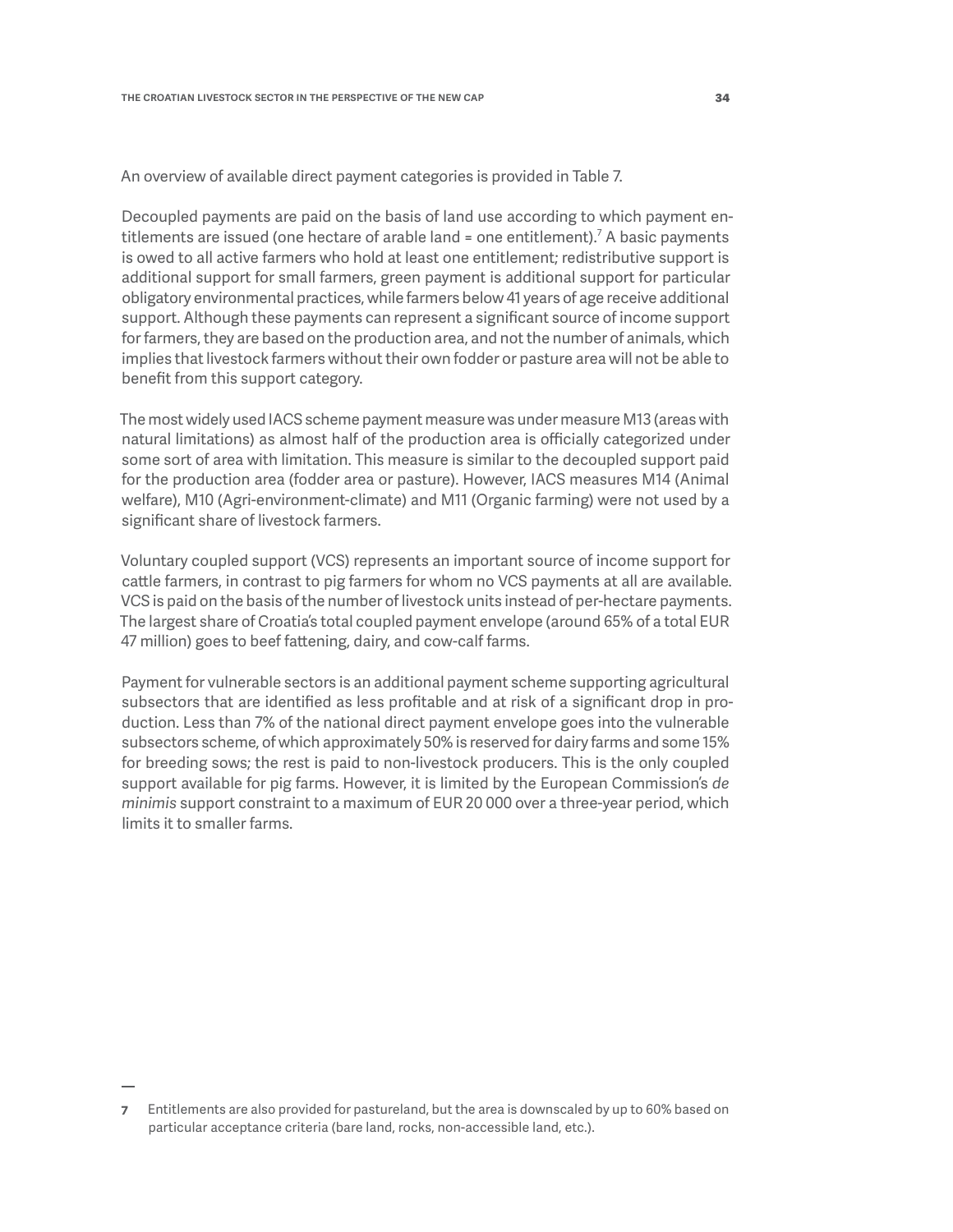An overview of available direct payment categories is provided in Table 7.

Decoupled payments are paid on the basis of land use according to which payment entitlements are issued (one hectare of arable land = one entitlement).[7] A basic payments is owed to all active farmers who hold at least one entitlement; redistributive support is additional support for small farmers, green payment is additional support for particular obligatory environmental practices, while farmers below 41 years of age receive additional support. Although these payments can represent a significant source of income support for farmers, they are based on the production area, and not the number of animals, which implies that livestock farmers without their own fodder or pasture area will not be able to benefit from this support category.

The most widely used IACS scheme payment measure was under measure M13 (areas with natural limitations) as almost half of the production area is officially categorized under some sort of area with limitation. This measure is similar to the decoupled support paid for the production area (fodder area or pasture). However, IACS measures M14 (Animal welfare), M10 (Agri-environment-climate) and M11 (Organic farming) were not used by a significant share of livestock farmers.

Voluntary coupled support (VCS) represents an important source of income support for cattle farmers, in contrast to pig farmers for whom no VCS payments at all are available. VCS is paid on the basis of the number of livestock units instead of per-hectare payments. The largest share of Croatia's total coupled payment envelope (around 65% of a total EUR 47 million) goes to beef fattening, dairy, and cow-calf farms.

Payment for vulnerable sectors is an additional payment scheme supporting agricultural subsectors that are identified as less profitable and at risk of a significant drop in production. Less than 7% of the national direct payment envelope goes into the vulnerable subsectors scheme, of which approximately 50% is reserved for dairy farms and some 15% for breeding sows; the rest is paid to non-livestock producers. This is the only coupled support available for pig farms. However, it is limited by the European Commission's *de minimis* support constraint to a maximum of EUR 20 000 over a three-year period, which limits it to smaller farms.

---

7 Entitlements are also provided for pastureland, but the area is downscaled by up to 60% based on particular acceptance criteria (bare land, rocks, non-accessible land, etc.).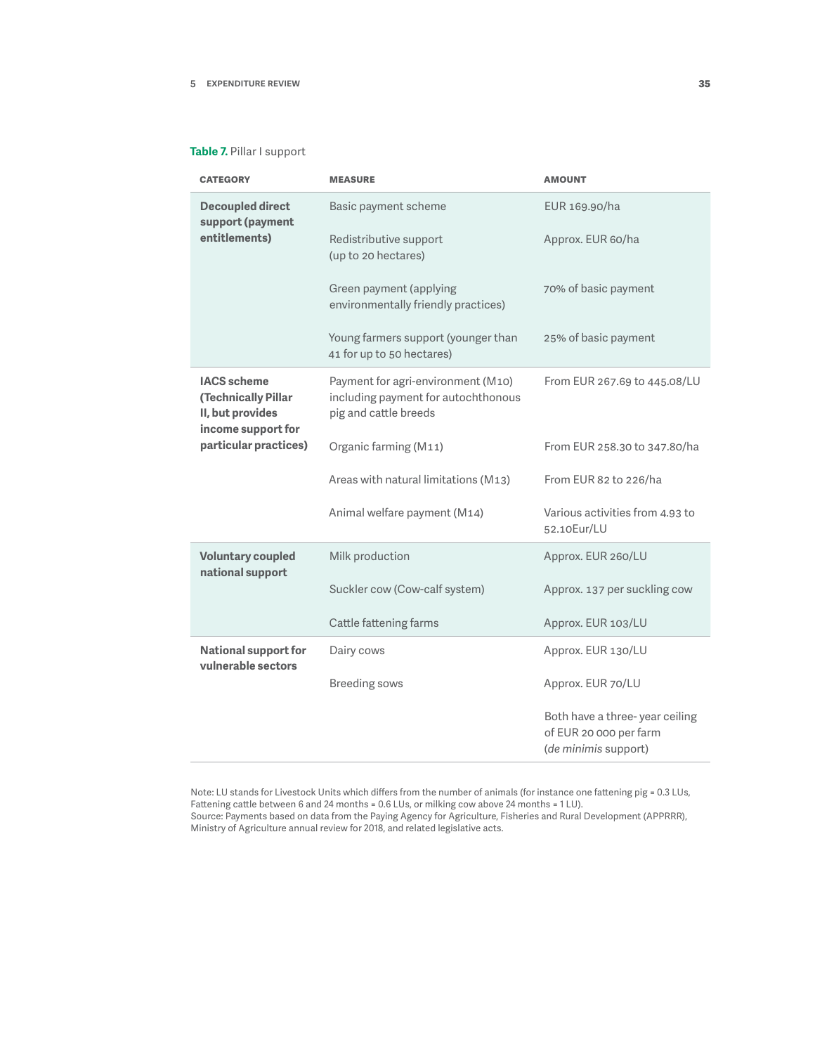**Table 7.** Pillar I support

| CATEGORY | MEASURE | AMOUNT |
|---|---|---|
| **Decoupled direct support (payment entitlements)** | Basic payment scheme | EUR 169.90/ha |
| | Redistributive support (up to 20 hectares) | Approx. EUR 60/ha |
| | Green payment (applying environmentally friendly practices) | 70% of basic payment |
| | Young farmers support (younger than 41 for up to 50 hectares) | 25% of basic payment |
| **IACS scheme (Technically Pillar II, but provides income support for particular practices)** | Payment for agri-environment (M10) including payment for autochthonous pig and cattle breeds | From EUR 267.69 to 445.08/LU |
| | Organic farming (M11) | From EUR 258.30 to 347.80/ha |
| | Areas with natural limitations (M13) | From EUR 82 to 226/ha |
| | Animal welfare payment (M14) | Various activities from 4.93 to 52.10Eur/LU |
| **Voluntary coupled national support** | Milk production | Approx. EUR 260/LU |
| | Suckler cow (Cow-calf system) | Approx. 137 per suckling cow |
| | Cattle fattening farms | Approx. EUR 103/LU |
| **National support for vulnerable sectors** | Dairy cows | Approx. EUR 130/LU |
| | Breeding sows | Approx. EUR 70/LU |
| | | Both have a three- year ceiling of EUR 20 000 per farm (*de minimis* support) |

Note: LU stands for Livestock Units which differs from the number of animals (for instance one fattening pig = 0.3 LUs, Fattening cattle between 6 and 24 months = 0.6 LUs, or milking cow above 24 months = 1 LU).
Source: Payments based on data from the Paying Agency for Agriculture, Fisheries and Rural Development (APPRRR), Ministry of Agriculture annual review for 2018, and related legislative acts.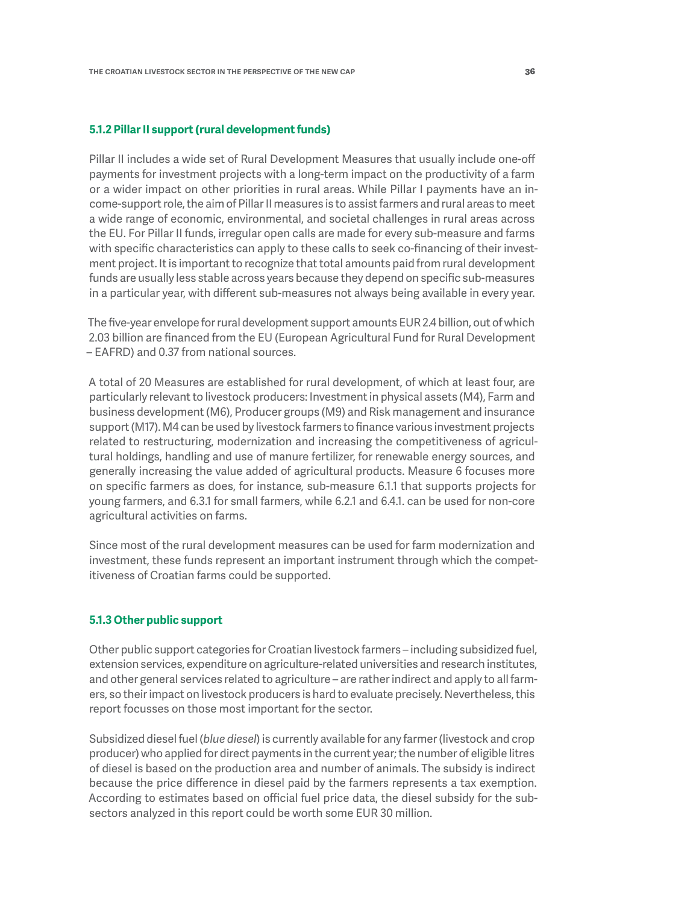### 5.1.2 Pillar II support (rural development funds)

Pillar II includes a wide set of Rural Development Measures that usually include one-off payments for investment projects with a long-term impact on the productivity of a farm or a wider impact on other priorities in rural areas. While Pillar I payments have an income-support role, the aim of Pillar II measures is to assist farmers and rural areas to meet a wide range of economic, environmental, and societal challenges in rural areas across the EU. For Pillar II funds, irregular open calls are made for every sub-measure and farms with specific characteristics can apply to these calls to seek co-financing of their investment project. It is important to recognize that total amounts paid from rural development funds are usually less stable across years because they depend on specific sub-measures in a particular year, with different sub-measures not always being available in every year.

The five-year envelope for rural development support amounts EUR 2.4 billion, out of which 2.03 billion are financed from the EU (European Agricultural Fund for Rural Development – EAFRD) and 0.37 from national sources.

A total of 20 Measures are established for rural development, of which at least four, are particularly relevant to livestock producers: Investment in physical assets (M4), Farm and business development (M6), Producer groups (M9) and Risk management and insurance support (M17). M4 can be used by livestock farmers to finance various investment projects related to restructuring, modernization and increasing the competitiveness of agricultural holdings, handling and use of manure fertilizer, for renewable energy sources, and generally increasing the value added of agricultural products. Measure 6 focuses more on specific farmers as does, for instance, sub-measure 6.1.1 that supports projects for young farmers, and 6.3.1 for small farmers, while 6.2.1 and 6.4.1. can be used for non-core agricultural activities on farms.

Since most of the rural development measures can be used for farm modernization and investment, these funds represent an important instrument through which the competitiveness of Croatian farms could be supported.

### 5.1.3 Other public support

Other public support categories for Croatian livestock farmers – including subsidized fuel, extension services, expenditure on agriculture-related universities and research institutes, and other general services related to agriculture – are rather indirect and apply to all farmers, so their impact on livestock producers is hard to evaluate precisely. Nevertheless, this report focusses on those most important for the sector.

Subsidized diesel fuel (*blue diesel*) is currently available for any farmer (livestock and crop producer) who applied for direct payments in the current year; the number of eligible litres of diesel is based on the production area and number of animals. The subsidy is indirect because the price difference in diesel paid by the farmers represents a tax exemption. According to estimates based on official fuel price data, the diesel subsidy for the subsectors analyzed in this report could be worth some EUR 30 million.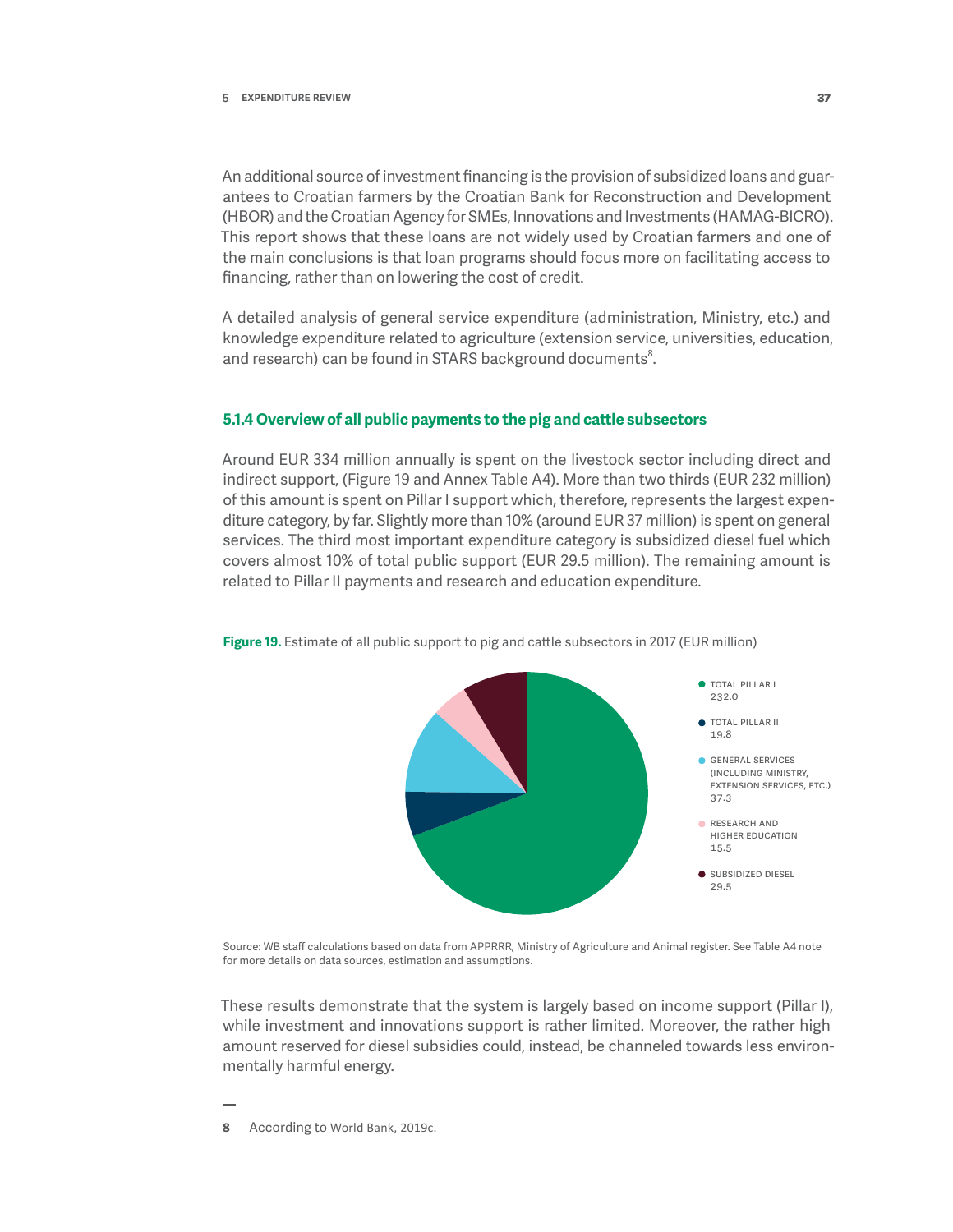An additional source of investment financing is the provision of subsidized loans and guarantees to Croatian farmers by the Croatian Bank for Reconstruction and Development (HBOR) and the Croatian Agency for SMEs, Innovations and Investments (HAMAG-BICRO). This report shows that these loans are not widely used by Croatian farmers and one of the main conclusions is that loan programs should focus more on facilitating access to financing, rather than on lowering the cost of credit.

A detailed analysis of general service expenditure (administration, Ministry, etc.) and knowledge expenditure related to agriculture (extension service, universities, education, and research) can be found in STARS background documents[8].

### 5.1.4 Overview of all public payments to the pig and cattle subsectors

Around EUR 334 million annually is spent on the livestock sector including direct and indirect support, (Figure 19 and Annex Table A4). More than two thirds (EUR 232 million) of this amount is spent on Pillar I support which, therefore, represents the largest expenditure category, by far. Slightly more than 10% (around EUR 37 million) is spent on general services. The third most important expenditure category is subsidized diesel fuel which covers almost 10% of total public support (EUR 29.5 million). The remaining amount is related to Pillar II payments and research and education expenditure.

**Figure 19.** Estimate of all public support to pig and cattle subsectors in 2017 (EUR million)

| Category | EUR million |
|---|---|
| TOTAL PILLAR I | 232.0 |
| TOTAL PILLAR II | 19.8 |
| GENERAL SERVICES (INCLUDING MINISTRY, EXTENSION SERVICES, ETC.) | 37.3 |
| RESEARCH AND HIGHER EDUCATION | 15.5 |
| SUBSIDIZED DIESEL | 29.5 |

Source: WB staff calculations based on data from APPRRR, Ministry of Agriculture and Animal register. See Table A4 note for more details on data sources, estimation and assumptions.

These results demonstrate that the system is largely based on income support (Pillar I), while investment and innovations support is rather limited. Moreover, the rather high amount reserved for diesel subsidies could, instead, be channeled towards less environmentally harmful energy.

---

8 According to World Bank, 2019c.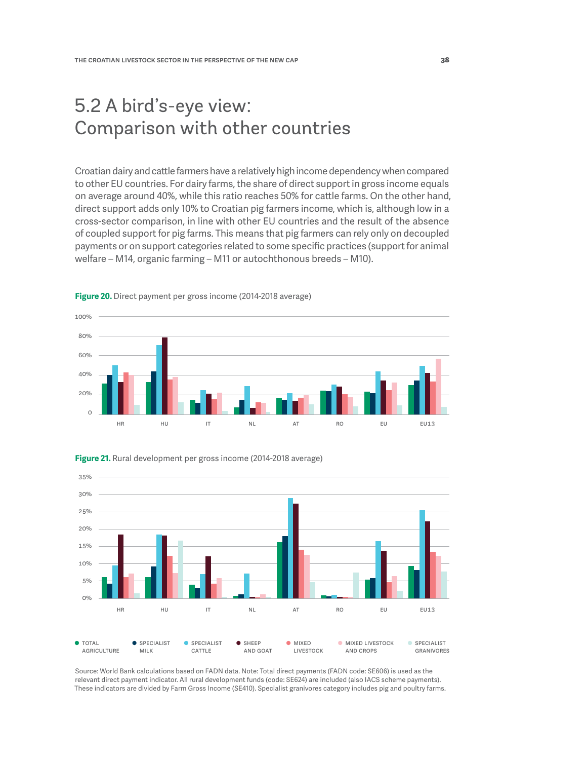## 5.2 A bird's-eye view: Comparison with other countries

Croatian dairy and cattle farmers have a relatively high income dependency when compared to other EU countries. For dairy farms, the share of direct support in gross income equals on average around 40%, while this ratio reaches 50% for cattle farms. On the other hand, direct support adds only 10% to Croatian pig farmers income, which is, although low in a cross-sector comparison, in line with other EU countries and the result of the absence of coupled support for pig farms. This means that pig farmers can rely only on decoupled payments or on support categories related to some specific practices (support for animal welfare – M14, organic farming – M11 or autochthonous breeds – M10).

**Figure 20.** Direct payment per gross income (2014-2018 average)

**Figure 21.** Rural development per gross income (2014-2018 average)

TOTAL AGRICULTURE · SPECIALIST MILK · SPECIALIST CATTLE · SHEEP AND GOAT · MIXED LIVESTOCK · MIXED LIVESTOCK AND CROPS · SPECIALIST GRANIVORES

Source: World Bank calculations based on FADN data. Note: Total direct payments (FADN code: SE606) is used as the relevant direct payment indicator. All rural development funds (code: SE624) are included (also IACS scheme payments). These indicators are divided by Farm Gross Income (SE410). Specialist granivores category includes pig and poultry farms.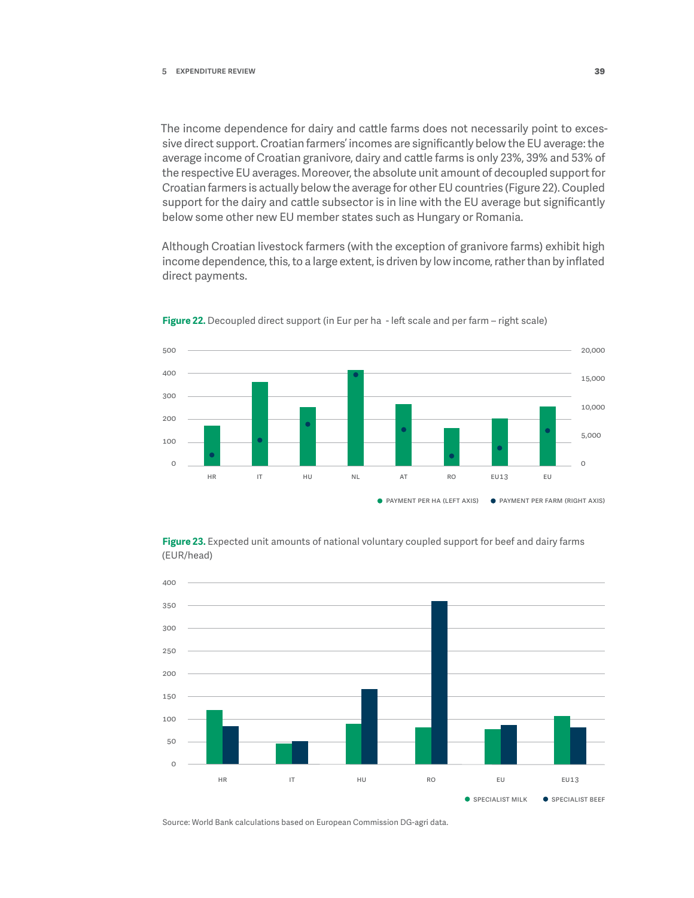The income dependence for dairy and cattle farms does not necessarily point to excessive direct support. Croatian farmers' incomes are significantly below the EU average: the average income of Croatian granivore, dairy and cattle farms is only 23%, 39% and 53% of the respective EU averages. Moreover, the absolute unit amount of decoupled support for Croatian farmers is actually below the average for other EU countries (Figure 22). Coupled support for the dairy and cattle subsector is in line with the EU average but significantly below some other new EU member states such as Hungary or Romania.

Although Croatian livestock farmers (with the exception of granivore farms) exhibit high income dependence, this, to a large extent, is driven by low income, rather than by inflated direct payments.

**Figure 22.** Decoupled direct support (in Eur per ha - left scale and per farm – right scale)

**Figure 23.** Expected unit amounts of national voluntary coupled support for beef and dairy farms (EUR/head)

Source: World Bank calculations based on European Commission DG-agri data.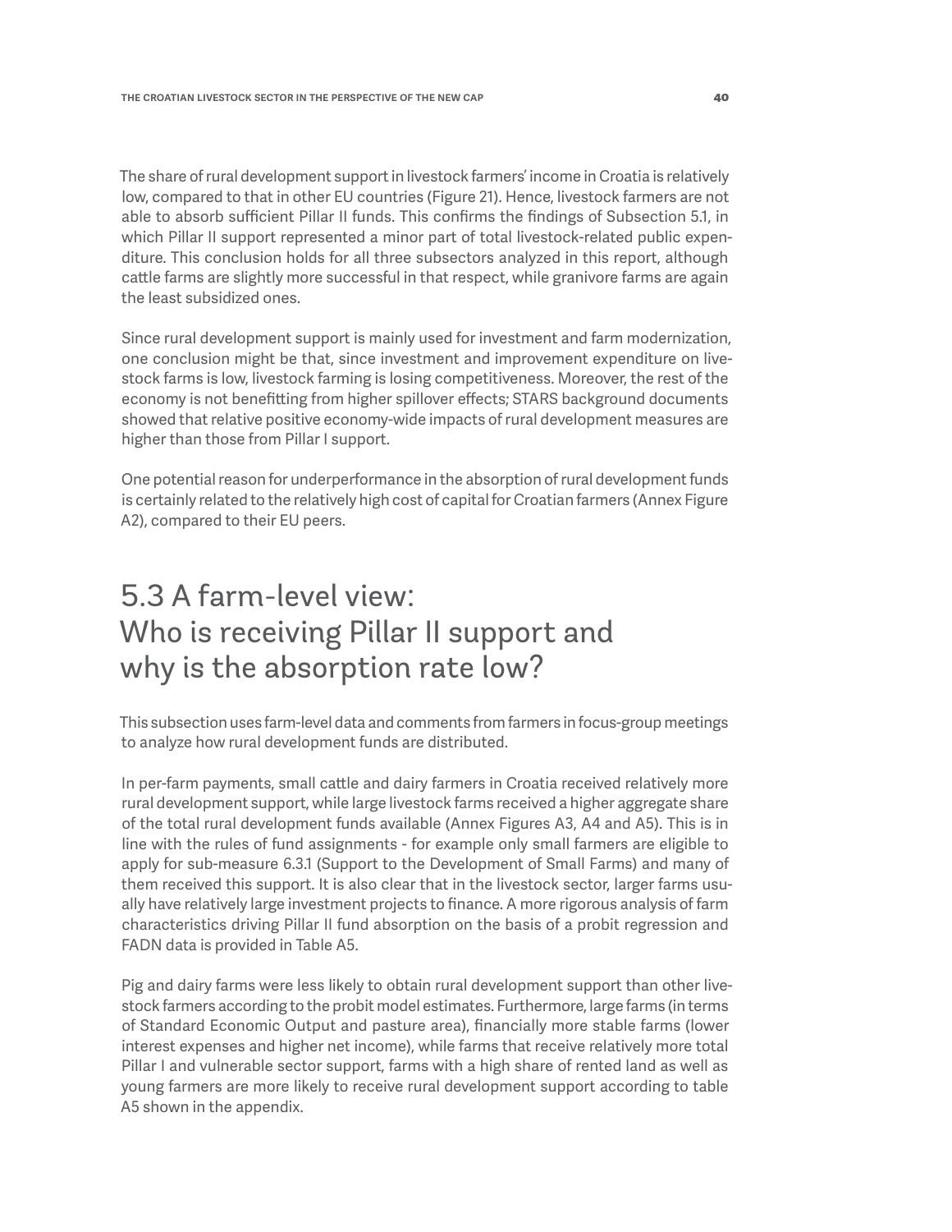The share of rural development support in livestock farmers' income in Croatia is relatively low, compared to that in other EU countries (Figure 21). Hence, livestock farmers are not able to absorb sufficient Pillar II funds. This confirms the findings of Subsection 5.1, in which Pillar II support represented a minor part of total livestock-related public expenditure. This conclusion holds for all three subsectors analyzed in this report, although cattle farms are slightly more successful in that respect, while granivore farms are again the least subsidized ones.

Since rural development support is mainly used for investment and farm modernization, one conclusion might be that, since investment and improvement expenditure on livestock farms is low, livestock farming is losing competitiveness. Moreover, the rest of the economy is not benefitting from higher spillover effects; STARS background documents showed that relative positive economy-wide impacts of rural development measures are higher than those from Pillar I support.

One potential reason for underperformance in the absorption of rural development funds is certainly related to the relatively high cost of capital for Croatian farmers (Annex Figure A2), compared to their EU peers.

## 5.3 A farm-level view: Who is receiving Pillar II support and why is the absorption rate low?

This subsection uses farm-level data and comments from farmers in focus-group meetings to analyze how rural development funds are distributed.

In per-farm payments, small cattle and dairy farmers in Croatia received relatively more rural development support, while large livestock farms received a higher aggregate share of the total rural development funds available (Annex Figures A3, A4 and A5). This is in line with the rules of fund assignments - for example only small farmers are eligible to apply for sub-measure 6.3.1 (Support to the Development of Small Farms) and many of them received this support. It is also clear that in the livestock sector, larger farms usually have relatively large investment projects to finance. A more rigorous analysis of farm characteristics driving Pillar II fund absorption on the basis of a probit regression and FADN data is provided in Table A5.

Pig and dairy farms were less likely to obtain rural development support than other livestock farmers according to the probit model estimates. Furthermore, large farms (in terms of Standard Economic Output and pasture area), financially more stable farms (lower interest expenses and higher net income), while farms that receive relatively more total Pillar I and vulnerable sector support, farms with a high share of rented land as well as young farmers are more likely to receive rural development support according to table A5 shown in the appendix.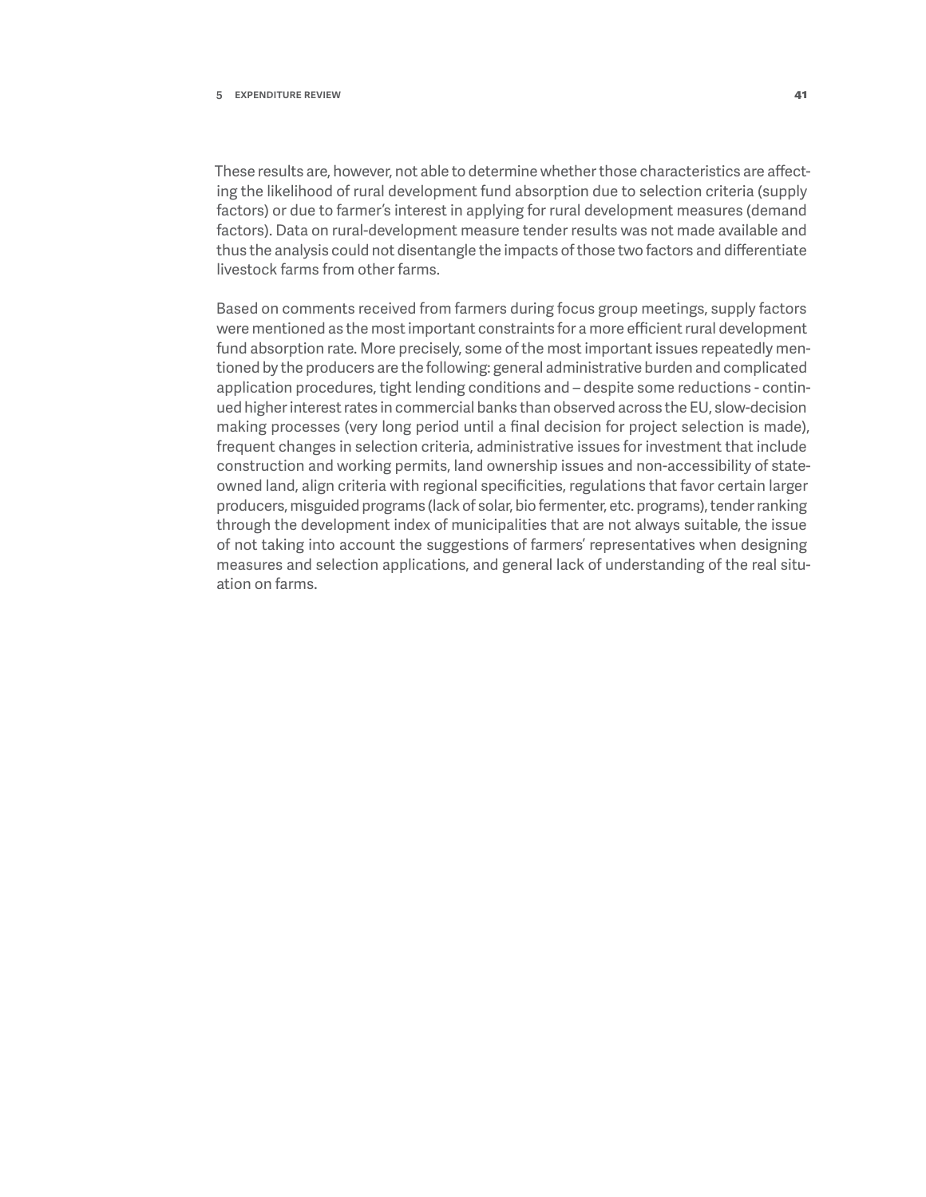These results are, however, not able to determine whether those characteristics are affecting the likelihood of rural development fund absorption due to selection criteria (supply factors) or due to farmer's interest in applying for rural development measures (demand factors). Data on rural-development measure tender results was not made available and thus the analysis could not disentangle the impacts of those two factors and differentiate livestock farms from other farms.

Based on comments received from farmers during focus group meetings, supply factors were mentioned as the most important constraints for a more efficient rural development fund absorption rate. More precisely, some of the most important issues repeatedly mentioned by the producers are the following: general administrative burden and complicated application procedures, tight lending conditions and – despite some reductions - continued higher interest rates in commercial banks than observed across the EU, slow-decision making processes (very long period until a final decision for project selection is made), frequent changes in selection criteria, administrative issues for investment that include construction and working permits, land ownership issues and non-accessibility of state-owned land, align criteria with regional specificities, regulations that favor certain larger producers, misguided programs (lack of solar, bio fermenter, etc. programs), tender ranking through the development index of municipalities that are not always suitable, the issue of not taking into account the suggestions of farmers' representatives when designing measures and selection applications, and general lack of understanding of the real situation on farms.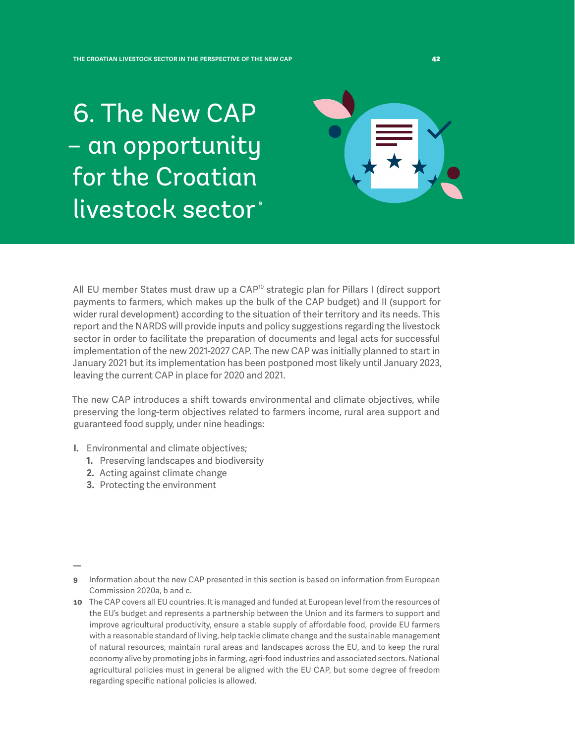# 6. The New CAP – an opportunity for the Croatian livestock sector[9]

All EU member States must draw up a CAP[10] strategic plan for Pillars I (direct support payments to farmers, which makes up the bulk of the CAP budget) and II (support for wider rural development) according to the situation of their territory and its needs. This report and the NARDS will provide inputs and policy suggestions regarding the livestock sector in order to facilitate the preparation of documents and legal acts for successful implementation of the new 2021-2027 CAP. The new CAP was initially planned to start in January 2021 but its implementation has been postponed most likely until January 2023, leaving the current CAP in place for 2020 and 2021.

The new CAP introduces a shift towards environmental and climate objectives, while preserving the long-term objectives related to farmers income, rural area support and guaranteed food supply, under nine headings:

**I.** Environmental and climate objectives;

1. Preserving landscapes and biodiversity
2. Acting against climate change
3. Protecting the environment

---

**9** Information about the new CAP presented in this section is based on information from European Commission 2020a, b and c.

**10** The CAP covers all EU countries. It is managed and funded at European level from the resources of the EU's budget and represents a partnership between the Union and its farmers to support and improve agricultural productivity, ensure a stable supply of affordable food, provide EU farmers with a reasonable standard of living, help tackle climate change and the sustainable management of natural resources, maintain rural areas and landscapes across the EU, and to keep the rural economy alive by promoting jobs in farming, agri-food industries and associated sectors. National agricultural policies must in general be aligned with the EU CAP, but some degree of freedom regarding specific national policies is allowed.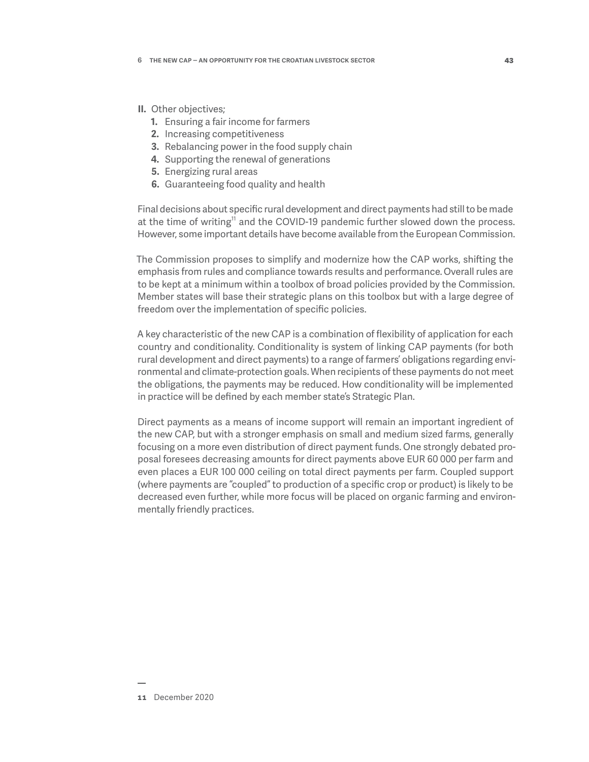**II.** Other objectives;

1. Ensuring a fair income for farmers
2. Increasing competitiveness
3. Rebalancing power in the food supply chain
4. Supporting the renewal of generations
5. Energizing rural areas
6. Guaranteeing food quality and health

Final decisions about specific rural development and direct payments had still to be made at the time of writing[11] and the COVID-19 pandemic further slowed down the process. However, some important details have become available from the European Commission.

The Commission proposes to simplify and modernize how the CAP works, shifting the emphasis from rules and compliance towards results and performance. Overall rules are to be kept at a minimum within a toolbox of broad policies provided by the Commission. Member states will base their strategic plans on this toolbox but with a large degree of freedom over the implementation of specific policies.

A key characteristic of the new CAP is a combination of flexibility of application for each country and conditionality. Conditionality is system of linking CAP payments (for both rural development and direct payments) to a range of farmers' obligations regarding environmental and climate-protection goals. When recipients of these payments do not meet the obligations, the payments may be reduced. How conditionality will be implemented in practice will be defined by each member state's Strategic Plan.

Direct payments as a means of income support will remain an important ingredient of the new CAP, but with a stronger emphasis on small and medium sized farms, generally focusing on a more even distribution of direct payment funds. One strongly debated proposal foresees decreasing amounts for direct payments above EUR 60 000 per farm and even places a EUR 100 000 ceiling on total direct payments per farm. Coupled support (where payments are "coupled" to production of a specific crop or product) is likely to be decreased even further, while more focus will be placed on organic farming and environmentally friendly practices.

---

**11** December 2020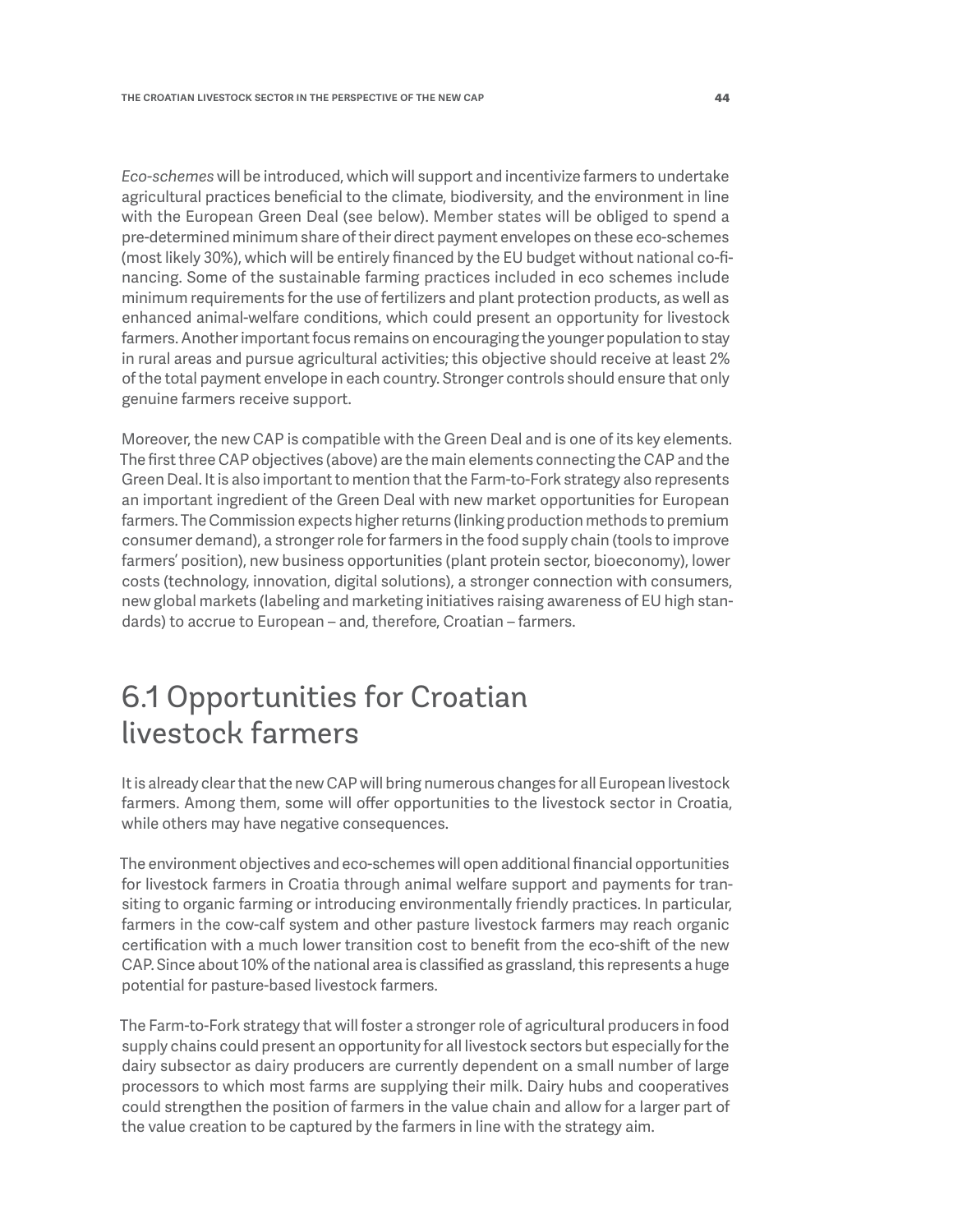*Eco-schemes* will be introduced, which will support and incentivize farmers to undertake agricultural practices beneficial to the climate, biodiversity, and the environment in line with the European Green Deal (see below). Member states will be obliged to spend a pre-determined minimum share of their direct payment envelopes on these eco-schemes (most likely 30%), which will be entirely financed by the EU budget without national co-financing. Some of the sustainable farming practices included in eco schemes include minimum requirements for the use of fertilizers and plant protection products, as well as enhanced animal-welfare conditions, which could present an opportunity for livestock farmers. Another important focus remains on encouraging the younger population to stay in rural areas and pursue agricultural activities; this objective should receive at least 2% of the total payment envelope in each country. Stronger controls should ensure that only genuine farmers receive support.

Moreover, the new CAP is compatible with the Green Deal and is one of its key elements. The first three CAP objectives (above) are the main elements connecting the CAP and the Green Deal. It is also important to mention that the Farm-to-Fork strategy also represents an important ingredient of the Green Deal with new market opportunities for European farmers. The Commission expects higher returns (linking production methods to premium consumer demand), a stronger role for farmers in the food supply chain (tools to improve farmers' position), new business opportunities (plant protein sector, bioeconomy), lower costs (technology, innovation, digital solutions), a stronger connection with consumers, new global markets (labeling and marketing initiatives raising awareness of EU high standards) to accrue to European – and, therefore, Croatian – farmers.

## 6.1 Opportunities for Croatian livestock farmers

It is already clear that the new CAP will bring numerous changes for all European livestock farmers. Among them, some will offer opportunities to the livestock sector in Croatia, while others may have negative consequences.

The environment objectives and eco-schemes will open additional financial opportunities for livestock farmers in Croatia through animal welfare support and payments for transiting to organic farming or introducing environmentally friendly practices. In particular, farmers in the cow-calf system and other pasture livestock farmers may reach organic certification with a much lower transition cost to benefit from the eco-shift of the new CAP. Since about 10% of the national area is classified as grassland, this represents a huge potential for pasture-based livestock farmers.

The Farm-to-Fork strategy that will foster a stronger role of agricultural producers in food supply chains could present an opportunity for all livestock sectors but especially for the dairy subsector as dairy producers are currently dependent on a small number of large processors to which most farms are supplying their milk. Dairy hubs and cooperatives could strengthen the position of farmers in the value chain and allow for a larger part of the value creation to be captured by the farmers in line with the strategy aim.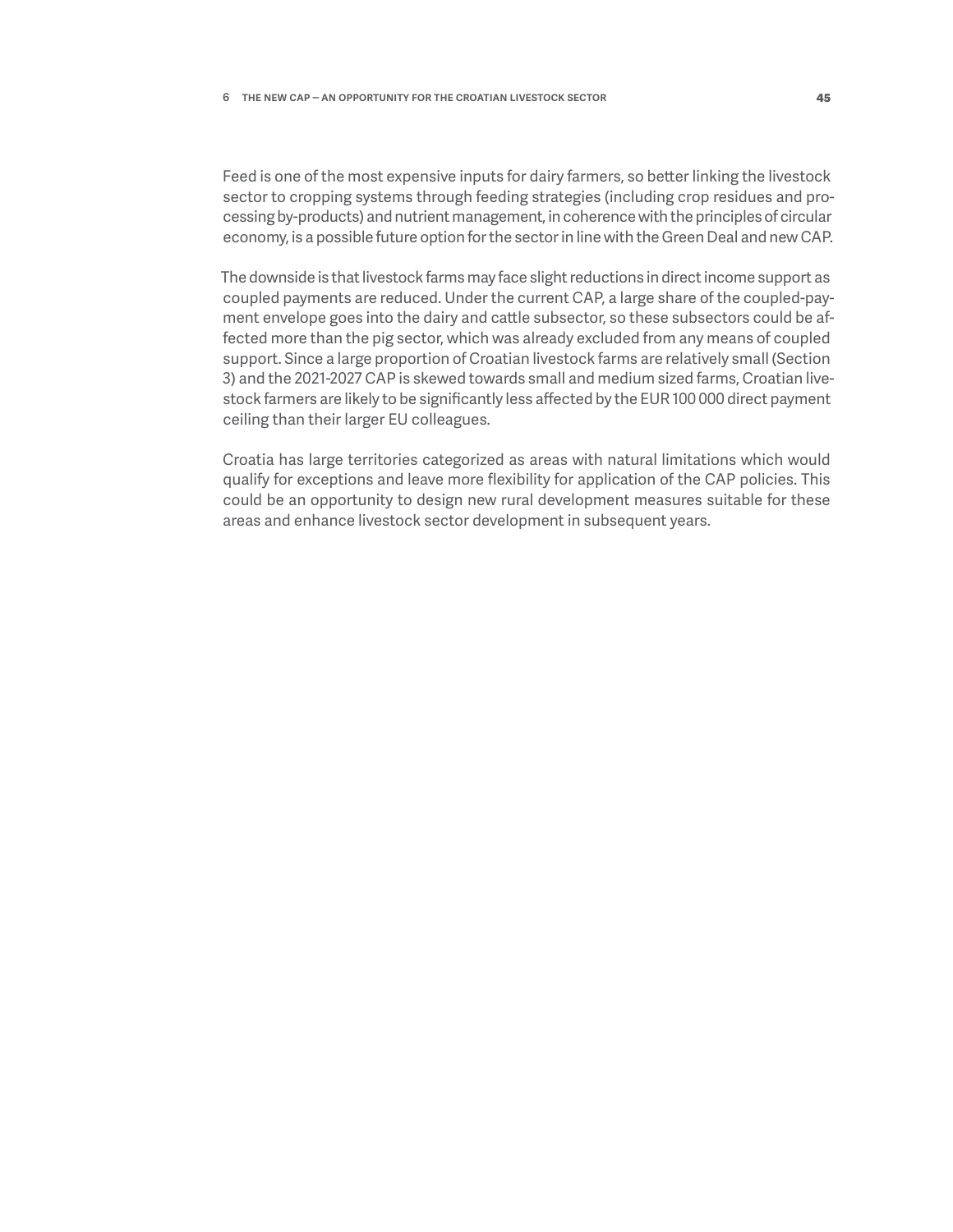Feed is one of the most expensive inputs for dairy farmers, so better linking the livestock sector to cropping systems through feeding strategies (including crop residues and processing by-products) and nutrient management, in coherence with the principles of circular economy, is a possible future option for the sector in line with the Green Deal and new CAP.

The downside is that livestock farms may face slight reductions in direct income support as coupled payments are reduced. Under the current CAP, a large share of the coupled-payment envelope goes into the dairy and cattle subsector, so these subsectors could be affected more than the pig sector, which was already excluded from any means of coupled support. Since a large proportion of Croatian livestock farms are relatively small (Section 3) and the 2021-2027 CAP is skewed towards small and medium sized farms, Croatian livestock farmers are likely to be significantly less affected by the EUR 100 000 direct payment ceiling than their larger EU colleagues.

Croatia has large territories categorized as areas with natural limitations which would qualify for exceptions and leave more flexibility for application of the CAP policies. This could be an opportunity to design new rural development measures suitable for these areas and enhance livestock sector development in subsequent years.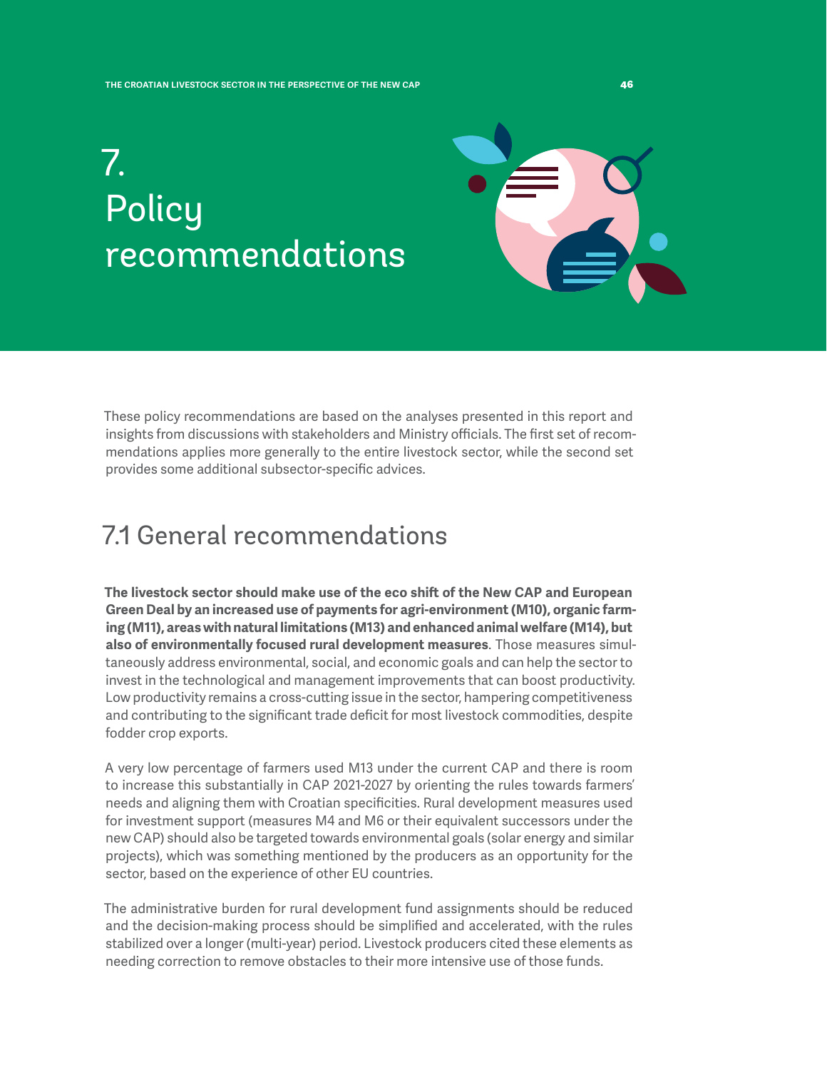# 7. Policy recommendations

These policy recommendations are based on the analyses presented in this report and insights from discussions with stakeholders and Ministry officials. The first set of recommendations applies more generally to the entire livestock sector, while the second set provides some additional subsector-specific advices.

## 7.1 General recommendations

**The livestock sector should make use of the eco shift of the New CAP and European Green Deal by an increased use of payments for agri-environment (M10), organic farming (M11), areas with natural limitations (M13) and enhanced animal welfare (M14), but also of environmentally focused rural development measures**. Those measures simultaneously address environmental, social, and economic goals and can help the sector to invest in the technological and management improvements that can boost productivity. Low productivity remains a cross-cutting issue in the sector, hampering competitiveness and contributing to the significant trade deficit for most livestock commodities, despite fodder crop exports.

A very low percentage of farmers used M13 under the current CAP and there is room to increase this substantially in CAP 2021-2027 by orienting the rules towards farmers' needs and aligning them with Croatian specificities. Rural development measures used for investment support (measures M4 and M6 or their equivalent successors under the new CAP) should also be targeted towards environmental goals (solar energy and similar projects), which was something mentioned by the producers as an opportunity for the sector, based on the experience of other EU countries.

The administrative burden for rural development fund assignments should be reduced and the decision-making process should be simplified and accelerated, with the rules stabilized over a longer (multi-year) period. Livestock producers cited these elements as needing correction to remove obstacles to their more intensive use of those funds.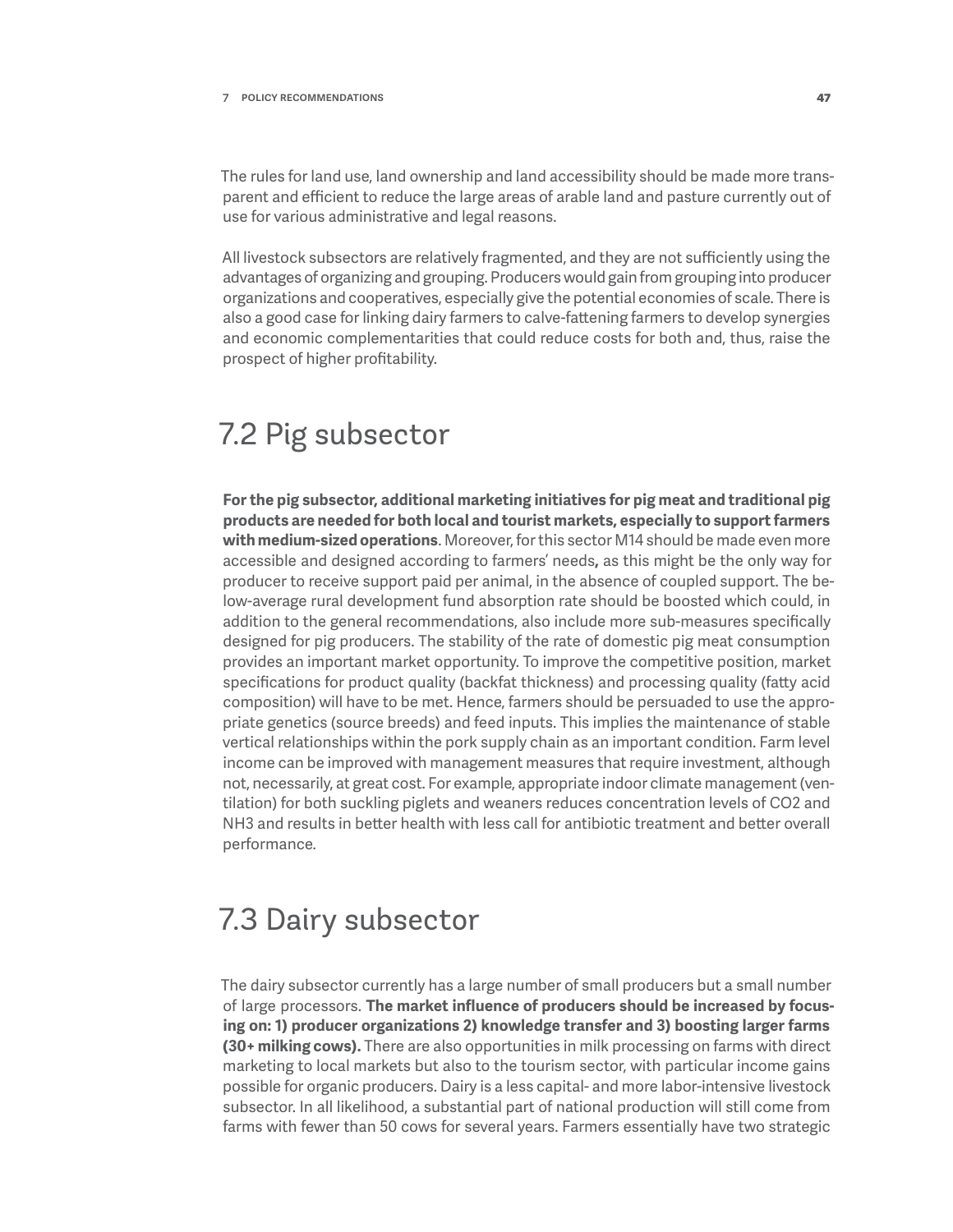The rules for land use, land ownership and land accessibility should be made more transparent and efficient to reduce the large areas of arable land and pasture currently out of use for various administrative and legal reasons.

All livestock subsectors are relatively fragmented, and they are not sufficiently using the advantages of organizing and grouping. Producers would gain from grouping into producer organizations and cooperatives, especially give the potential economies of scale. There is also a good case for linking dairy farmers to calve-fattening farmers to develop synergies and economic complementarities that could reduce costs for both and, thus, raise the prospect of higher profitability.

## 7.2 Pig subsector

**For the pig subsector, additional marketing initiatives for pig meat and traditional pig products are needed for both local and tourist markets, especially to support farmers with medium-sized operations**. Moreover, for this sector M14 should be made even more accessible and designed according to farmers' needs**,** as this might be the only way for producer to receive support paid per animal, in the absence of coupled support. The below-average rural development fund absorption rate should be boosted which could, in addition to the general recommendations, also include more sub-measures specifically designed for pig producers. The stability of the rate of domestic pig meat consumption provides an important market opportunity. To improve the competitive position, market specifications for product quality (backfat thickness) and processing quality (fatty acid composition) will have to be met. Hence, farmers should be persuaded to use the appropriate genetics (source breeds) and feed inputs. This implies the maintenance of stable vertical relationships within the pork supply chain as an important condition. Farm level income can be improved with management measures that require investment, although not, necessarily, at great cost. For example, appropriate indoor climate management (ventilation) for both suckling piglets and weaners reduces concentration levels of $CO_2$ and $NH_3$ and results in better health with less call for antibiotic treatment and better overall performance.

## 7.3 Dairy subsector

The dairy subsector currently has a large number of small producers but a small number of large processors. **The market influence of producers should be increased by focusing on: 1) producer organizations 2) knowledge transfer and 3) boosting larger farms (30+ milking cows).** There are also opportunities in milk processing on farms with direct marketing to local markets but also to the tourism sector, with particular income gains possible for organic producers. Dairy is a less capital- and more labor-intensive livestock subsector. In all likelihood, a substantial part of national production will still come from farms with fewer than 50 cows for several years. Farmers essentially have two strategic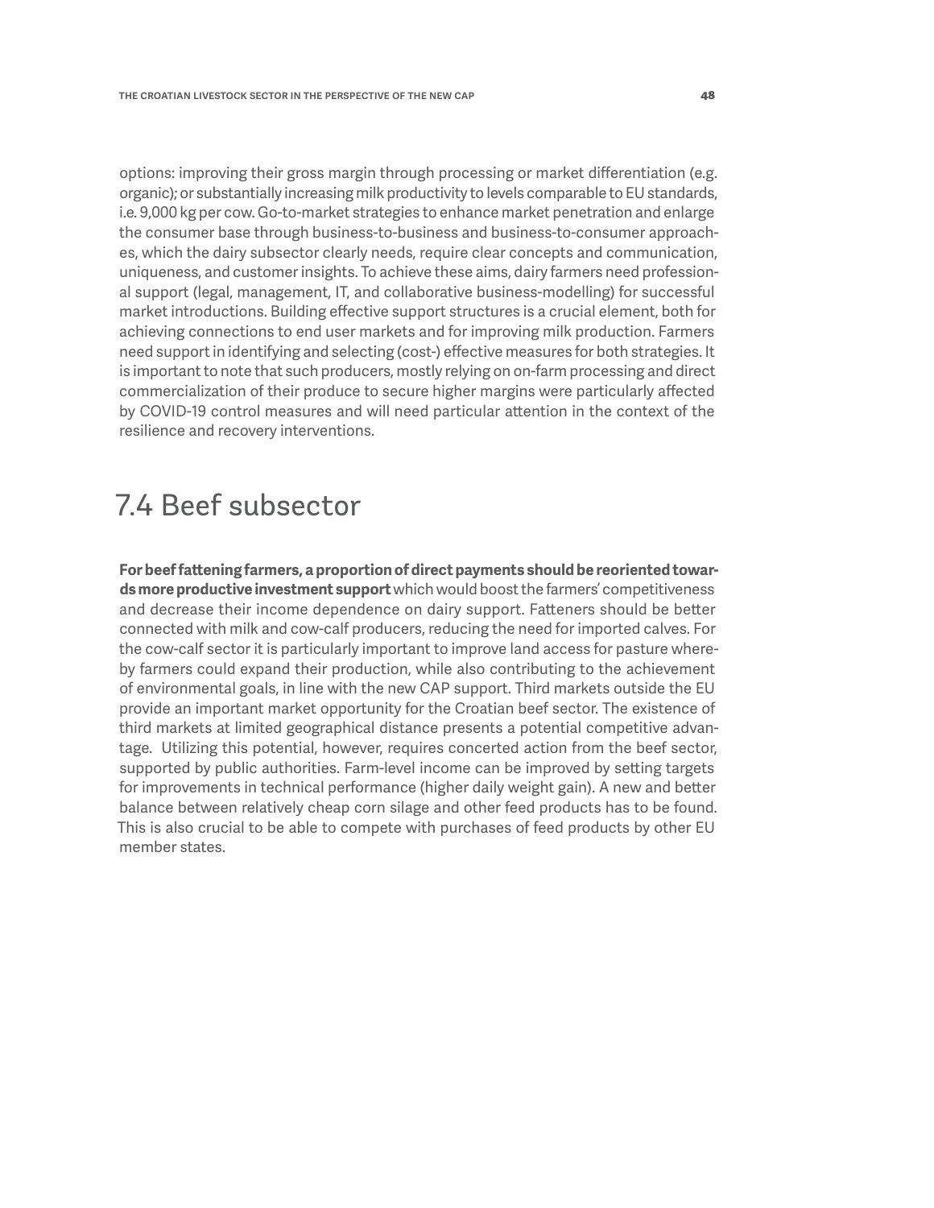options: improving their gross margin through processing or market differentiation (e.g. organic); or substantially increasing milk productivity to levels comparable to EU standards, i.e. 9,000 kg per cow. Go-to-market strategies to enhance market penetration and enlarge the consumer base through business-to-business and business-to-consumer approaches, which the dairy subsector clearly needs, require clear concepts and communication, uniqueness, and customer insights. To achieve these aims, dairy farmers need professional support (legal, management, IT, and collaborative business-modelling) for successful market introductions. Building effective support structures is a crucial element, both for achieving connections to end user markets and for improving milk production. Farmers need support in identifying and selecting (cost-) effective measures for both strategies. It is important to note that such producers, mostly relying on on-farm processing and direct commercialization of their produce to secure higher margins were particularly affected by COVID-19 control measures and will need particular attention in the context of the resilience and recovery interventions.

## 7.4 Beef subsector

**For beef fattening farmers, a proportion of direct payments should be reoriented towards more productive investment support** which would boost the farmers' competitiveness and decrease their income dependence on dairy support. Fatteners should be better connected with milk and cow-calf producers, reducing the need for imported calves. For the cow-calf sector it is particularly important to improve land access for pasture whereby farmers could expand their production, while also contributing to the achievement of environmental goals, in line with the new CAP support. Third markets outside the EU provide an important market opportunity for the Croatian beef sector. The existence of third markets at limited geographical distance presents a potential competitive advantage. Utilizing this potential, however, requires concerted action from the beef sector, supported by public authorities. Farm-level income can be improved by setting targets for improvements in technical performance (higher daily weight gain). A new and better balance between relatively cheap corn silage and other feed products has to be found. This is also crucial to be able to compete with purchases of feed products by other EU member states.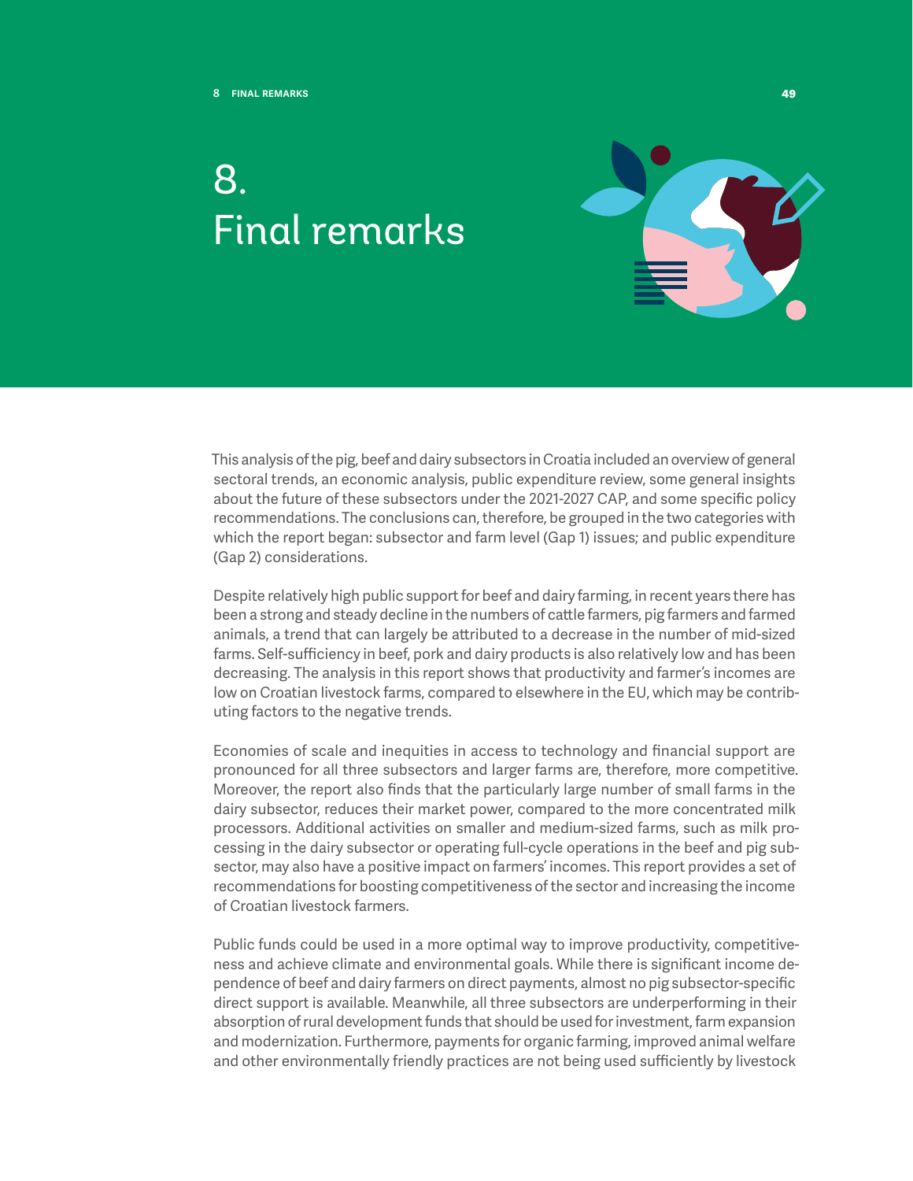# 8. Final remarks

This analysis of the pig, beef and dairy subsectors in Croatia included an overview of general sectoral trends, an economic analysis, public expenditure review, some general insights about the future of these subsectors under the 2021-2027 CAP, and some specific policy recommendations. The conclusions can, therefore, be grouped in the two categories with which the report began: subsector and farm level (Gap 1) issues; and public expenditure (Gap 2) considerations.

Despite relatively high public support for beef and dairy farming, in recent years there has been a strong and steady decline in the numbers of cattle farmers, pig farmers and farmed animals, a trend that can largely be attributed to a decrease in the number of mid-sized farms. Self-sufficiency in beef, pork and dairy products is also relatively low and has been decreasing. The analysis in this report shows that productivity and farmer's incomes are low on Croatian livestock farms, compared to elsewhere in the EU, which may be contributing factors to the negative trends.

Economies of scale and inequities in access to technology and financial support are pronounced for all three subsectors and larger farms are, therefore, more competitive. Moreover, the report also finds that the particularly large number of small farms in the dairy subsector, reduces their market power, compared to the more concentrated milk processors. Additional activities on smaller and medium-sized farms, such as milk processing in the dairy subsector or operating full-cycle operations in the beef and pig subsector, may also have a positive impact on farmers' incomes. This report provides a set of recommendations for boosting competitiveness of the sector and increasing the income of Croatian livestock farmers.

Public funds could be used in a more optimal way to improve productivity, competitiveness and achieve climate and environmental goals. While there is significant income dependence of beef and dairy farmers on direct payments, almost no pig subsector-specific direct support is available. Meanwhile, all three subsectors are underperforming in their absorption of rural development funds that should be used for investment, farm expansion and modernization. Furthermore, payments for organic farming, improved animal welfare and other environmentally friendly practices are not being used sufficiently by livestock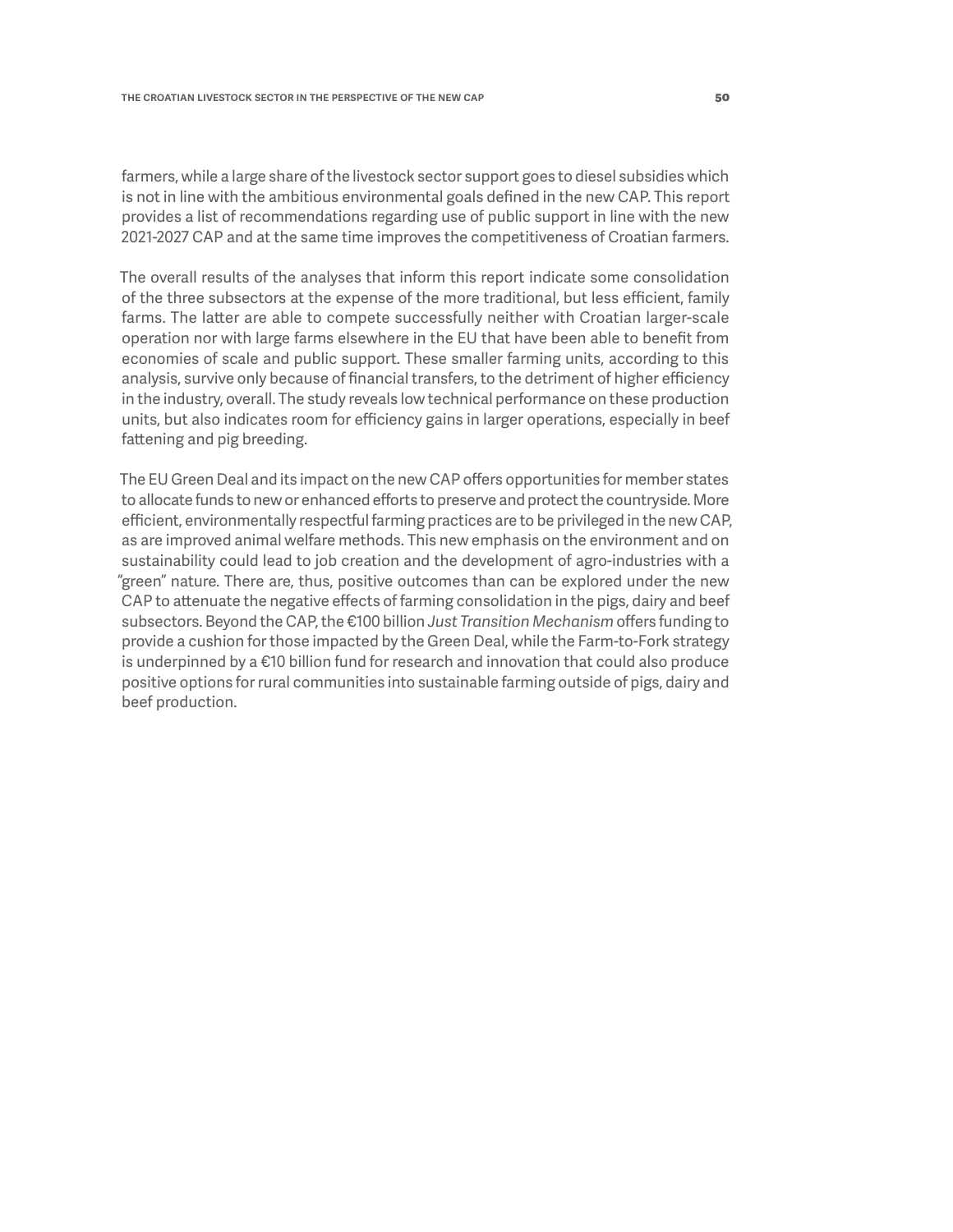farmers, while a large share of the livestock sector support goes to diesel subsidies which is not in line with the ambitious environmental goals defined in the new CAP. This report provides a list of recommendations regarding use of public support in line with the new 2021-2027 CAP and at the same time improves the competitiveness of Croatian farmers.

The overall results of the analyses that inform this report indicate some consolidation of the three subsectors at the expense of the more traditional, but less efficient, family farms. The latter are able to compete successfully neither with Croatian larger-scale operation nor with large farms elsewhere in the EU that have been able to benefit from economies of scale and public support. These smaller farming units, according to this analysis, survive only because of financial transfers, to the detriment of higher efficiency in the industry, overall. The study reveals low technical performance on these production units, but also indicates room for efficiency gains in larger operations, especially in beef fattening and pig breeding.

The EU Green Deal and its impact on the new CAP offers opportunities for member states to allocate funds to new or enhanced efforts to preserve and protect the countryside. More efficient, environmentally respectful farming practices are to be privileged in the new CAP, as are improved animal welfare methods. This new emphasis on the environment and on sustainability could lead to job creation and the development of agro-industries with a "green" nature. There are, thus, positive outcomes than can be explored under the new CAP to attenuate the negative effects of farming consolidation in the pigs, dairy and beef subsectors. Beyond the CAP, the €100 billion *Just Transition Mechanism* offers funding to provide a cushion for those impacted by the Green Deal, while the Farm-to-Fork strategy is underpinned by a €10 billion fund for research and innovation that could also produce positive options for rural communities into sustainable farming outside of pigs, dairy and beef production.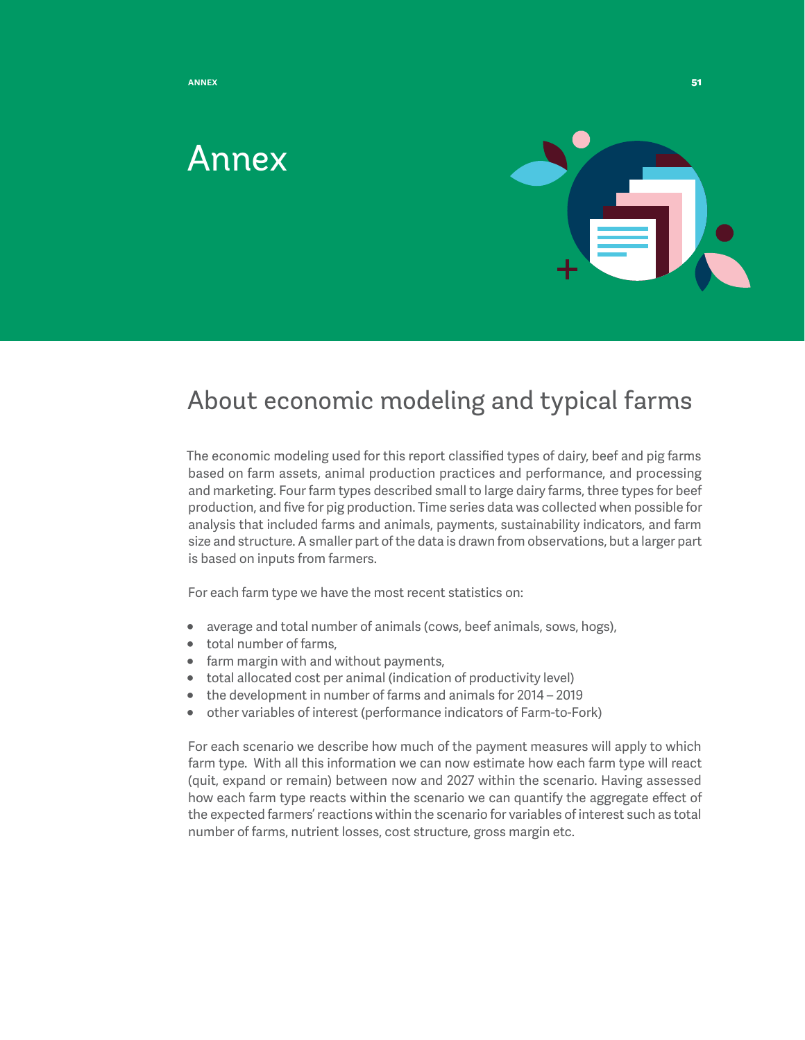# Annex

## About economic modeling and typical farms

The economic modeling used for this report classified types of dairy, beef and pig farms based on farm assets, animal production practices and performance, and processing and marketing. Four farm types described small to large dairy farms, three types for beef production, and five for pig production. Time series data was collected when possible for analysis that included farms and animals, payments, sustainability indicators, and farm size and structure. A smaller part of the data is drawn from observations, but a larger part is based on inputs from farmers.

For each farm type we have the most recent statistics on:

- average and total number of animals (cows, beef animals, sows, hogs),
- total number of farms,
- farm margin with and without payments,
- total allocated cost per animal (indication of productivity level)
- the development in number of farms and animals for 2014 – 2019
- other variables of interest (performance indicators of Farm-to-Fork)

For each scenario we describe how much of the payment measures will apply to which farm type. With all this information we can now estimate how each farm type will react (quit, expand or remain) between now and 2027 within the scenario. Having assessed how each farm type reacts within the scenario we can quantify the aggregate effect of the expected farmers' reactions within the scenario for variables of interest such as total number of farms, nutrient losses, cost structure, gross margin etc.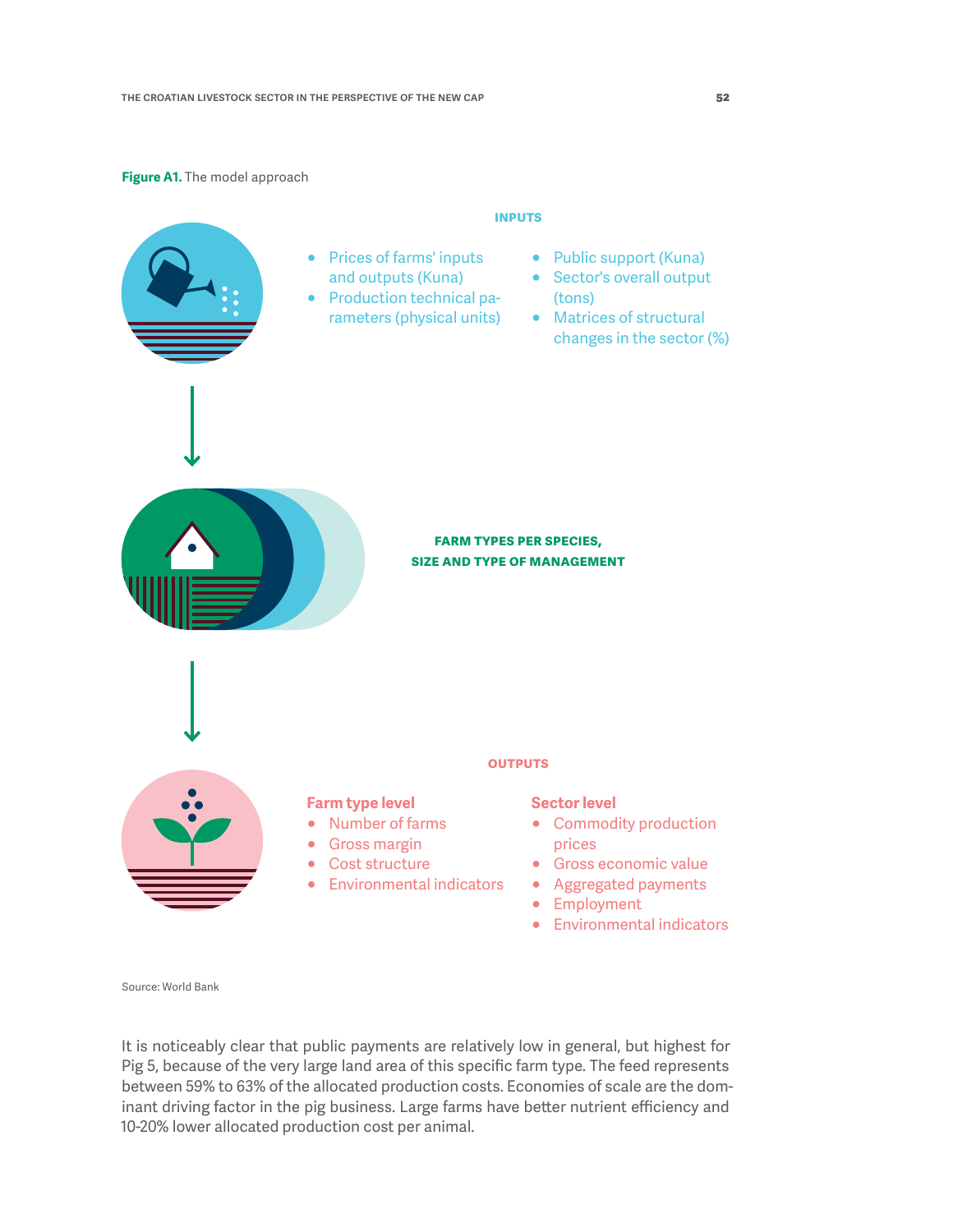**Figure A1.** The model approach

**INPUTS**

- Prices of farms' inputs and outputs (Kuna)
- Production technical parameters (physical units)
- Public support (Kuna)
- Sector's overall output (tons)
- Matrices of structural changes in the sector (%)

**FARM TYPES PER SPECIES, SIZE AND TYPE OF MANAGEMENT**

**OUTPUTS**

**Farm type level**

- Number of farms
- Gross margin
- Cost structure
- Environmental indicators

**Sector level**

- Commodity production prices
- Gross economic value
- Aggregated payments
- Employment
- Environmental indicators

Source: World Bank

It is noticeably clear that public payments are relatively low in general, but highest for Pig 5, because of the very large land area of this specific farm type. The feed represents between 59% to 63% of the allocated production costs. Economies of scale are the dominant driving factor in the pig business. Large farms have better nutrient efficiency and 10-20% lower allocated production cost per animal.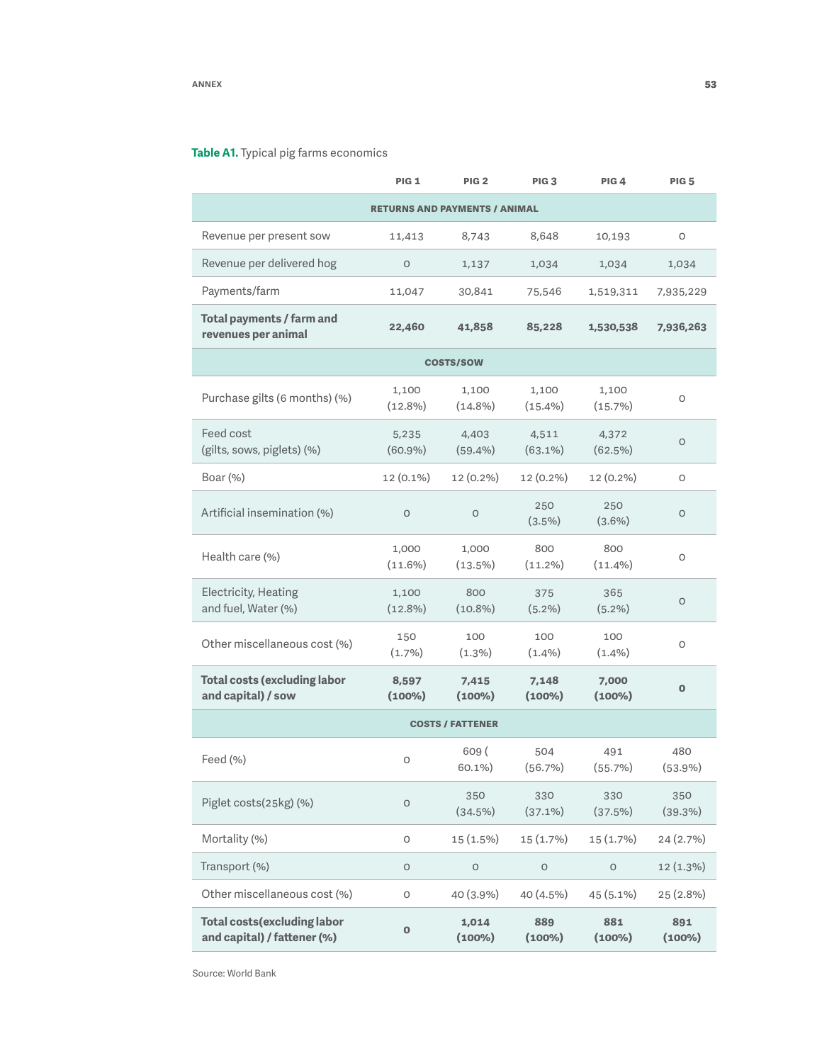**Table A1.** Typical pig farms economics

| | PIG 1 | PIG 2 | PIG 3 | PIG 4 | PIG 5 |
|---|---|---|---|---|---|
| **RETURNS AND PAYMENTS / ANIMAL** | | | | | |
| Revenue per present sow | 11,413 | 8,743 | 8,648 | 10,193 | 0 |
| Revenue per delivered hog | 0 | 1,137 | 1,034 | 1,034 | 1,034 |
| Payments/farm | 11,047 | 30,841 | 75,546 | 1,519,311 | 7,935,229 |
| **Total payments / farm and revenues per animal** | **22,460** | **41,858** | **85,228** | **1,530,538** | **7,936,263** |
| **COSTS/SOW** | | | | | |
| Purchase gilts (6 months) (%) | 1,100 (12.8%) | 1,100 (14.8%) | 1,100 (15.4%) | 1,100 (15.7%) | 0 |
| Feed cost (gilts, sows, piglets) (%) | 5,235 (60.9%) | 4,403 (59.4%) | 4,511 (63.1%) | 4,372 (62.5%) | 0 |
| Boar (%) | 12 (0.1%) | 12 (0.2%) | 12 (0.2%) | 12 (0.2%) | 0 |
| Artificial insemination (%) | 0 | 0 | 250 (3.5%) | 250 (3.6%) | 0 |
| Health care (%) | 1,000 (11.6%) | 1,000 (13.5%) | 800 (11.2%) | 800 (11.4%) | 0 |
| Electricity, Heating and fuel, Water (%) | 1,100 (12.8%) | 800 (10.8%) | 375 (5.2%) | 365 (5.2%) | 0 |
| Other miscellaneous cost (%) | 150 (1.7%) | 100 (1.3%) | 100 (1.4%) | 100 (1.4%) | 0 |
| **Total costs (excluding labor and capital) / sow** | **8,597 (100%)** | **7,415 (100%)** | **7,148 (100%)** | **7,000 (100%)** | **0** |
| **COSTS / FATTENER** | | | | | |
| Feed (%) | 0 | 609 ( 60.1%) | 504 (56.7%) | 491 (55.7%) | 480 (53.9%) |
| Piglet costs(25kg) (%) | 0 | 350 (34.5%) | 330 (37.1%) | 330 (37.5%) | 350 (39.3%) |
| Mortality (%) | 0 | 15 (1.5%) | 15 (1.7%) | 15 (1.7%) | 24 (2.7%) |
| Transport (%) | 0 | 0 | 0 | 0 | 12 (1.3%) |
| Other miscellaneous cost (%) | 0 | 40 (3.9%) | 40 (4.5%) | 45 (5.1%) | 25 (2.8%) |
| **Total costs(excluding labor and capital) / fattener (%)** | **0** | **1,014 (100%)** | **889 (100%)** | **881 (100%)** | **891 (100%)** |

Source: World Bank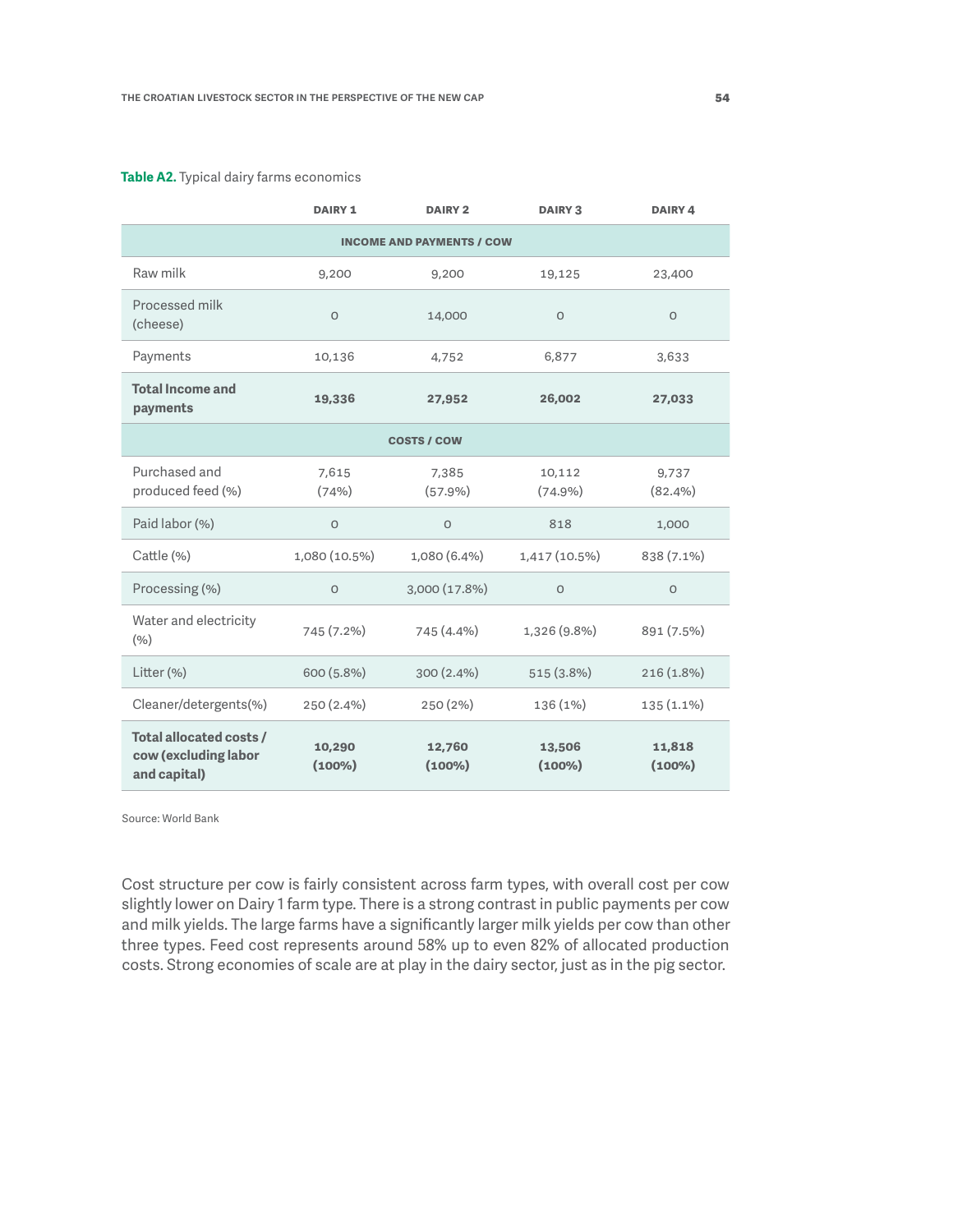**Table A2.** Typical dairy farms economics

| | DAIRY 1 | DAIRY 2 | DAIRY 3 | DAIRY 4 |
|---|---|---|---|---|
| **INCOME AND PAYMENTS / COW** | | | | |
| Raw milk | 9,200 | 9,200 | 19,125 | 23,400 |
| Processed milk (cheese) | 0 | 14,000 | 0 | 0 |
| Payments | 10,136 | 4,752 | 6,877 | 3,633 |
| **Total Income and payments** | **19,336** | **27,952** | **26,002** | **27,033** |
| **COSTS / COW** | | | | |
| Purchased and produced feed (%) | 7,615 (74%) | 7,385 (57.9%) | 10,112 (74.9%) | 9,737 (82.4%) |
| Paid labor (%) | 0 | 0 | 818 | 1,000 |
| Cattle (%) | 1,080 (10.5%) | 1,080 (6.4%) | 1,417 (10.5%) | 838 (7.1%) |
| Processing (%) | 0 | 3,000 (17.8%) | 0 | 0 |
| Water and electricity (%) | 745 (7.2%) | 745 (4.4%) | 1,326 (9.8%) | 891 (7.5%) |
| Litter (%) | 600 (5.8%) | 300 (2.4%) | 515 (3.8%) | 216 (1.8%) |
| Cleaner/detergents(%) | 250 (2.4%) | 250 (2%) | 136 (1%) | 135 (1.1%) |
| **Total allocated costs / cow (excluding labor and capital)** | **10,290 (100%)** | **12,760 (100%)** | **13,506 (100%)** | **11,818 (100%)** |

Source: World Bank

Cost structure per cow is fairly consistent across farm types, with overall cost per cow slightly lower on Dairy 1 farm type. There is a strong contrast in public payments per cow and milk yields. The large farms have a significantly larger milk yields per cow than other three types. Feed cost represents around 58% up to even 82% of allocated production costs. Strong economies of scale are at play in the dairy sector, just as in the pig sector.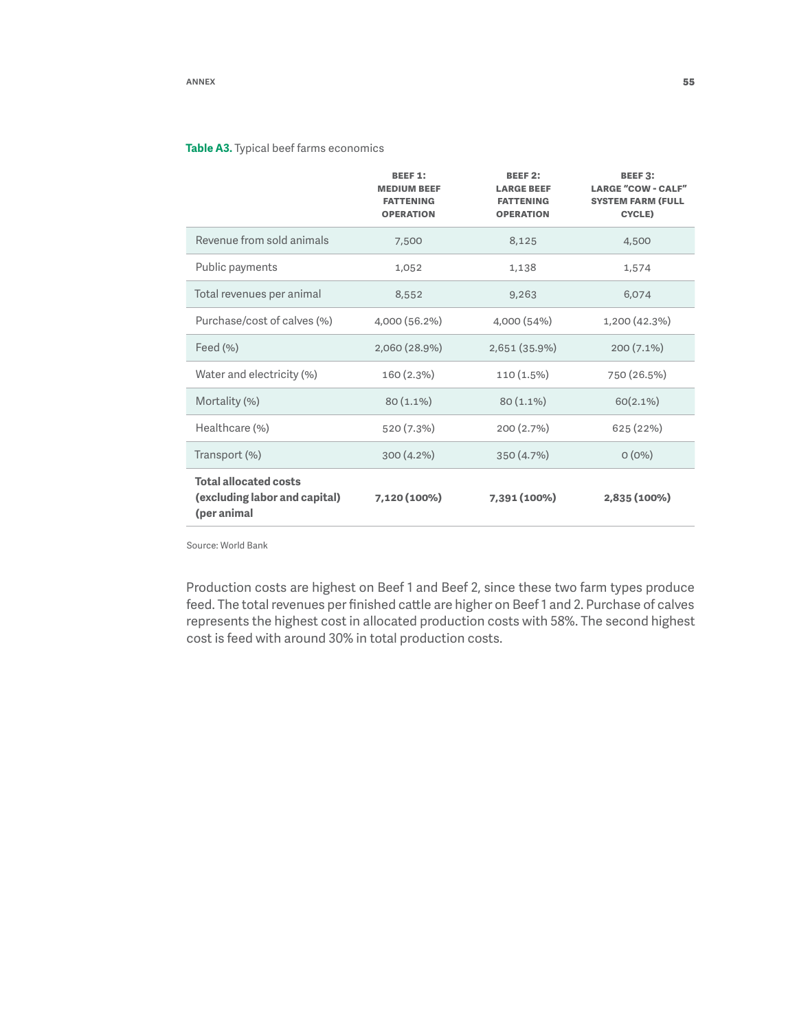**Table A3.** Typical beef farms economics

| | BEEF 1: MEDIUM BEEF FATTENING OPERATION | BEEF 2: LARGE BEEF FATTENING OPERATION | BEEF 3: LARGE "COW - CALF" SYSTEM FARM (FULL CYCLE) |
|---|---|---|---|
| Revenue from sold animals | 7,500 | 8,125 | 4,500 |
| Public payments | 1,052 | 1,138 | 1,574 |
| Total revenues per animal | 8,552 | 9,263 | 6,074 |
| Purchase/cost of calves (%) | 4,000 (56.2%) | 4,000 (54%) | 1,200 (42.3%) |
| Feed (%) | 2,060 (28.9%) | 2,651 (35.9%) | 200 (7.1%) |
| Water and electricity (%) | 160 (2.3%) | 110 (1.5%) | 750 (26.5%) |
| Mortality (%) | 80 (1.1%) | 80 (1.1%) | 60(2.1%) |
| Healthcare (%) | 520 (7.3%) | 200 (2.7%) | 625 (22%) |
| Transport (%) | 300 (4.2%) | 350 (4.7%) | 0 (0%) |
| **Total allocated costs (excluding labor and capital) (per animal** | **7,120 (100%)** | **7,391 (100%)** | **2,835 (100%)** |

Source: World Bank

Production costs are highest on Beef 1 and Beef 2, since these two farm types produce feed. The total revenues per finished cattle are higher on Beef 1 and 2. Purchase of calves represents the highest cost in allocated production costs with 58%. The second highest cost is feed with around 30% in total production costs.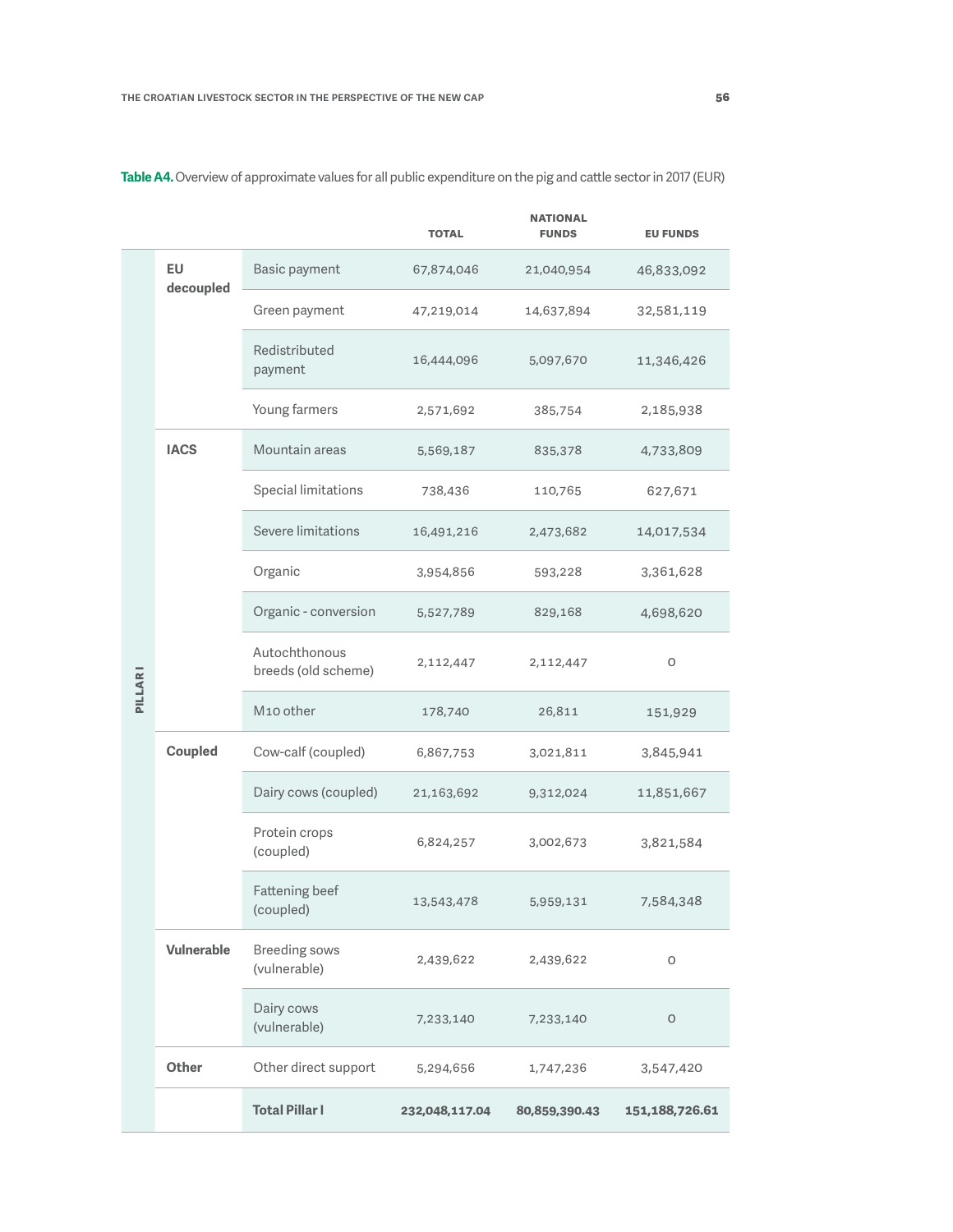**Table A4.** Overview of approximate values for all public expenditure on the pig and cattle sector in 2017 (EUR)

| | | | TOTAL | NATIONAL FUNDS | EU FUNDS |
|---|---|---|---|---|---|
| PILLAR I | EU decoupled | Basic payment | 67,874,046 | 21,040,954 | 46,833,092 |
| | | Green payment | 47,219,014 | 14,637,894 | 32,581,119 |
| | | Redistributed payment | 16,444,096 | 5,097,670 | 11,346,426 |
| | | Young farmers | 2,571,692 | 385,754 | 2,185,938 |
| | IACS | Mountain areas | 5,569,187 | 835,378 | 4,733,809 |
| | | Special limitations | 738,436 | 110,765 | 627,671 |
| | | Severe limitations | 16,491,216 | 2,473,682 | 14,017,534 |
| | | Organic | 3,954,856 | 593,228 | 3,361,628 |
| | | Organic - conversion | 5,527,789 | 829,168 | 4,698,620 |
| | | Autochthonous breeds (old scheme) | 2,112,447 | 2,112,447 | 0 |
| | | M10 other | 178,740 | 26,811 | 151,929 |
| | Coupled | Cow-calf (coupled) | 6,867,753 | 3,021,811 | 3,845,941 |
| | | Dairy cows (coupled) | 21,163,692 | 9,312,024 | 11,851,667 |
| | | Protein crops (coupled) | 6,824,257 | 3,002,673 | 3,821,584 |
| | | Fattening beef (coupled) | 13,543,478 | 5,959,131 | 7,584,348 |
| | Vulnerable | Breeding sows (vulnerable) | 2,439,622 | 2,439,622 | 0 |
| | | Dairy cows (vulnerable) | 7,233,140 | 7,233,140 | 0 |
| | Other | Other direct support | 5,294,656 | 1,747,236 | 3,547,420 |
| | | **Total Pillar I** | **232,048,117.04** | **80,859,390.43** | **151,188,726.61** |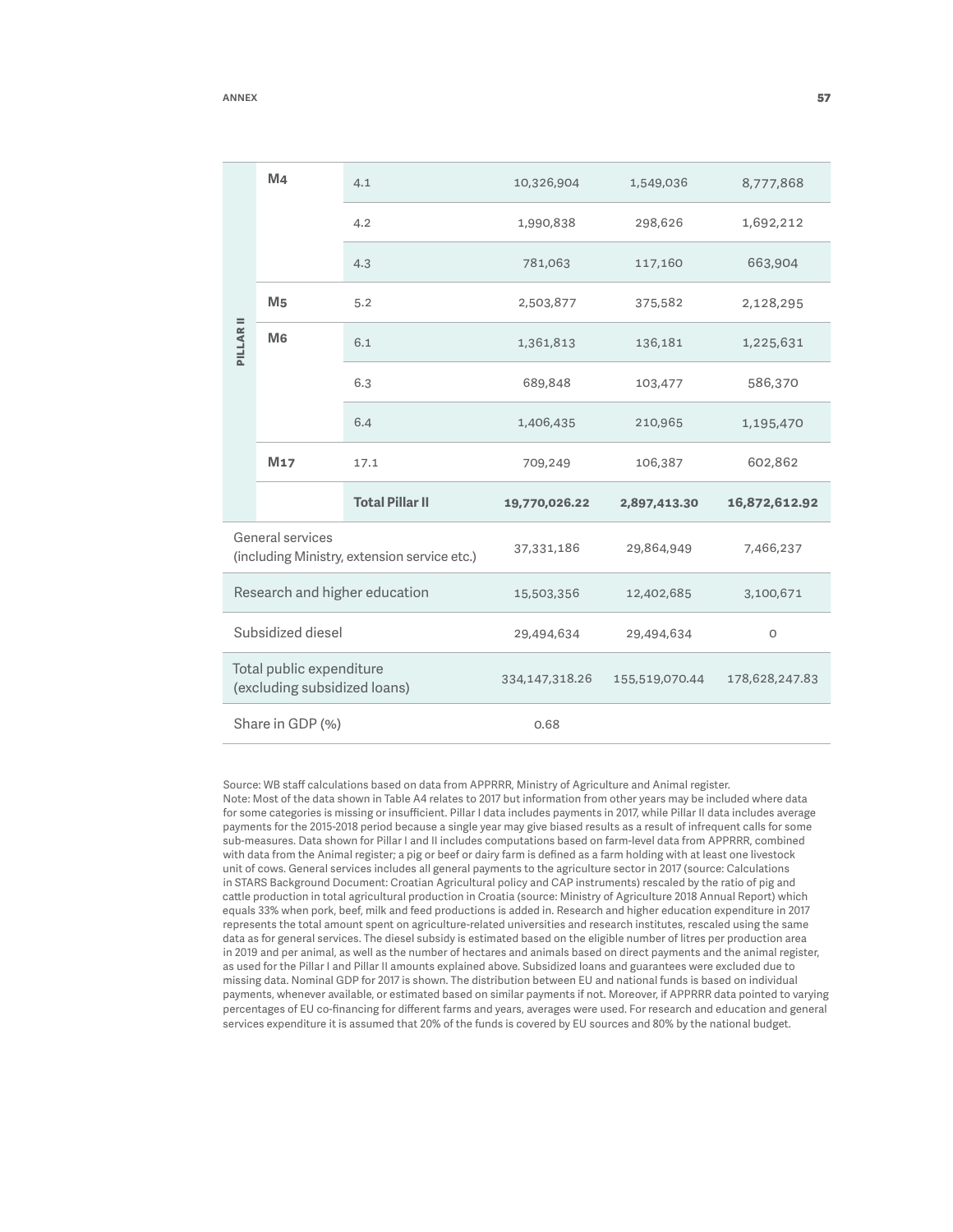| | | | | | |
|---|---|---|---|---|---|
| PILLAR II | M4 | 4.1 | 10,326,904 | 1,549,036 | 8,777,868 |
| | | 4.2 | 1,990,838 | 298,626 | 1,692,212 |
| | | 4.3 | 781,063 | 117,160 | 663,904 |
| | M5 | 5.2 | 2,503,877 | 375,582 | 2,128,295 |
| | M6 | 6.1 | 1,361,813 | 136,181 | 1,225,631 |
| | | 6.3 | 689,848 | 103,477 | 586,370 |
| | | 6.4 | 1,406,435 | 210,965 | 1,195,470 |
| | M17 | 17.1 | 709,249 | 106,387 | 602,862 |
| | | **Total Pillar II** | **19,770,026.22** | **2,897,413.30** | **16,872,612.92** |
| General services (including Ministry, extension service etc.) | | | 37,331,186 | 29,864,949 | 7,466,237 |
| Research and higher education | | | 15,503,356 | 12,402,685 | 3,100,671 |
| Subsidized diesel | | | 29,494,634 | 29,494,634 | 0 |
| Total public expenditure (excluding subsidized loans) | | | 334,147,318.26 | 155,519,070.44 | 178,628,247.83 |
| Share in GDP (%) | | | 0.68 | | |

Source: WB staff calculations based on data from APPRRR, Ministry of Agriculture and Animal register.
Note: Most of the data shown in Table A4 relates to 2017 but information from other years may be included where data for some categories is missing or insufficient. Pillar I data includes payments in 2017, while Pillar II data includes average payments for the 2015-2018 period because a single year may give biased results as a result of infrequent calls for some sub-measures. Data shown for Pillar I and II includes computations based on farm-level data from APPRRR, combined with data from the Animal register; a pig or beef or dairy farm is defined as a farm holding with at least one livestock unit of cows. General services includes all general payments to the agriculture sector in 2017 (source: Calculations in STARS Background Document: Croatian Agricultural policy and CAP instruments) rescaled by the ratio of pig and cattle production in total agricultural production in Croatia (source: Ministry of Agriculture 2018 Annual Report) which equals 33% when pork, beef, milk and feed productions is added in. Research and higher education expenditure in 2017 represents the total amount spent on agriculture-related universities and research institutes, rescaled using the same data as for general services. The diesel subsidy is estimated based on the eligible number of litres per production area in 2019 and per animal, as well as the number of hectares and animals based on direct payments and the animal register, as used for the Pillar I and Pillar II amounts explained above. Subsidized loans and guarantees were excluded due to missing data. Nominal GDP for 2017 is shown. The distribution between EU and national funds is based on individual payments, whenever available, or estimated based on similar payments if not. Moreover, if APPRRR data pointed to varying percentages of EU co-financing for different farms and years, averages were used. For research and education and general services expenditure it is assumed that 20% of the funds is covered by EU sources and 80% by the national budget.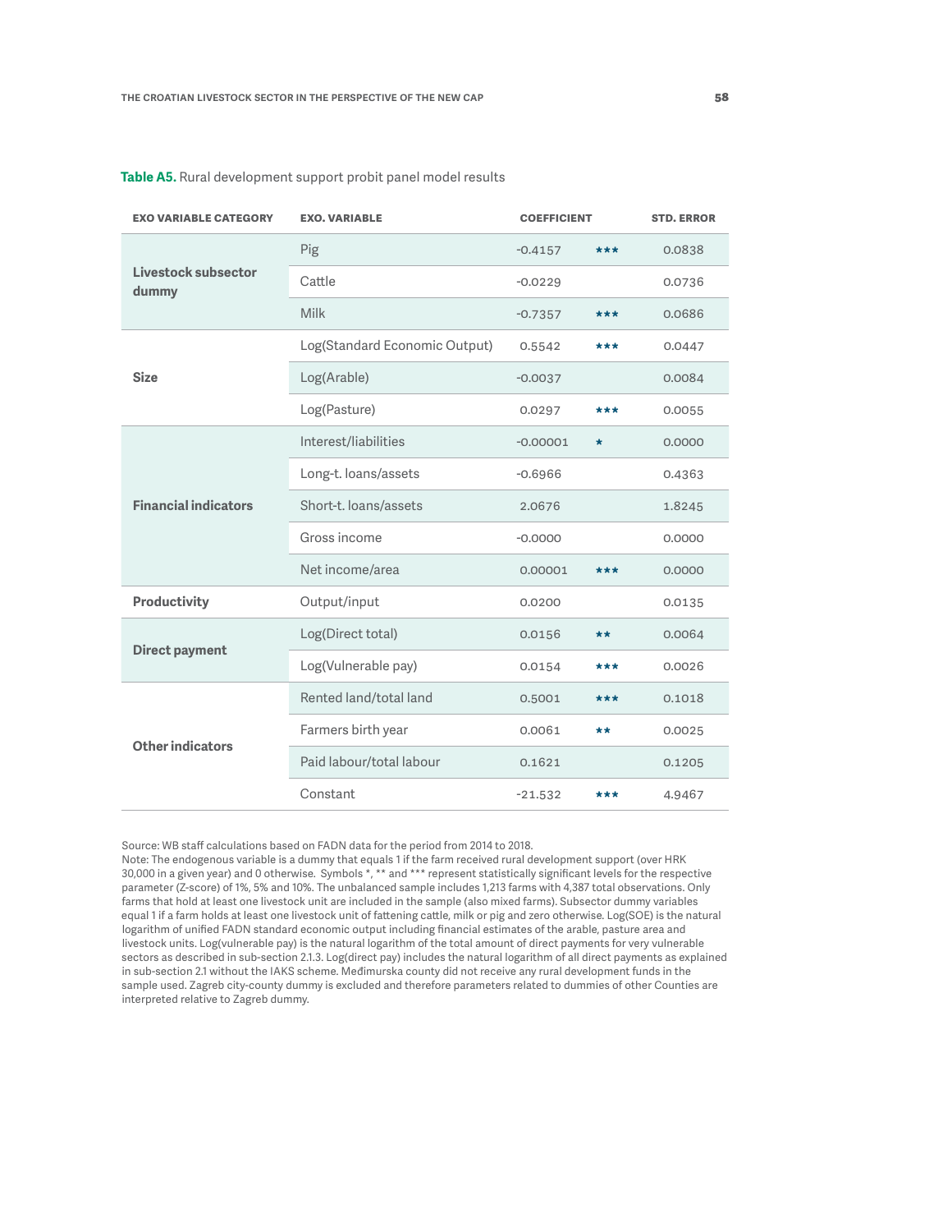**Table A5.** Rural development support probit panel model results

| EXO VARIABLE CATEGORY | EXO. VARIABLE | COEFFICIENT | | STD. ERROR |
|---|---|---|---|---|
| **Livestock subsector dummy** | Pig | -0.4157 | *** | 0.0838 |
| | Cattle | -0.0229 | | 0.0736 |
| | Milk | -0.7357 | *** | 0.0686 |
| **Size** | Log(Standard Economic Output) | 0.5542 | *** | 0.0447 |
| | Log(Arable) | -0.0037 | | 0.0084 |
| | Log(Pasture) | 0.0297 | *** | 0.0055 |
| **Financial indicators** | Interest/liabilities | -0.00001 | * | 0.0000 |
| | Long-t. loans/assets | -0.6966 | | 0.4363 |
| | Short-t. loans/assets | 2.0676 | | 1.8245 |
| | Gross income | -0.0000 | | 0.0000 |
| | Net income/area | 0.00001 | *** | 0.0000 |
| **Productivity** | Output/input | 0.0200 | | 0.0135 |
| **Direct payment** | Log(Direct total) | 0.0156 | ** | 0.0064 |
| | Log(Vulnerable pay) | 0.0154 | *** | 0.0026 |
| **Other indicators** | Rented land/total land | 0.5001 | *** | 0.1018 |
| | Farmers birth year | 0.0061 | ** | 0.0025 |
| | Paid labour/total labour | 0.1621 | | 0.1205 |
| | Constant | -21.532 | *** | 4.9467 |

Source: WB staff calculations based on FADN data for the period from 2014 to 2018.
Note: The endogenous variable is a dummy that equals 1 if the farm received rural development support (over HRK 30,000 in a given year) and 0 otherwise. Symbols *, ** and *** represent statistically significant levels for the respective parameter (Z-score) of 1%, 5% and 10%. The unbalanced sample includes 1,213 farms with 4,387 total observations. Only farms that hold at least one livestock unit are included in the sample (also mixed farms). Subsector dummy variables equal 1 if a farm holds at least one livestock unit of fattening cattle, milk or pig and zero otherwise. Log(SOE) is the natural logarithm of unified FADN standard economic output including financial estimates of the arable, pasture area and livestock units. Log(vulnerable pay) is the natural logarithm of the total amount of direct payments for very vulnerable sectors as described in sub-section 2.1.3. Log(direct pay) includes the natural logarithm of all direct payments as explained in sub-section 2.1 without the IAKS scheme. Međimurska county did not receive any rural development funds in the sample used. Zagreb city-county dummy is excluded and therefore parameters related to dummies of other Counties are interpreted relative to Zagreb dummy.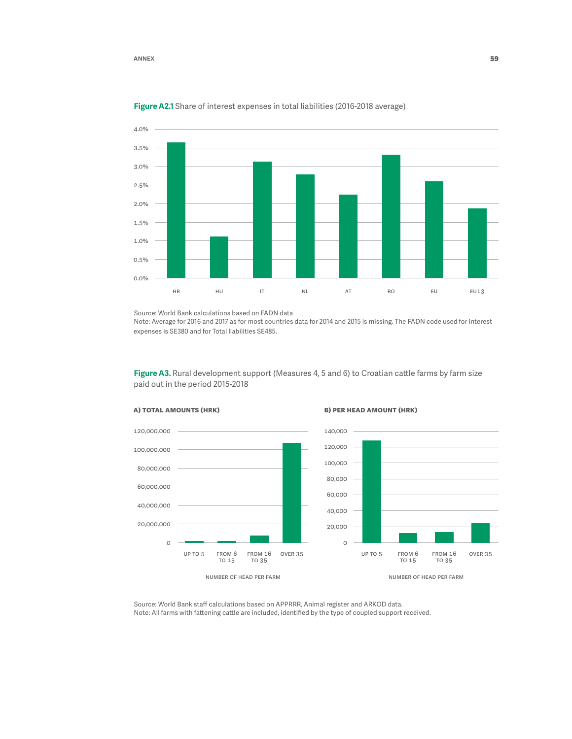**Figure A2.1** Share of interest expenses in total liabilities (2016-2018 average)

Source: World Bank calculations based on FADN data
Note: Average for 2016 and 2017 as for most countries data for 2014 and 2015 is missing. The FADN code used for Interest expenses is SE380 and for Total liabilities SE485.

**Figure A3.** Rural development support (Measures 4, 5 and 6) to Croatian cattle farms by farm size paid out in the period 2015-2018

**A) TOTAL AMOUNTS (HRK)**

**B) PER HEAD AMOUNT (HRK)**

Source: World Bank staff calculations based on APPRRR, Animal register and ARKOD data.
Note: All farms with fattening cattle are included, identified by the type of coupled support received.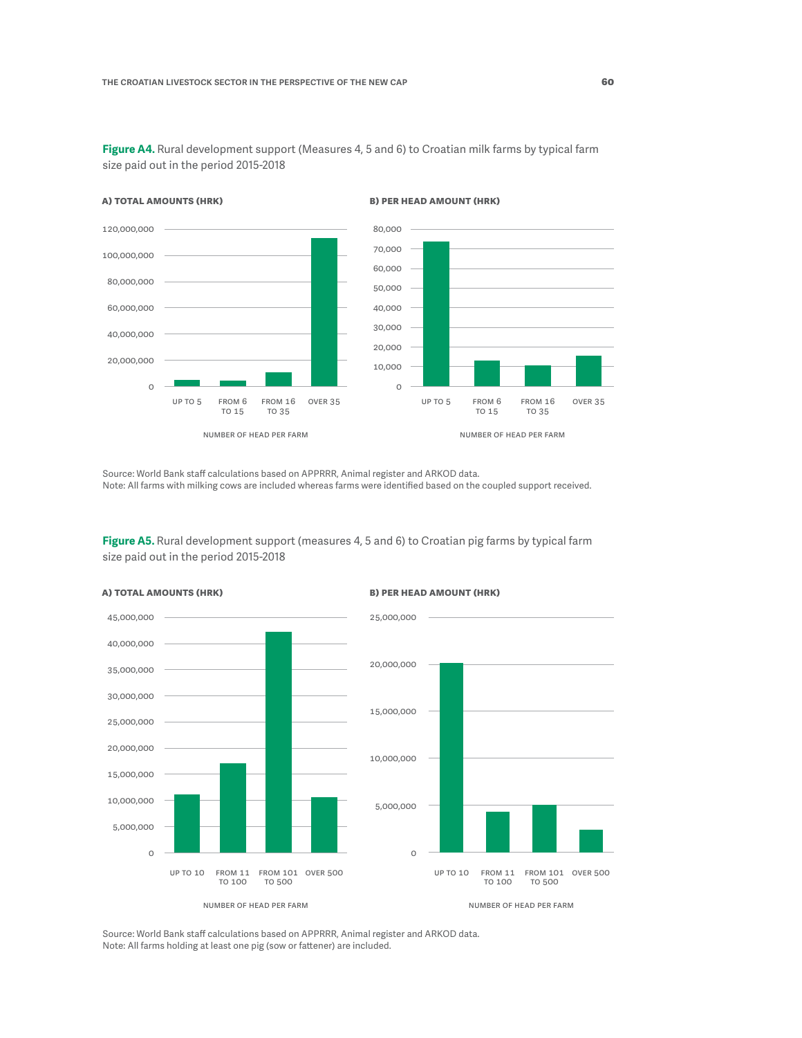**Figure A4.** Rural development support (Measures 4, 5 and 6) to Croatian milk farms by typical farm size paid out in the period 2015-2018

**A) TOTAL AMOUNTS (HRK)**

**B) PER HEAD AMOUNT (HRK)**

Source: World Bank staff calculations based on APPRRR, Animal register and ARKOD data.
Note: All farms with milking cows are included whereas farms were identified based on the coupled support received.

**Figure A5.** Rural development support (measures 4, 5 and 6) to Croatian pig farms by typical farm size paid out in the period 2015-2018

**A) TOTAL AMOUNTS (HRK)**

**B) PER HEAD AMOUNT (HRK)**

Source: World Bank staff calculations based on APPRRR, Animal register and ARKOD data.
Note: All farms holding at least one pig (sow or fattener) are included.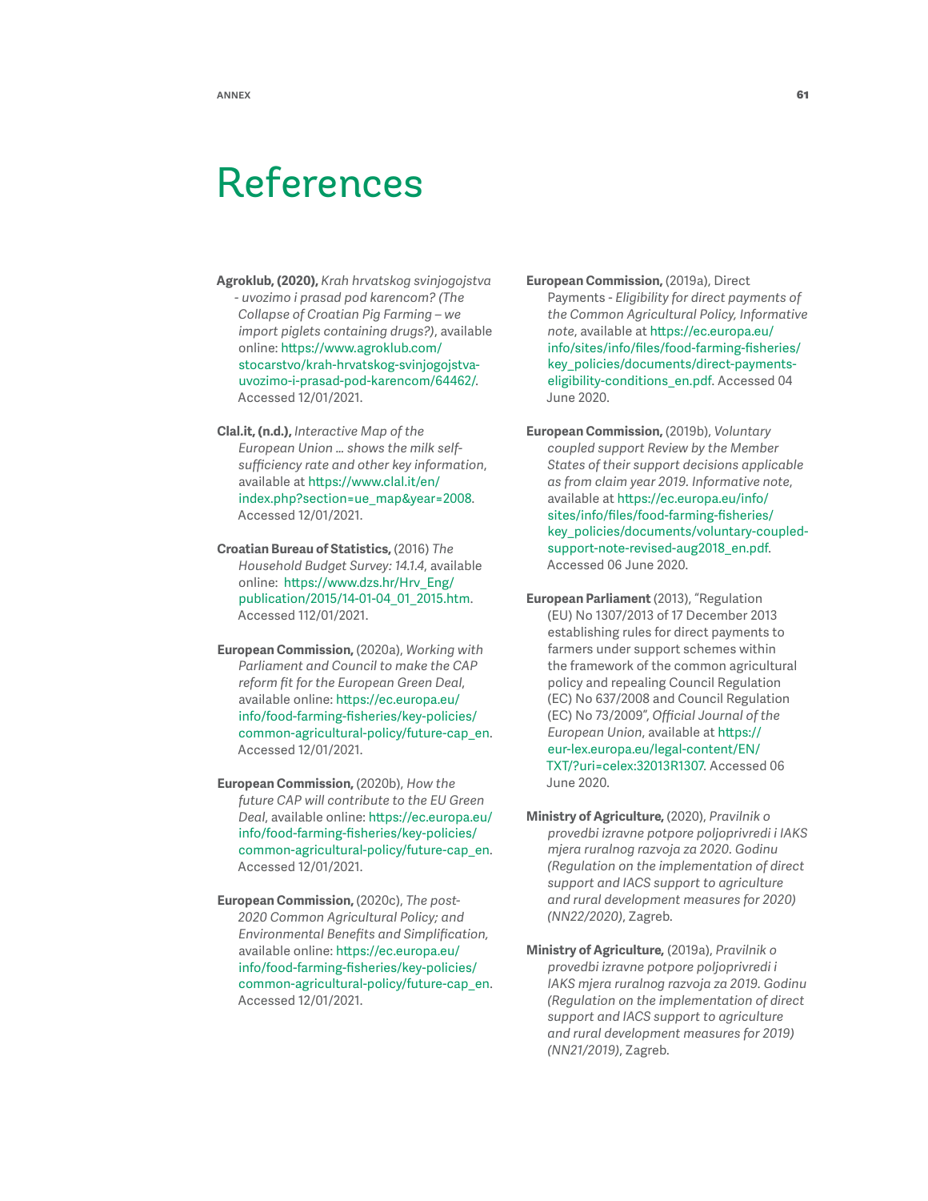# References

**Agroklub, (2020),** *Krah hrvatskog svinjogojstva - uvozimo i prasad pod karencom? (The Collapse of Croatian Pig Farming – we import piglets containing drugs?)*, available online: https://www.agroklub.com/stocarstvo/krah-hrvatskog-svinjogojstva-uvozimo-i-prasad-pod-karencom/64462/. Accessed 12/01/2021.

**Clal.it, (n.d.),** *Interactive Map of the European Union ... shows the milk self-sufficiency rate and other key information*, available at https://www.clal.it/en/index.php?section=ue_map&year=2008. Accessed 12/01/2021.

**Croatian Bureau of Statistics,** (2016) *The Household Budget Survey: 14.1.4*, available online: https://www.dzs.hr/Hrv_Eng/publication/2015/14-01-04_01_2015.htm. Accessed 112/01/2021.

**European Commission,** (2020a), *Working with Parliament and Council to make the CAP reform fit for the European Green Deal*, available online: https://ec.europa.eu/info/food-farming-fisheries/key-policies/common-agricultural-policy/future-cap_en. Accessed 12/01/2021.

**European Commission,** (2020b), *How the future CAP will contribute to the EU Green Deal*, available online: https://ec.europa.eu/info/food-farming-fisheries/key-policies/common-agricultural-policy/future-cap_en. Accessed 12/01/2021.

**European Commission,** (2020c), *The post-2020 Common Agricultural Policy; and Environmental Benefits and Simplification*, available online: https://ec.europa.eu/info/food-farming-fisheries/key-policies/common-agricultural-policy/future-cap_en. Accessed 12/01/2021.

**European Commission,** (2019a), Direct Payments - *Eligibility for direct payments of the Common Agricultural Policy, Informative note*, available at https://ec.europa.eu/info/sites/info/files/food-farming-fisheries/key_policies/documents/direct-payments-eligibility-conditions_en.pdf. Accessed 04 June 2020.

**European Commission,** (2019b), *Voluntary coupled support Review by the Member States of their support decisions applicable as from claim year 2019. Informative note*, available at https://ec.europa.eu/info/sites/info/files/food-farming-fisheries/key_policies/documents/voluntary-coupled-support-note-revised-aug2018_en.pdf. Accessed 06 June 2020.

**European Parliament** (2013), "Regulation (EU) No 1307/2013 of 17 December 2013 establishing rules for direct payments to farmers under support schemes within the framework of the common agricultural policy and repealing Council Regulation (EC) No 637/2008 and Council Regulation (EC) No 73/2009", *Official Journal of the European Union*, available at https://eur-lex.europa.eu/legal-content/EN/TXT/?uri=celex:32013R1307. Accessed 06 June 2020.

**Ministry of Agriculture,** (2020), *Pravilnik o provedbi izravne potpore poljoprivredi i IAKS mjera ruralnog razvoja za 2020. Godinu (Regulation on the implementation of direct support and IACS support to agriculture and rural development measures for 2020) (NN22/2020)*, Zagreb.

**Ministry of Agriculture,** (2019a), *Pravilnik o provedbi izravne potpore poljoprivredi i IAKS mjera ruralnog razvoja za 2019. Godinu (Regulation on the implementation of direct support and IACS support to agriculture and rural development measures for 2019) (NN21/2019)*, Zagreb.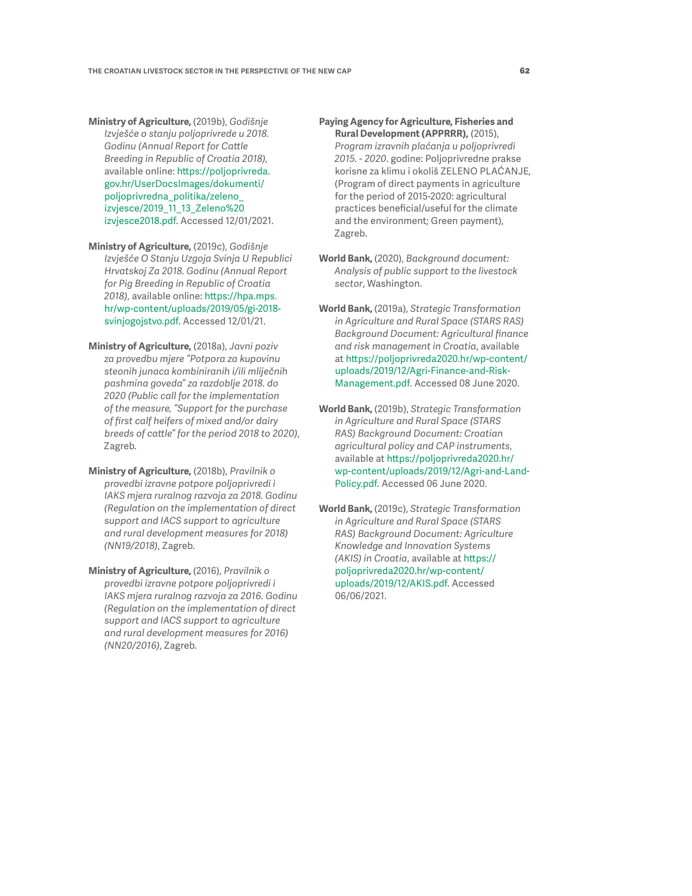**Ministry of Agriculture,** (2019b), *Godišnje Izvješće o stanju poljoprivrede u 2018. Godinu (Annual Report for Cattle Breeding in Republic of Croatia 2018),* available online: https://poljoprivreda.gov.hr/UserDocsImages/dokumenti/poljoprivredna_politika/zeleno_izvjesce/2019_11_13_Zeleno%20izvjesce2018.pdf. Accessed 12/01/2021.

**Ministry of Agriculture,** (2019c), *Godišnje Izvješće O Stanju Uzgoja Svinja U Republici Hrvatskoj Za 2018. Godinu (Annual Report for Pig Breeding in Republic of Croatia 2018),* available online: https://hpa.mps.hr/wp-content/uploads/2019/05/gi-2018-svinjogojstvo.pdf. Accessed 12/01/21.

**Ministry of Agriculture,** (2018a), *Javni poziv za provedbu mjere "Potpora za kupovinu steonih junaca kombiniranih i/ili mliječnih pashmina goveda" za razdoblje 2018. do 2020 (Public call for the implementation of the measure, "Support for the purchase of first calf heifers of mixed and/or dairy breeds of cattle" for the period 2018 to 2020)*, Zagreb.

**Ministry of Agriculture,** (2018b), *Pravilnik o provedbi izravne potpore poljoprivredi i IAKS mjera ruralnog razvoja za 2018. Godinu (Regulation on the implementation of direct support and IACS support to agriculture and rural development measures for 2018) (NN19/2018)*, Zagreb.

**Ministry of Agriculture,** (2016), *Pravilnik o provedbi izravne potpore poljoprivredi i IAKS mjera ruralnog razvoja za 2016. Godinu (Regulation on the implementation of direct support and IACS support to agriculture and rural development measures for 2016) (NN20/2016)*, Zagreb.

**Paying Agency for Agriculture, Fisheries and Rural Development (APPRRR),** (2015), *Program izravnih plaćanja u poljoprivredi 2015. - 2020*. godine: Poljoprivredne prakse korisne za klimu i okoliš ZELENO PLAĆANJE, (Program of direct payments in agriculture for the period of 2015-2020: agricultural practices beneficial/useful for the climate and the environment; Green payment), Zagreb.

**World Bank,** (2020), *Background document: Analysis of public support to the livestock sector*, Washington.

**World Bank,** (2019a), *Strategic Transformation in Agriculture and Rural Space (STARS RAS) Background Document: Agricultural finance and risk management in Croatia*, available at https://poljoprivreda2020.hr/wp-content/uploads/2019/12/Agri-Finance-and-Risk-Management.pdf. Accessed 08 June 2020.

**World Bank,** (2019b), *Strategic Transformation in Agriculture and Rural Space (STARS RAS) Background Document: Croatian agricultural policy and CAP instruments*, available at https://poljoprivreda2020.hr/wp-content/uploads/2019/12/Agri-and-Land-Policy.pdf. Accessed 06 June 2020.

**World Bank,** (2019c), *Strategic Transformation in Agriculture and Rural Space (STARS RAS) Background Document: Agriculture Knowledge and Innovation Systems (AKIS) in Croatia*, available at https://poljoprivreda2020.hr/wp-content/uploads/2019/12/AKIS.pdf. Accessed 06/06/2021.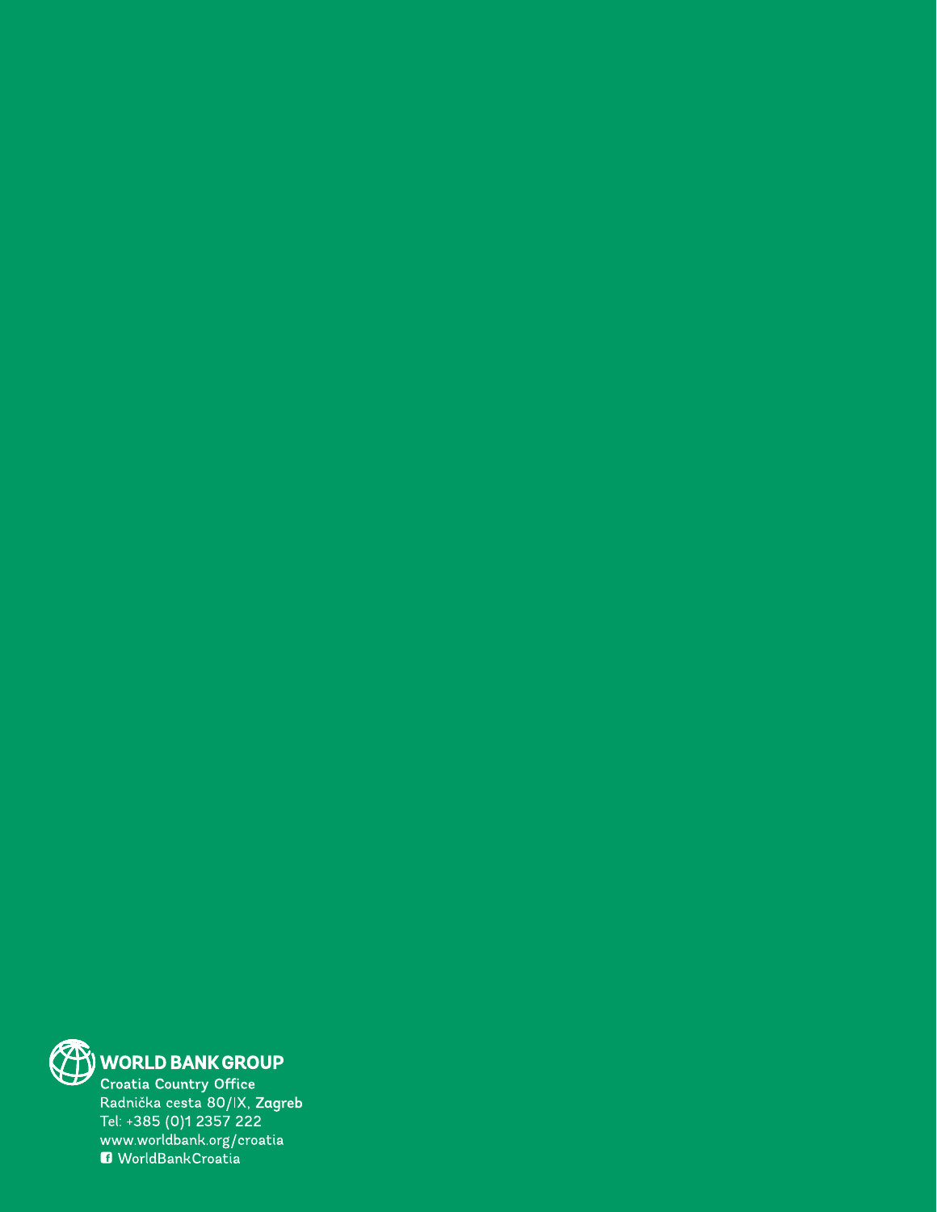**WORLD BANK GROUP**

Croatia Country Office
Radnička cesta 80/IX, Zagreb
Tel: +385 (0)1 2357 222
www.worldbank.org/croatia
WorldBankCroatia